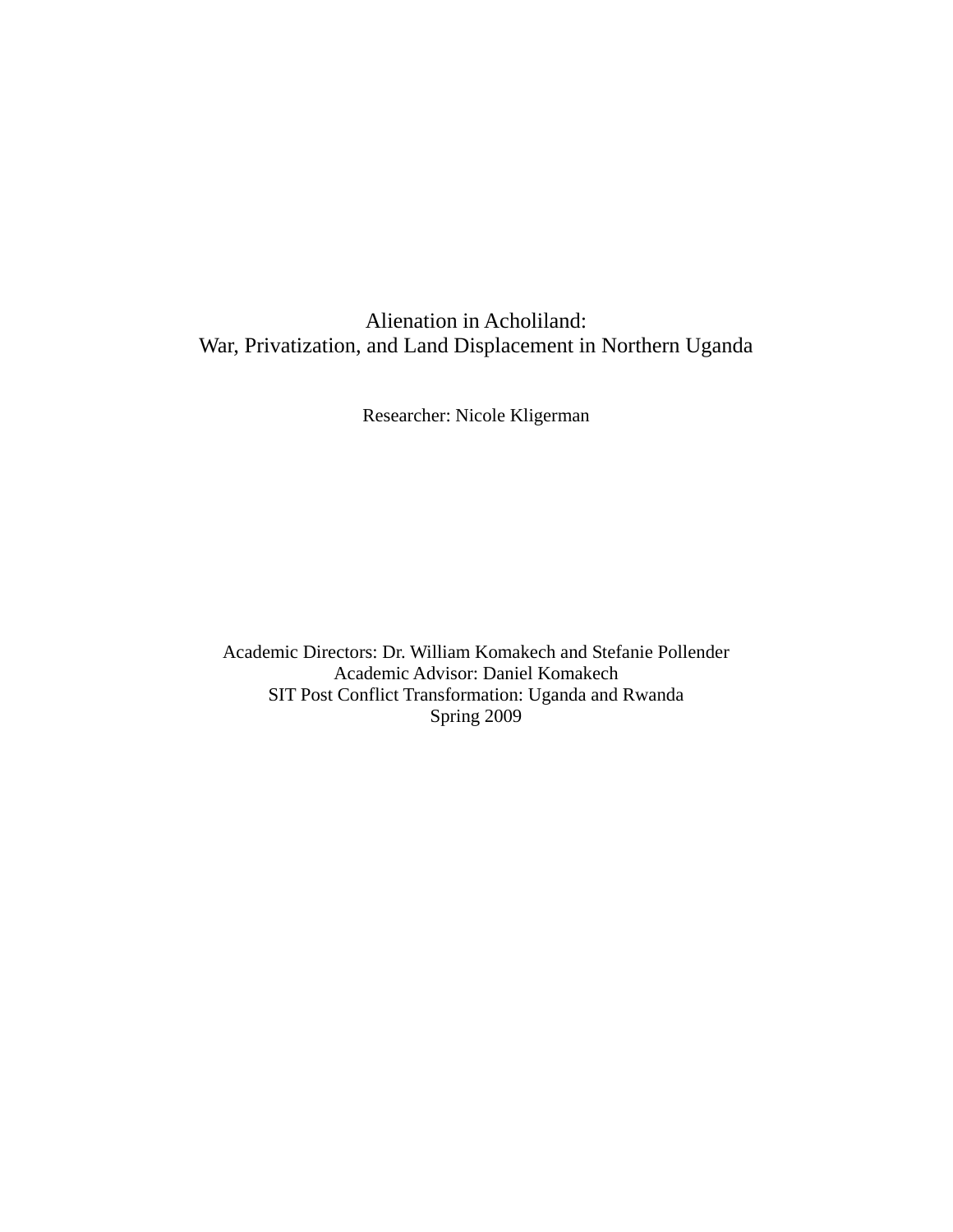# Alienation in Acholiland:
# War, Privatization, and Land Displacement in Northern Uganda

Researcher: Nicole Kligerman

Academic Directors: Dr. William Komakech and Stefanie Pollender
Academic Advisor: Daniel Komakech
SIT Post Conflict Transformation: Uganda and Rwanda
Spring 2009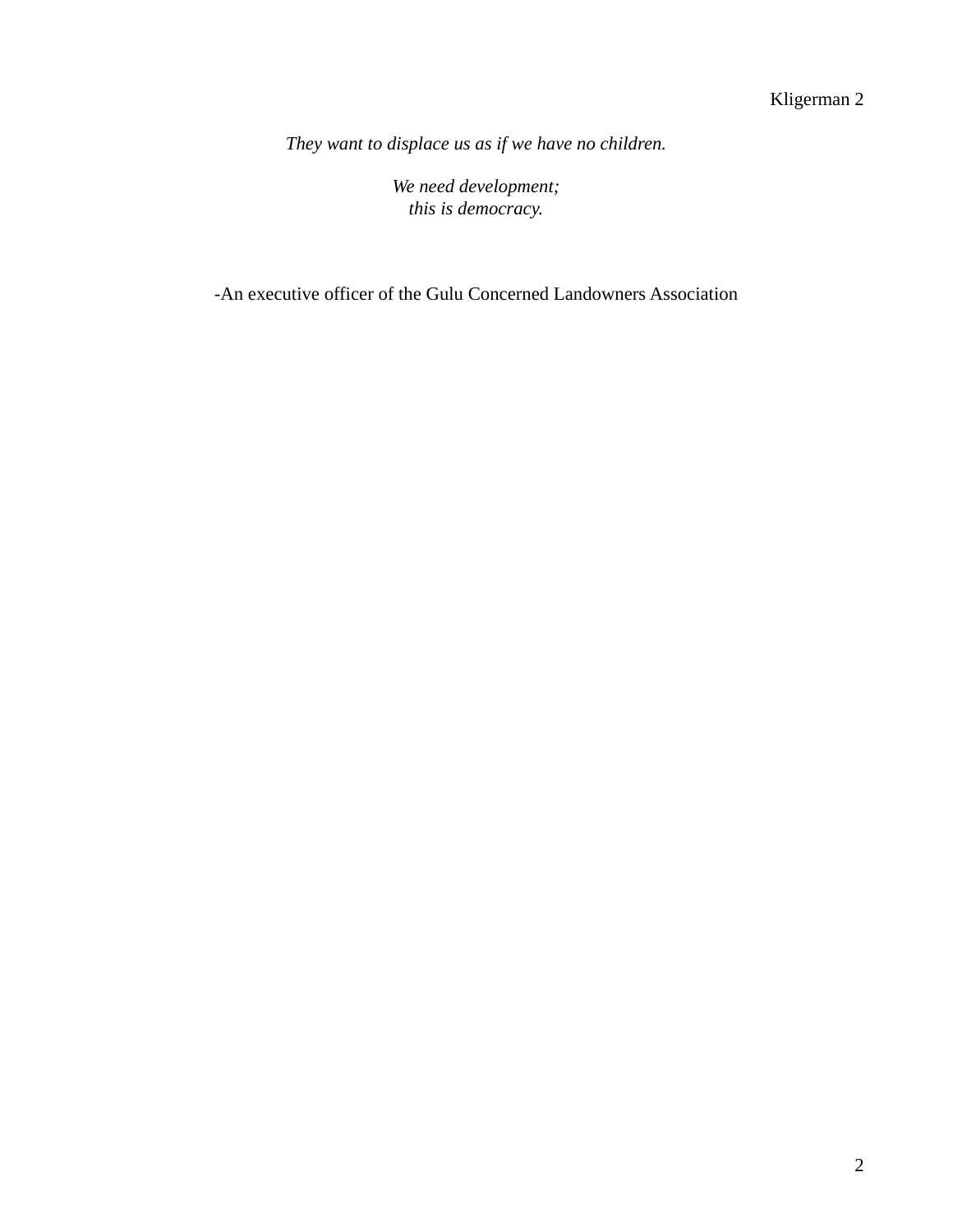*They want to displace us as if we have no children.*

*We need development;*
*this is democracy.*

-An executive officer of the Gulu Concerned Landowners Association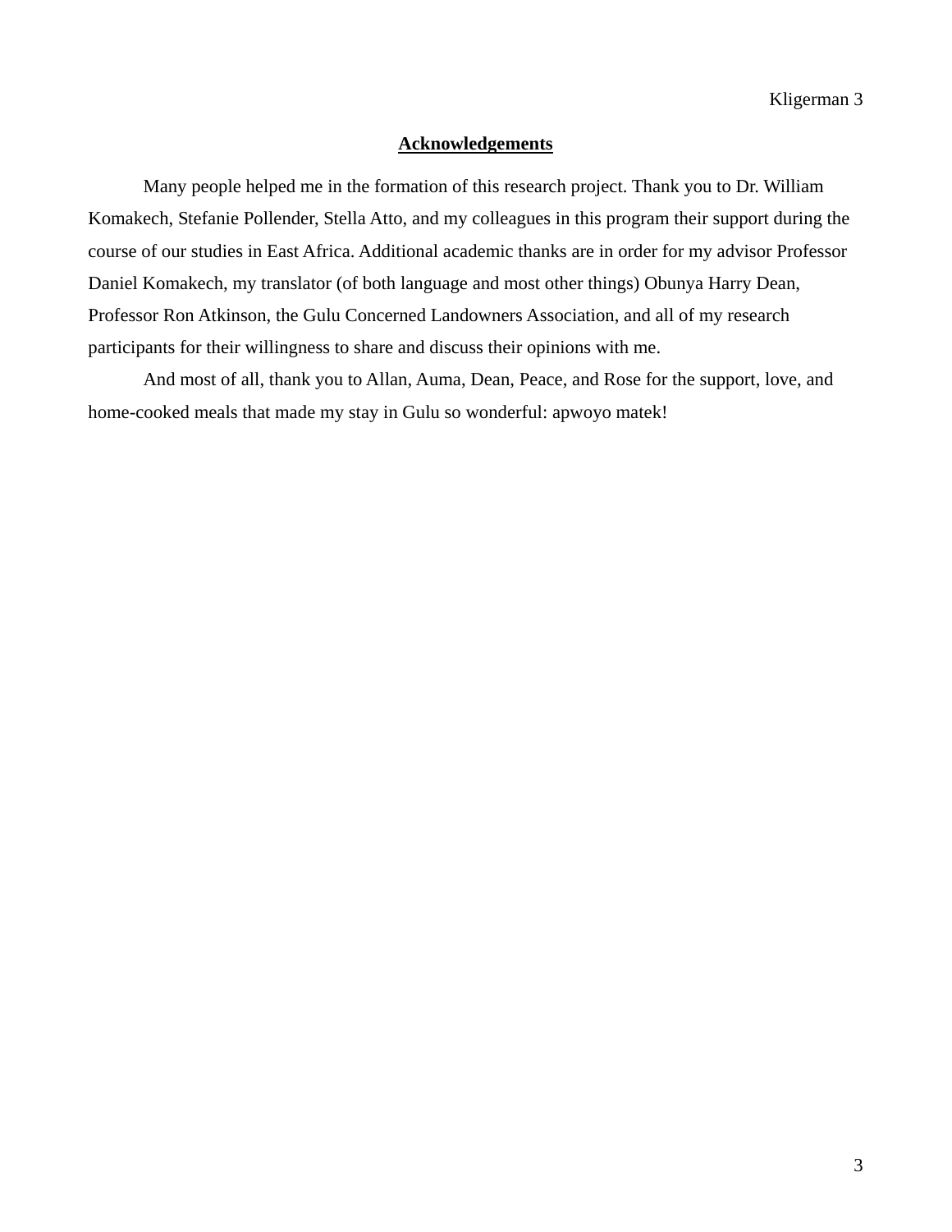## **Acknowledgements**

Many people helped me in the formation of this research project. Thank you to Dr. William Komakech, Stefanie Pollender, Stella Atto, and my colleagues in this program their support during the course of our studies in East Africa. Additional academic thanks are in order for my advisor Professor Daniel Komakech, my translator (of both language and most other things) Obunya Harry Dean, Professor Ron Atkinson, the Gulu Concerned Landowners Association, and all of my research participants for their willingness to share and discuss their opinions with me.

And most of all, thank you to Allan, Auma, Dean, Peace, and Rose for the support, love, and home-cooked meals that made my stay in Gulu so wonderful: apwoyo matek!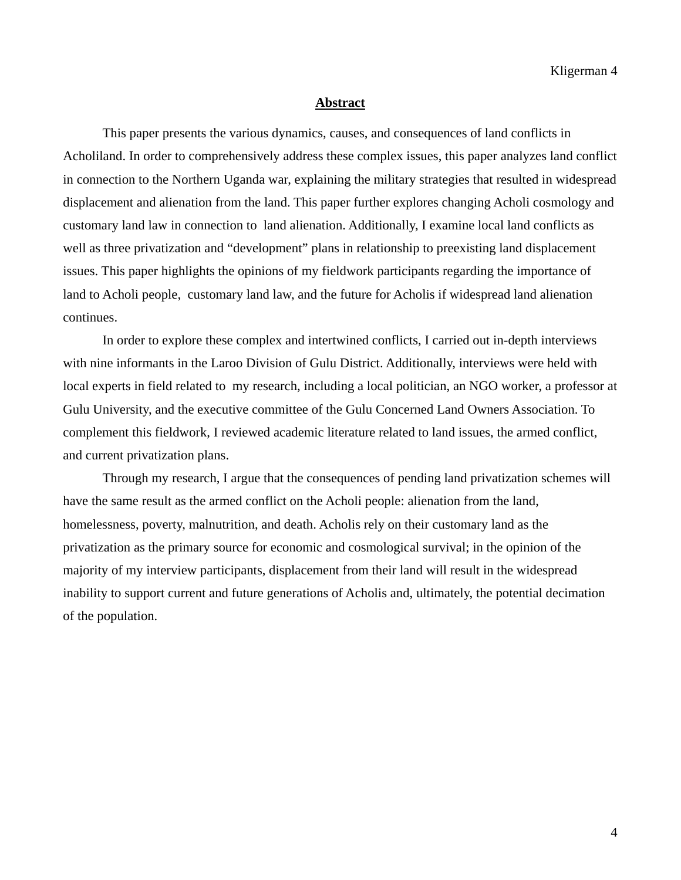## Abstract

This paper presents the various dynamics, causes, and consequences of land conflicts in Acholiland. In order to comprehensively address these complex issues, this paper analyzes land conflict in connection to the Northern Uganda war, explaining the military strategies that resulted in widespread displacement and alienation from the land. This paper further explores changing Acholi cosmology and customary land law in connection to land alienation. Additionally, I examine local land conflicts as well as three privatization and "development" plans in relationship to preexisting land displacement issues. This paper highlights the opinions of my fieldwork participants regarding the importance of land to Acholi people, customary land law, and the future for Acholis if widespread land alienation continues.

In order to explore these complex and intertwined conflicts, I carried out in-depth interviews with nine informants in the Laroo Division of Gulu District. Additionally, interviews were held with local experts in field related to my research, including a local politician, an NGO worker, a professor at Gulu University, and the executive committee of the Gulu Concerned Land Owners Association. To complement this fieldwork, I reviewed academic literature related to land issues, the armed conflict, and current privatization plans.

Through my research, I argue that the consequences of pending land privatization schemes will have the same result as the armed conflict on the Acholi people: alienation from the land, homelessness, poverty, malnutrition, and death. Acholis rely on their customary land as the privatization as the primary source for economic and cosmological survival; in the opinion of the majority of my interview participants, displacement from their land will result in the widespread inability to support current and future generations of Acholis and, ultimately, the potential decimation of the population.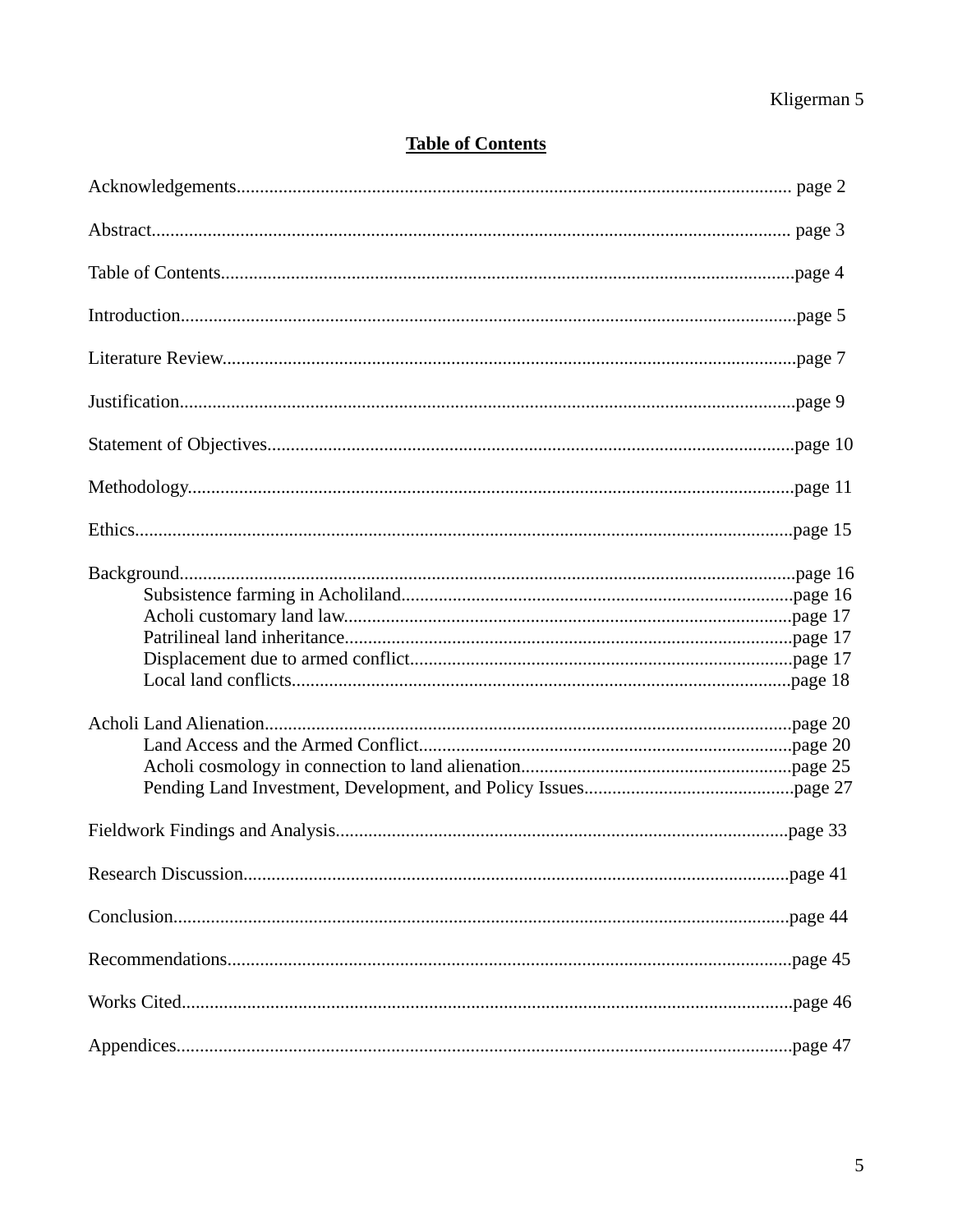# Table of Contents

Acknowledgements....................................................................................................................... page 2

Abstract......................................................................................................................................... page 3

Table of Contents...........................................................................................................................page 4

Introduction...................................................................................................................................page 5

Literature Review...........................................................................................................................page 7

Justification...................................................................................................................................page 9

Statement of Objectives................................................................................................................page 10

Methodology.................................................................................................................................page 11

Ethics............................................................................................................................................page 15

Background...................................................................................................................................page 16
- Subsistence farming in Acholiland....................................................................................page 16
- Acholi customary land law................................................................................................page 17
- Patrilineal land inheritance................................................................................................page 17
- Displacement due to armed conflict..................................................................................page 17
- Local land conflicts...........................................................................................................page 18

Acholi Land Alienation.................................................................................................................page 20
- Land Access and the Armed Conflict................................................................................page 20
- Acholi cosmology in connection to land alienation..........................................................page 25
- Pending Land Investment, Development, and Policy Issues.............................................page 27

Fieldwork Findings and Analysis.................................................................................................page 33

Research Discussion.....................................................................................................................page 41

Conclusion...................................................................................................................................page 44

Recommendations.........................................................................................................................page 45

Works Cited..................................................................................................................................page 46

Appendices...................................................................................................................................page 47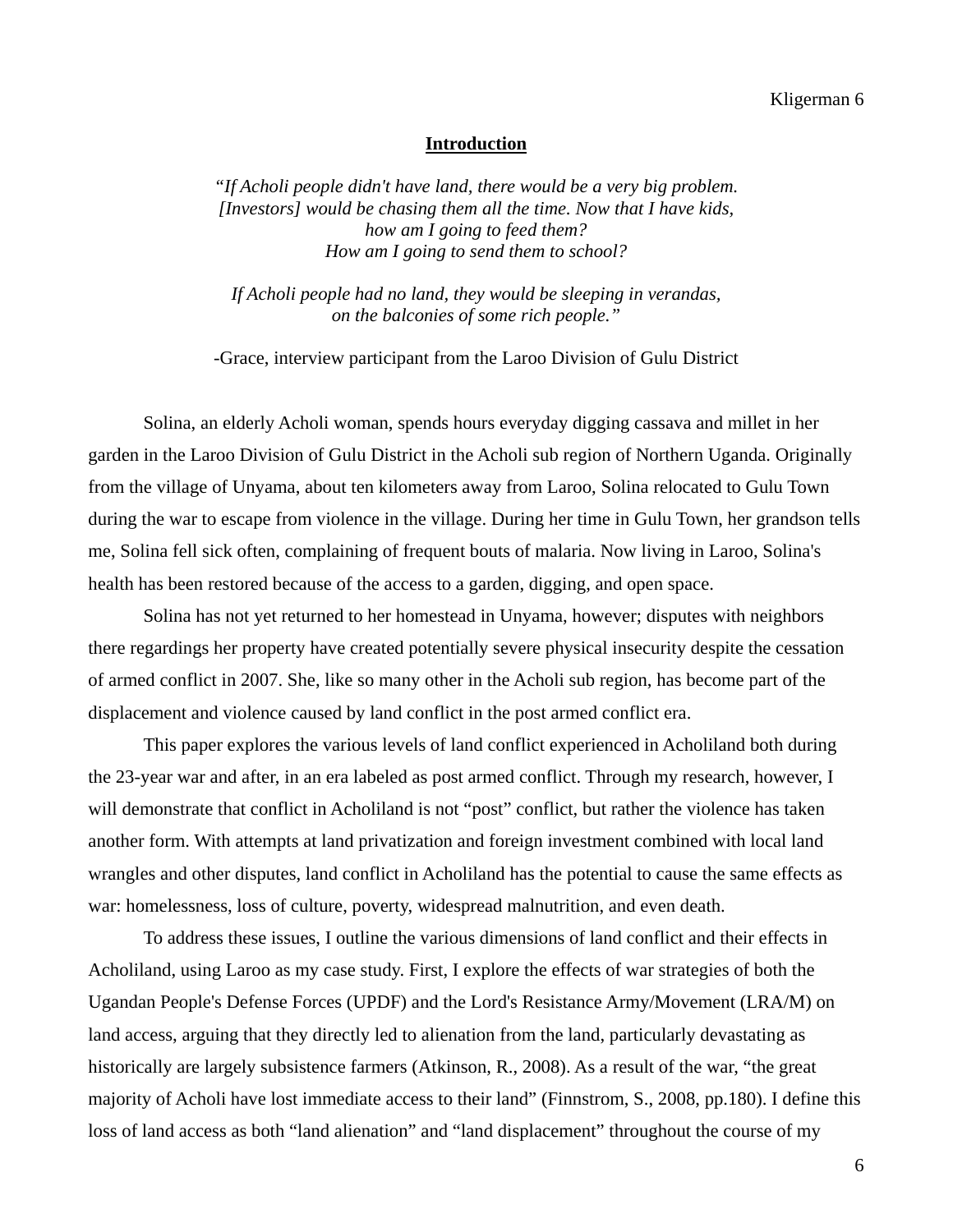## Introduction

*"If Acholi people didn't have land, there would be a very big problem.*
*[Investors] would be chasing them all the time. Now that I have kids,*
*how am I going to feed them?*
*How am I going to send them to school?*

*If Acholi people had no land, they would be sleeping in verandas,*
*on the balconies of some rich people."*

-Grace, interview participant from the Laroo Division of Gulu District

Solina, an elderly Acholi woman, spends hours everyday digging cassava and millet in her garden in the Laroo Division of Gulu District in the Acholi sub region of Northern Uganda. Originally from the village of Unyama, about ten kilometers away from Laroo, Solina relocated to Gulu Town during the war to escape from violence in the village. During her time in Gulu Town, her grandson tells me, Solina fell sick often, complaining of frequent bouts of malaria. Now living in Laroo, Solina's health has been restored because of the access to a garden, digging, and open space.

Solina has not yet returned to her homestead in Unyama, however; disputes with neighbors there regardings her property have created potentially severe physical insecurity despite the cessation of armed conflict in 2007. She, like so many other in the Acholi sub region, has become part of the displacement and violence caused by land conflict in the post armed conflict era.

This paper explores the various levels of land conflict experienced in Acholiland both during the 23-year war and after, in an era labeled as post armed conflict. Through my research, however, I will demonstrate that conflict in Acholiland is not "post" conflict, but rather the violence has taken another form. With attempts at land privatization and foreign investment combined with local land wrangles and other disputes, land conflict in Acholiland has the potential to cause the same effects as war: homelessness, loss of culture, poverty, widespread malnutrition, and even death.

To address these issues, I outline the various dimensions of land conflict and their effects in Acholiland, using Laroo as my case study. First, I explore the effects of war strategies of both the Ugandan People's Defense Forces (UPDF) and the Lord's Resistance Army/Movement (LRA/M) on land access, arguing that they directly led to alienation from the land, particularly devastating as historically are largely subsistence farmers (Atkinson, R., 2008). As a result of the war, "the great majority of Acholi have lost immediate access to their land" (Finnstrom, S., 2008, pp.180). I define this loss of land access as both "land alienation" and "land displacement" throughout the course of my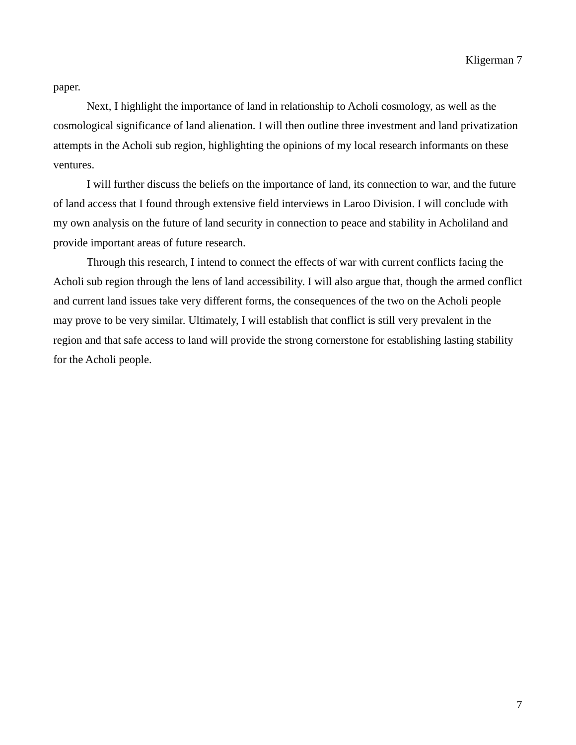paper.

Next, I highlight the importance of land in relationship to Acholi cosmology, as well as the cosmological significance of land alienation. I will then outline three investment and land privatization attempts in the Acholi sub region, highlighting the opinions of my local research informants on these ventures.

I will further discuss the beliefs on the importance of land, its connection to war, and the future of land access that I found through extensive field interviews in Laroo Division. I will conclude with my own analysis on the future of land security in connection to peace and stability in Acholiland and provide important areas of future research.

Through this research, I intend to connect the effects of war with current conflicts facing the Acholi sub region through the lens of land accessibility. I will also argue that, though the armed conflict and current land issues take very different forms, the consequences of the two on the Acholi people may prove to be very similar. Ultimately, I will establish that conflict is still very prevalent in the region and that safe access to land will provide the strong cornerstone for establishing lasting stability for the Acholi people.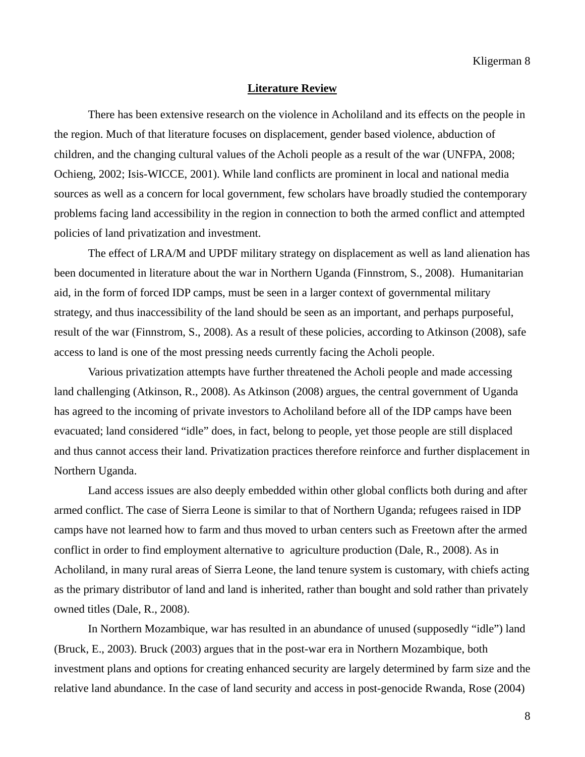## Literature Review

There has been extensive research on the violence in Acholiland and its effects on the people in the region. Much of that literature focuses on displacement, gender based violence, abduction of children, and the changing cultural values of the Acholi people as a result of the war (UNFPA, 2008; Ochieng, 2002; Isis-WICCE, 2001). While land conflicts are prominent in local and national media sources as well as a concern for local government, few scholars have broadly studied the contemporary problems facing land accessibility in the region in connection to both the armed conflict and attempted policies of land privatization and investment.

The effect of LRA/M and UPDF military strategy on displacement as well as land alienation has been documented in literature about the war in Northern Uganda (Finnstrom, S., 2008). Humanitarian aid, in the form of forced IDP camps, must be seen in a larger context of governmental military strategy, and thus inaccessibility of the land should be seen as an important, and perhaps purposeful, result of the war (Finnstrom, S., 2008). As a result of these policies, according to Atkinson (2008), safe access to land is one of the most pressing needs currently facing the Acholi people.

Various privatization attempts have further threatened the Acholi people and made accessing land challenging (Atkinson, R., 2008). As Atkinson (2008) argues, the central government of Uganda has agreed to the incoming of private investors to Acholiland before all of the IDP camps have been evacuated; land considered "idle" does, in fact, belong to people, yet those people are still displaced and thus cannot access their land. Privatization practices therefore reinforce and further displacement in Northern Uganda.

Land access issues are also deeply embedded within other global conflicts both during and after armed conflict. The case of Sierra Leone is similar to that of Northern Uganda; refugees raised in IDP camps have not learned how to farm and thus moved to urban centers such as Freetown after the armed conflict in order to find employment alternative to agriculture production (Dale, R., 2008). As in Acholiland, in many rural areas of Sierra Leone, the land tenure system is customary, with chiefs acting as the primary distributor of land and land is inherited, rather than bought and sold rather than privately owned titles (Dale, R., 2008).

In Northern Mozambique, war has resulted in an abundance of unused (supposedly "idle") land (Bruck, E., 2003). Bruck (2003) argues that in the post-war era in Northern Mozambique, both investment plans and options for creating enhanced security are largely determined by farm size and the relative land abundance. In the case of land security and access in post-genocide Rwanda, Rose (2004)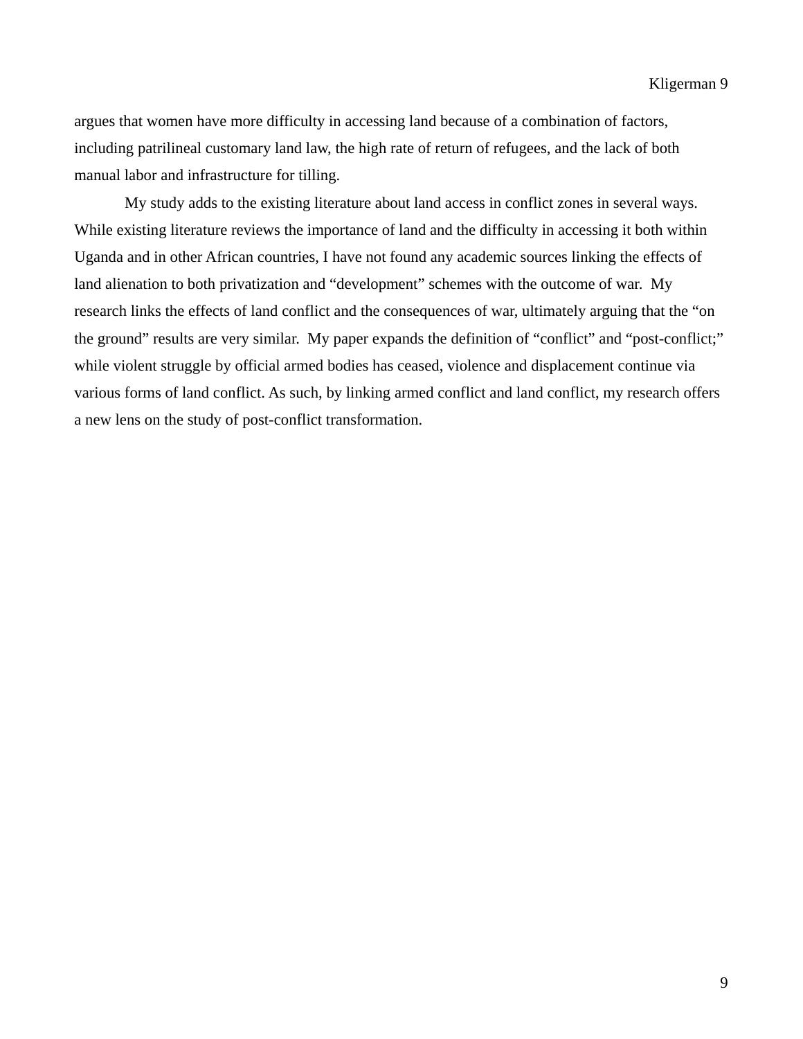argues that women have more difficulty in accessing land because of a combination of factors, including patrilineal customary land law, the high rate of return of refugees, and the lack of both manual labor and infrastructure for tilling.

My study adds to the existing literature about land access in conflict zones in several ways. While existing literature reviews the importance of land and the difficulty in accessing it both within Uganda and in other African countries, I have not found any academic sources linking the effects of land alienation to both privatization and "development" schemes with the outcome of war. My research links the effects of land conflict and the consequences of war, ultimately arguing that the "on the ground" results are very similar. My paper expands the definition of "conflict" and "post-conflict;" while violent struggle by official armed bodies has ceased, violence and displacement continue via various forms of land conflict. As such, by linking armed conflict and land conflict, my research offers a new lens on the study of post-conflict transformation.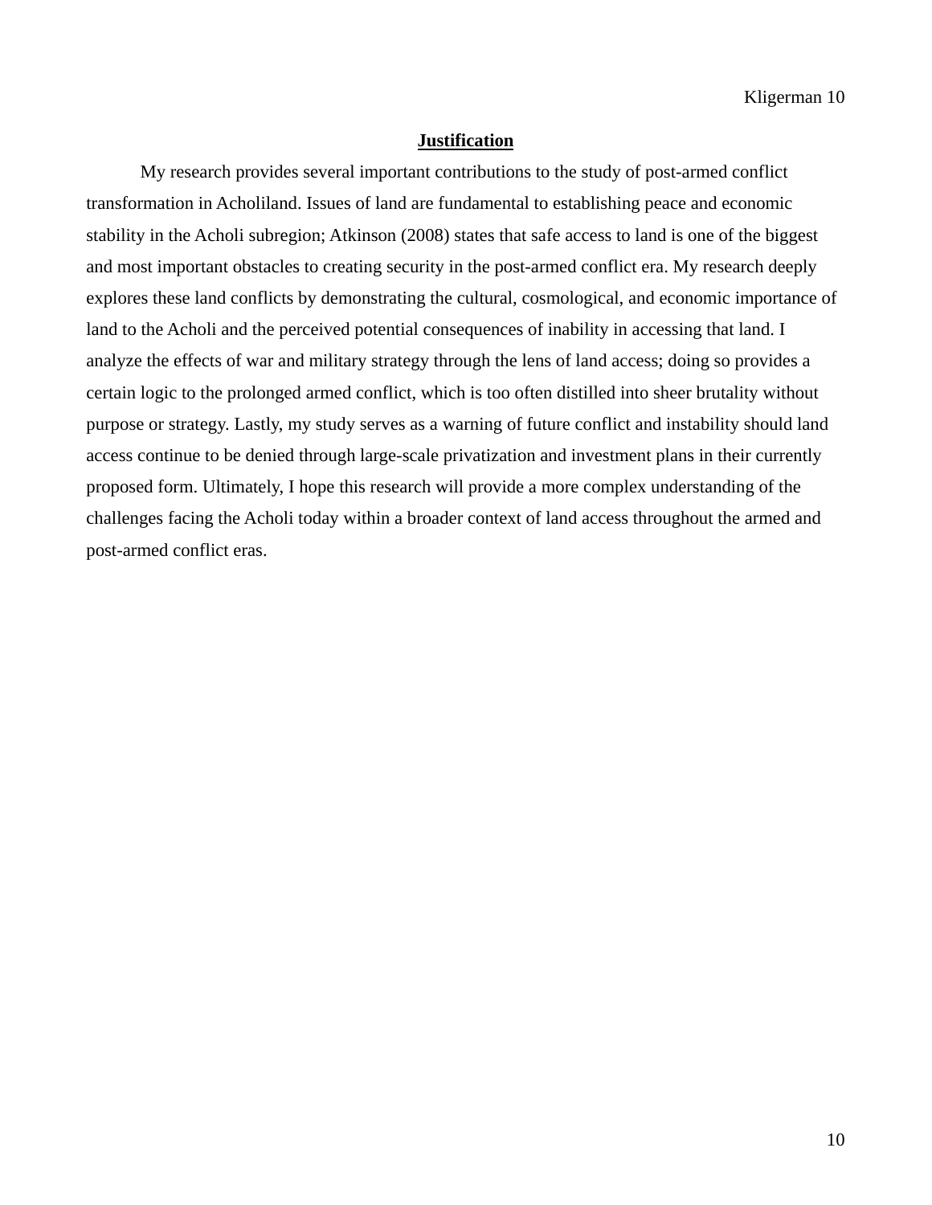## **Justification**

My research provides several important contributions to the study of post-armed conflict transformation in Acholiland. Issues of land are fundamental to establishing peace and economic stability in the Acholi subregion; Atkinson (2008) states that safe access to land is one of the biggest and most important obstacles to creating security in the post-armed conflict era. My research deeply explores these land conflicts by demonstrating the cultural, cosmological, and economic importance of land to the Acholi and the perceived potential consequences of inability in accessing that land. I analyze the effects of war and military strategy through the lens of land access; doing so provides a certain logic to the prolonged armed conflict, which is too often distilled into sheer brutality without purpose or strategy. Lastly, my study serves as a warning of future conflict and instability should land access continue to be denied through large-scale privatization and investment plans in their currently proposed form. Ultimately, I hope this research will provide a more complex understanding of the challenges facing the Acholi today within a broader context of land access throughout the armed and post-armed conflict eras.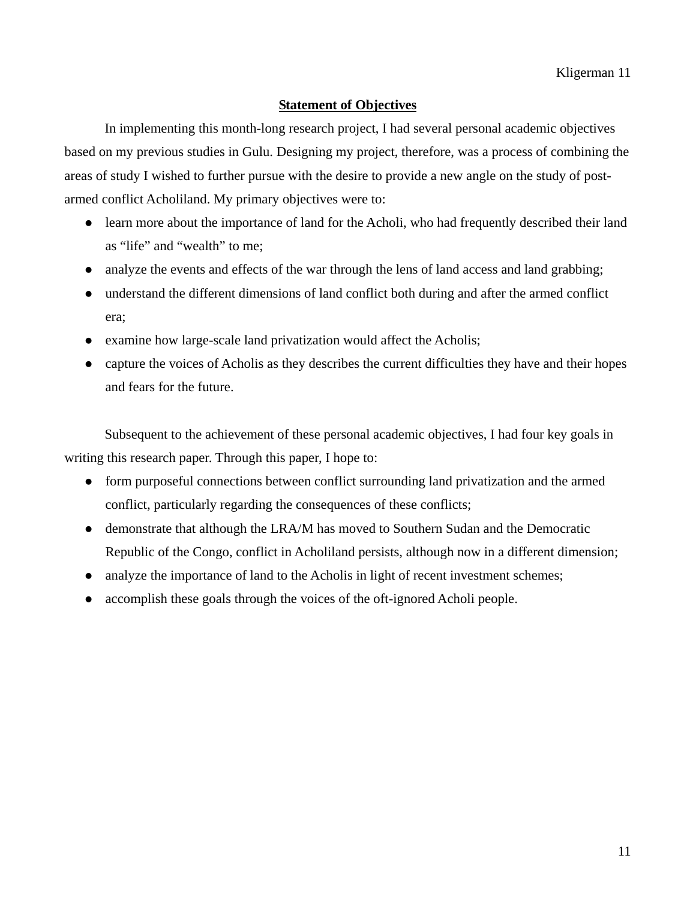## Statement of Objectives

In implementing this month-long research project, I had several personal academic objectives based on my previous studies in Gulu. Designing my project, therefore, was a process of combining the areas of study I wished to further pursue with the desire to provide a new angle on the study of post-armed conflict Acholiland. My primary objectives were to:

- learn more about the importance of land for the Acholi, who had frequently described their land as "life" and "wealth" to me;
- analyze the events and effects of the war through the lens of land access and land grabbing;
- understand the different dimensions of land conflict both during and after the armed conflict era;
- examine how large-scale land privatization would affect the Acholis;
- capture the voices of Acholis as they describes the current difficulties they have and their hopes and fears for the future.

Subsequent to the achievement of these personal academic objectives, I had four key goals in writing this research paper. Through this paper, I hope to:

- form purposeful connections between conflict surrounding land privatization and the armed conflict, particularly regarding the consequences of these conflicts;
- demonstrate that although the LRA/M has moved to Southern Sudan and the Democratic Republic of the Congo, conflict in Acholiland persists, although now in a different dimension;
- analyze the importance of land to the Acholis in light of recent investment schemes;
- accomplish these goals through the voices of the oft-ignored Acholi people.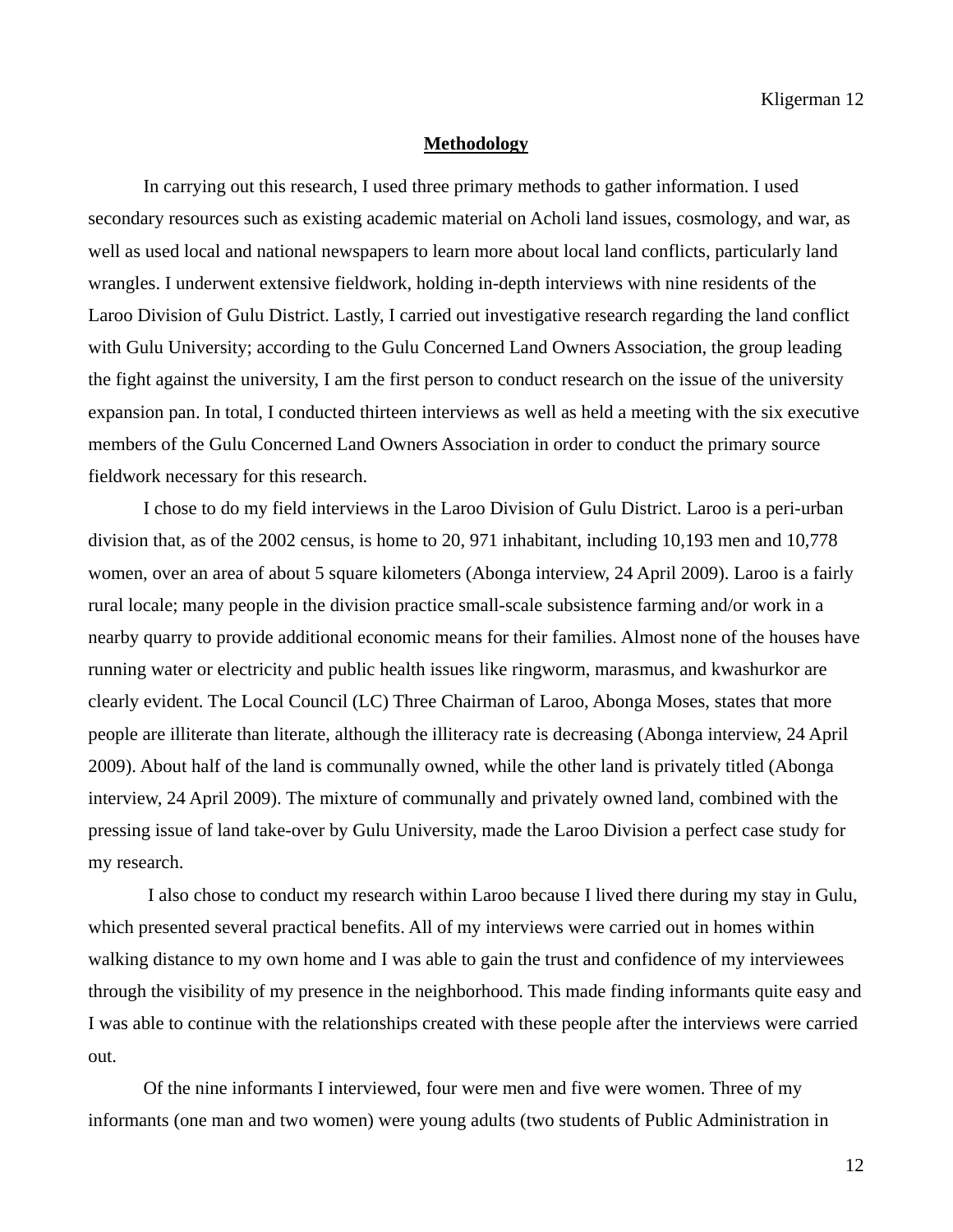## Methodology

In carrying out this research, I used three primary methods to gather information. I used secondary resources such as existing academic material on Acholi land issues, cosmology, and war, as well as used local and national newspapers to learn more about local land conflicts, particularly land wrangles. I underwent extensive fieldwork, holding in-depth interviews with nine residents of the Laroo Division of Gulu District. Lastly, I carried out investigative research regarding the land conflict with Gulu University; according to the Gulu Concerned Land Owners Association, the group leading the fight against the university, I am the first person to conduct research on the issue of the university expansion pan. In total, I conducted thirteen interviews as well as held a meeting with the six executive members of the Gulu Concerned Land Owners Association in order to conduct the primary source fieldwork necessary for this research.

I chose to do my field interviews in the Laroo Division of Gulu District. Laroo is a peri-urban division that, as of the 2002 census, is home to 20, 971 inhabitant, including 10,193 men and 10,778 women, over an area of about 5 square kilometers (Abonga interview, 24 April 2009). Laroo is a fairly rural locale; many people in the division practice small-scale subsistence farming and/or work in a nearby quarry to provide additional economic means for their families. Almost none of the houses have running water or electricity and public health issues like ringworm, marasmus, and kwashurkor are clearly evident. The Local Council (LC) Three Chairman of Laroo, Abonga Moses, states that more people are illiterate than literate, although the illiteracy rate is decreasing (Abonga interview, 24 April 2009). About half of the land is communally owned, while the other land is privately titled (Abonga interview, 24 April 2009). The mixture of communally and privately owned land, combined with the pressing issue of land take-over by Gulu University, made the Laroo Division a perfect case study for my research.

I also chose to conduct my research within Laroo because I lived there during my stay in Gulu, which presented several practical benefits. All of my interviews were carried out in homes within walking distance to my own home and I was able to gain the trust and confidence of my interviewees through the visibility of my presence in the neighborhood. This made finding informants quite easy and I was able to continue with the relationships created with these people after the interviews were carried out.

Of the nine informants I interviewed, four were men and five were women. Three of my informants (one man and two women) were young adults (two students of Public Administration in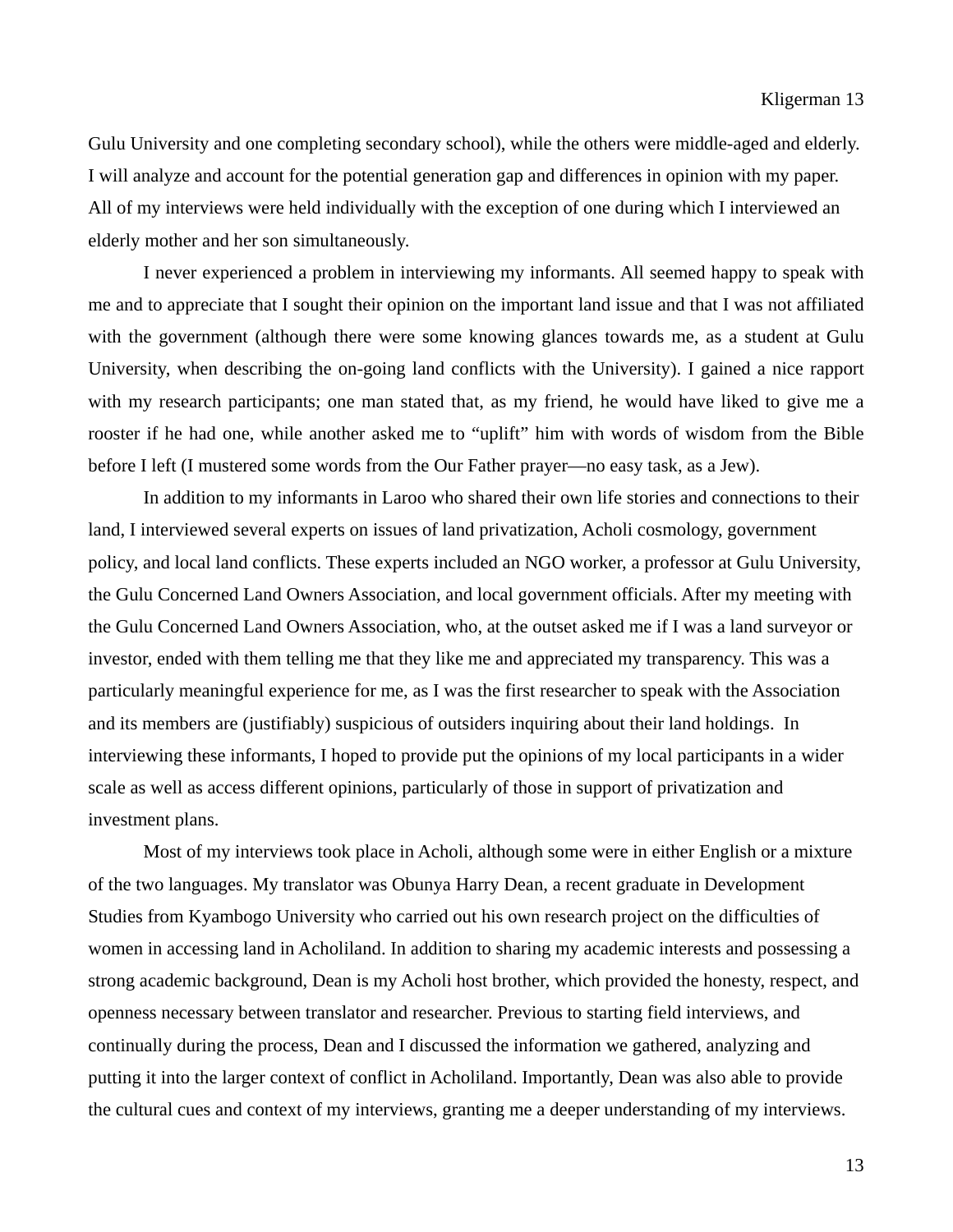Gulu University and one completing secondary school), while the others were middle-aged and elderly. I will analyze and account for the potential generation gap and differences in opinion with my paper. All of my interviews were held individually with the exception of one during which I interviewed an elderly mother and her son simultaneously.

I never experienced a problem in interviewing my informants. All seemed happy to speak with me and to appreciate that I sought their opinion on the important land issue and that I was not affiliated with the government (although there were some knowing glances towards me, as a student at Gulu University, when describing the on-going land conflicts with the University). I gained a nice rapport with my research participants; one man stated that, as my friend, he would have liked to give me a rooster if he had one, while another asked me to "uplift" him with words of wisdom from the Bible before I left (I mustered some words from the Our Father prayer—no easy task, as a Jew).

In addition to my informants in Laroo who shared their own life stories and connections to their land, I interviewed several experts on issues of land privatization, Acholi cosmology, government policy, and local land conflicts. These experts included an NGO worker, a professor at Gulu University, the Gulu Concerned Land Owners Association, and local government officials. After my meeting with the Gulu Concerned Land Owners Association, who, at the outset asked me if I was a land surveyor or investor, ended with them telling me that they like me and appreciated my transparency. This was a particularly meaningful experience for me, as I was the first researcher to speak with the Association and its members are (justifiably) suspicious of outsiders inquiring about their land holdings. In interviewing these informants, I hoped to provide put the opinions of my local participants in a wider scale as well as access different opinions, particularly of those in support of privatization and investment plans.

Most of my interviews took place in Acholi, although some were in either English or a mixture of the two languages. My translator was Obunya Harry Dean, a recent graduate in Development Studies from Kyambogo University who carried out his own research project on the difficulties of women in accessing land in Acholiland. In addition to sharing my academic interests and possessing a strong academic background, Dean is my Acholi host brother, which provided the honesty, respect, and openness necessary between translator and researcher. Previous to starting field interviews, and continually during the process, Dean and I discussed the information we gathered, analyzing and putting it into the larger context of conflict in Acholiland. Importantly, Dean was also able to provide the cultural cues and context of my interviews, granting me a deeper understanding of my interviews.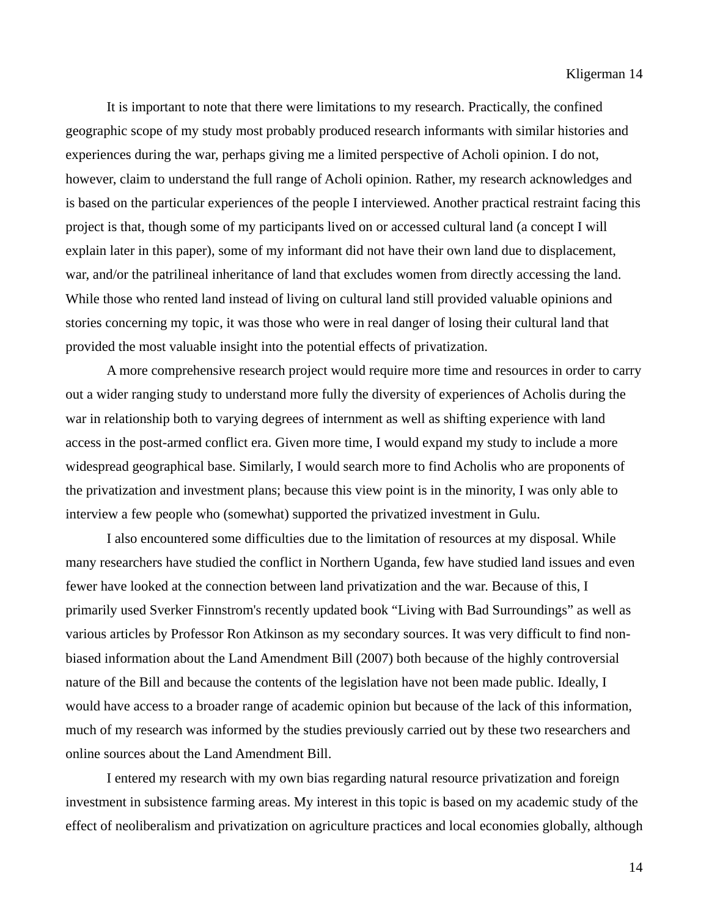It is important to note that there were limitations to my research. Practically, the confined geographic scope of my study most probably produced research informants with similar histories and experiences during the war, perhaps giving me a limited perspective of Acholi opinion. I do not, however, claim to understand the full range of Acholi opinion. Rather, my research acknowledges and is based on the particular experiences of the people I interviewed. Another practical restraint facing this project is that, though some of my participants lived on or accessed cultural land (a concept I will explain later in this paper), some of my informant did not have their own land due to displacement, war, and/or the patrilineal inheritance of land that excludes women from directly accessing the land. While those who rented land instead of living on cultural land still provided valuable opinions and stories concerning my topic, it was those who were in real danger of losing their cultural land that provided the most valuable insight into the potential effects of privatization.

A more comprehensive research project would require more time and resources in order to carry out a wider ranging study to understand more fully the diversity of experiences of Acholis during the war in relationship both to varying degrees of internment as well as shifting experience with land access in the post-armed conflict era. Given more time, I would expand my study to include a more widespread geographical base. Similarly, I would search more to find Acholis who are proponents of the privatization and investment plans; because this view point is in the minority, I was only able to interview a few people who (somewhat) supported the privatized investment in Gulu.

I also encountered some difficulties due to the limitation of resources at my disposal. While many researchers have studied the conflict in Northern Uganda, few have studied land issues and even fewer have looked at the connection between land privatization and the war. Because of this, I primarily used Sverker Finnstrom's recently updated book "Living with Bad Surroundings" as well as various articles by Professor Ron Atkinson as my secondary sources. It was very difficult to find non-biased information about the Land Amendment Bill (2007) both because of the highly controversial nature of the Bill and because the contents of the legislation have not been made public. Ideally, I would have access to a broader range of academic opinion but because of the lack of this information, much of my research was informed by the studies previously carried out by these two researchers and online sources about the Land Amendment Bill.

I entered my research with my own bias regarding natural resource privatization and foreign investment in subsistence farming areas. My interest in this topic is based on my academic study of the effect of neoliberalism and privatization on agriculture practices and local economies globally, although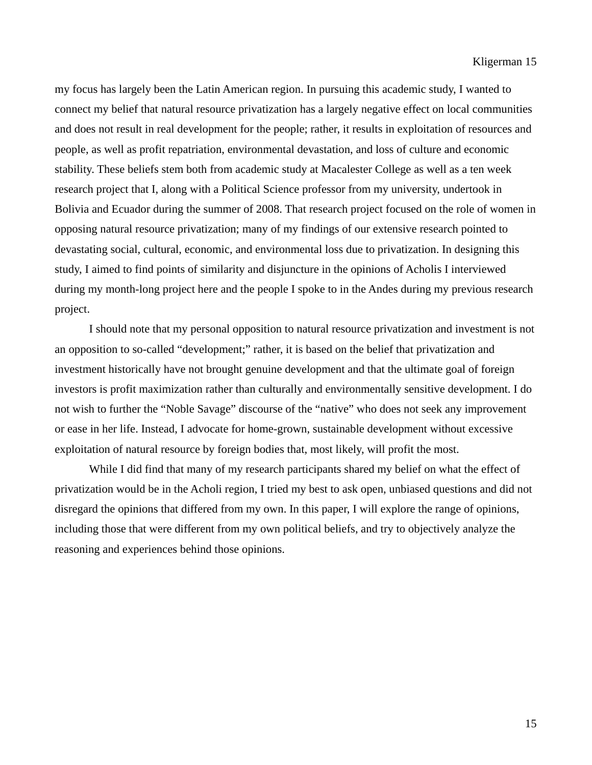my focus has largely been the Latin American region. In pursuing this academic study, I wanted to connect my belief that natural resource privatization has a largely negative effect on local communities and does not result in real development for the people; rather, it results in exploitation of resources and people, as well as profit repatriation, environmental devastation, and loss of culture and economic stability. These beliefs stem both from academic study at Macalester College as well as a ten week research project that I, along with a Political Science professor from my university, undertook in Bolivia and Ecuador during the summer of 2008. That research project focused on the role of women in opposing natural resource privatization; many of my findings of our extensive research pointed to devastating social, cultural, economic, and environmental loss due to privatization. In designing this study, I aimed to find points of similarity and disjuncture in the opinions of Acholis I interviewed during my month-long project here and the people I spoke to in the Andes during my previous research project.

I should note that my personal opposition to natural resource privatization and investment is not an opposition to so-called "development;" rather, it is based on the belief that privatization and investment historically have not brought genuine development and that the ultimate goal of foreign investors is profit maximization rather than culturally and environmentally sensitive development. I do not wish to further the "Noble Savage" discourse of the "native" who does not seek any improvement or ease in her life. Instead, I advocate for home-grown, sustainable development without excessive exploitation of natural resource by foreign bodies that, most likely, will profit the most.

While I did find that many of my research participants shared my belief on what the effect of privatization would be in the Acholi region, I tried my best to ask open, unbiased questions and did not disregard the opinions that differed from my own. In this paper, I will explore the range of opinions, including those that were different from my own political beliefs, and try to objectively analyze the reasoning and experiences behind those opinions.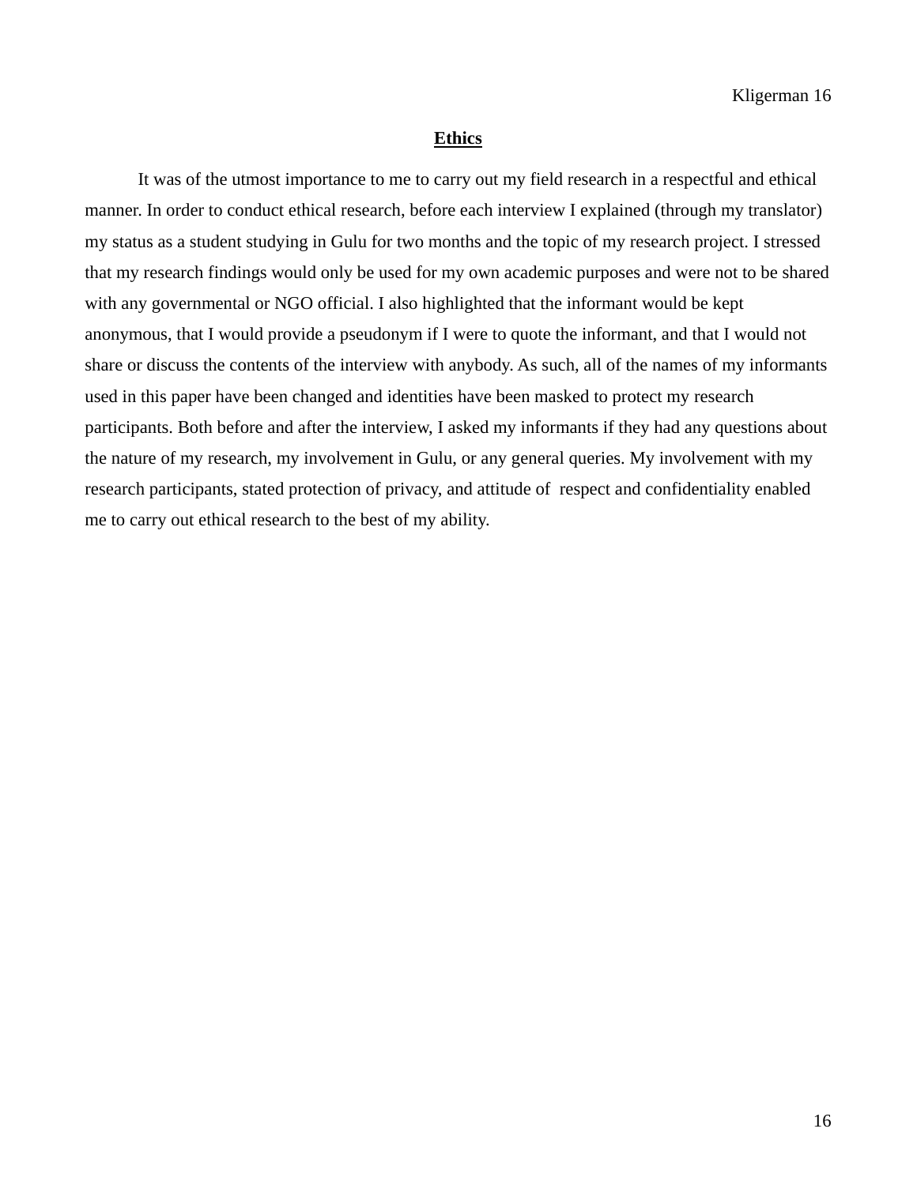## Ethics

It was of the utmost importance to me to carry out my field research in a respectful and ethical manner. In order to conduct ethical research, before each interview I explained (through my translator) my status as a student studying in Gulu for two months and the topic of my research project. I stressed that my research findings would only be used for my own academic purposes and were not to be shared with any governmental or NGO official. I also highlighted that the informant would be kept anonymous, that I would provide a pseudonym if I were to quote the informant, and that I would not share or discuss the contents of the interview with anybody. As such, all of the names of my informants used in this paper have been changed and identities have been masked to protect my research participants. Both before and after the interview, I asked my informants if they had any questions about the nature of my research, my involvement in Gulu, or any general queries. My involvement with my research participants, stated protection of privacy, and attitude of respect and confidentiality enabled me to carry out ethical research to the best of my ability.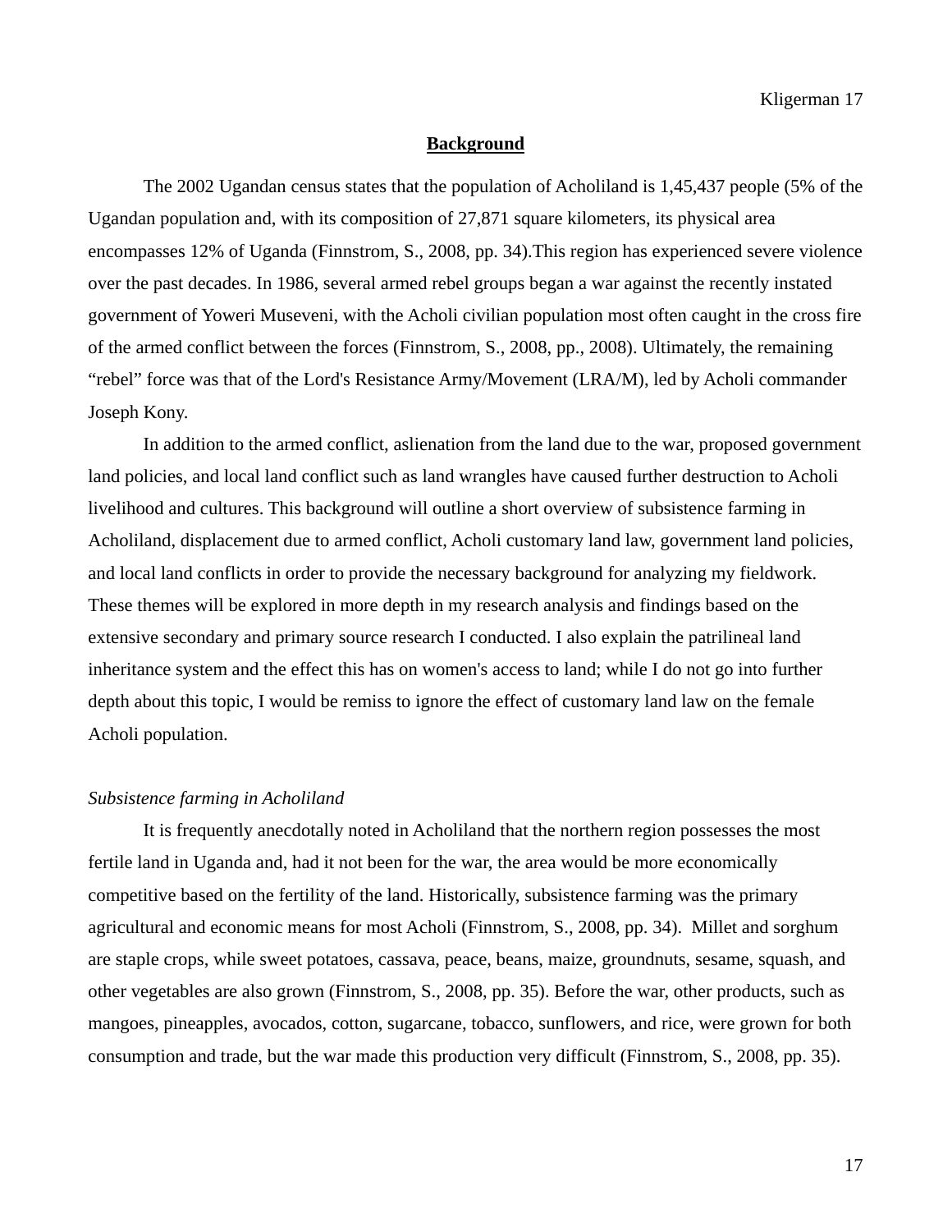## Background

The 2002 Ugandan census states that the population of Acholiland is 1,45,437 people (5% of the Ugandan population and, with its composition of 27,871 square kilometers, its physical area encompasses 12% of Uganda (Finnstrom, S., 2008, pp. 34).This region has experienced severe violence over the past decades. In 1986, several armed rebel groups began a war against the recently instated government of Yoweri Museveni, with the Acholi civilian population most often caught in the cross fire of the armed conflict between the forces (Finnstrom, S., 2008, pp., 2008). Ultimately, the remaining "rebel" force was that of the Lord's Resistance Army/Movement (LRA/M), led by Acholi commander Joseph Kony.

In addition to the armed conflict, aslienation from the land due to the war, proposed government land policies, and local land conflict such as land wrangles have caused further destruction to Acholi livelihood and cultures. This background will outline a short overview of subsistence farming in Acholiland, displacement due to armed conflict, Acholi customary land law, government land policies, and local land conflicts in order to provide the necessary background for analyzing my fieldwork. These themes will be explored in more depth in my research analysis and findings based on the extensive secondary and primary source research I conducted. I also explain the patrilineal land inheritance system and the effect this has on women's access to land; while I do not go into further depth about this topic, I would be remiss to ignore the effect of customary land law on the female Acholi population.

### *Subsistence farming in Acholiland*

It is frequently anecdotally noted in Acholiland that the northern region possesses the most fertile land in Uganda and, had it not been for the war, the area would be more economically competitive based on the fertility of the land. Historically, subsistence farming was the primary agricultural and economic means for most Acholi (Finnstrom, S., 2008, pp. 34). Millet and sorghum are staple crops, while sweet potatoes, cassava, peace, beans, maize, groundnuts, sesame, squash, and other vegetables are also grown (Finnstrom, S., 2008, pp. 35). Before the war, other products, such as mangoes, pineapples, avocados, cotton, sugarcane, tobacco, sunflowers, and rice, were grown for both consumption and trade, but the war made this production very difficult (Finnstrom, S., 2008, pp. 35).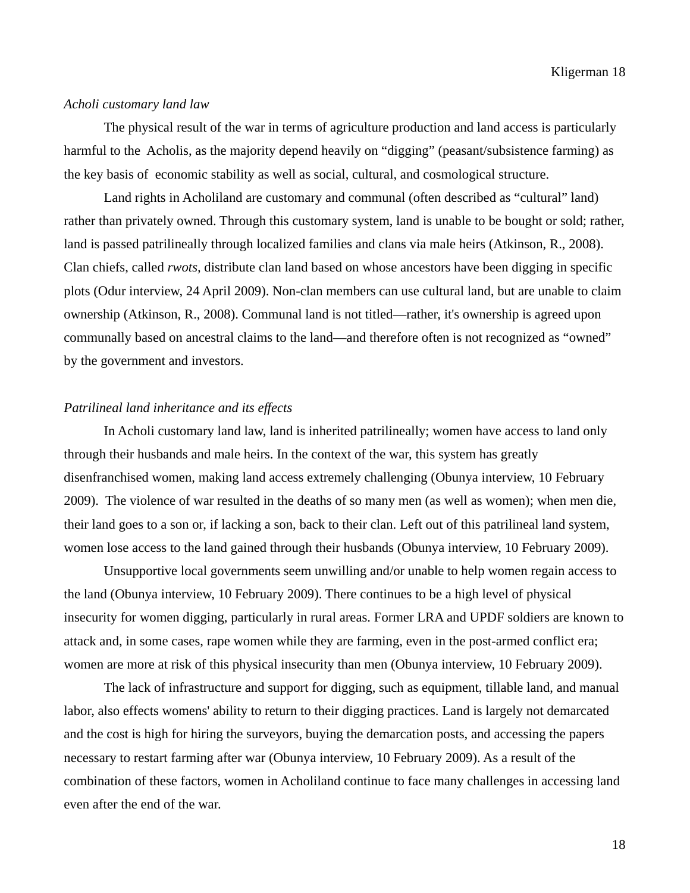*Acholi customary land law*

The physical result of the war in terms of agriculture production and land access is particularly harmful to the Acholis, as the majority depend heavily on “digging” (peasant/subsistence farming) as the key basis of economic stability as well as social, cultural, and cosmological structure.

Land rights in Acholiland are customary and communal (often described as “cultural” land) rather than privately owned. Through this customary system, land is unable to be bought or sold; rather, land is passed patrilineally through localized families and clans via male heirs (Atkinson, R., 2008). Clan chiefs, called *rwots,* distribute clan land based on whose ancestors have been digging in specific plots (Odur interview, 24 April 2009). Non-clan members can use cultural land, but are unable to claim ownership (Atkinson, R., 2008). Communal land is not titled—rather, it's ownership is agreed upon communally based on ancestral claims to the land—and therefore often is not recognized as “owned” by the government and investors.

*Patrilineal land inheritance and its effects*

In Acholi customary land law, land is inherited patrilineally; women have access to land only through their husbands and male heirs. In the context of the war, this system has greatly disenfranchised women, making land access extremely challenging (Obunya interview, 10 February 2009). The violence of war resulted in the deaths of so many men (as well as women); when men die, their land goes to a son or, if lacking a son, back to their clan. Left out of this patrilineal land system, women lose access to the land gained through their husbands (Obunya interview, 10 February 2009).

Unsupportive local governments seem unwilling and/or unable to help women regain access to the land (Obunya interview, 10 February 2009). There continues to be a high level of physical insecurity for women digging, particularly in rural areas. Former LRA and UPDF soldiers are known to attack and, in some cases, rape women while they are farming, even in the post-armed conflict era; women are more at risk of this physical insecurity than men (Obunya interview, 10 February 2009).

The lack of infrastructure and support for digging, such as equipment, tillable land, and manual labor, also effects womens' ability to return to their digging practices. Land is largely not demarcated and the cost is high for hiring the surveyors, buying the demarcation posts, and accessing the papers necessary to restart farming after war (Obunya interview, 10 February 2009). As a result of the combination of these factors, women in Acholiland continue to face many challenges in accessing land even after the end of the war.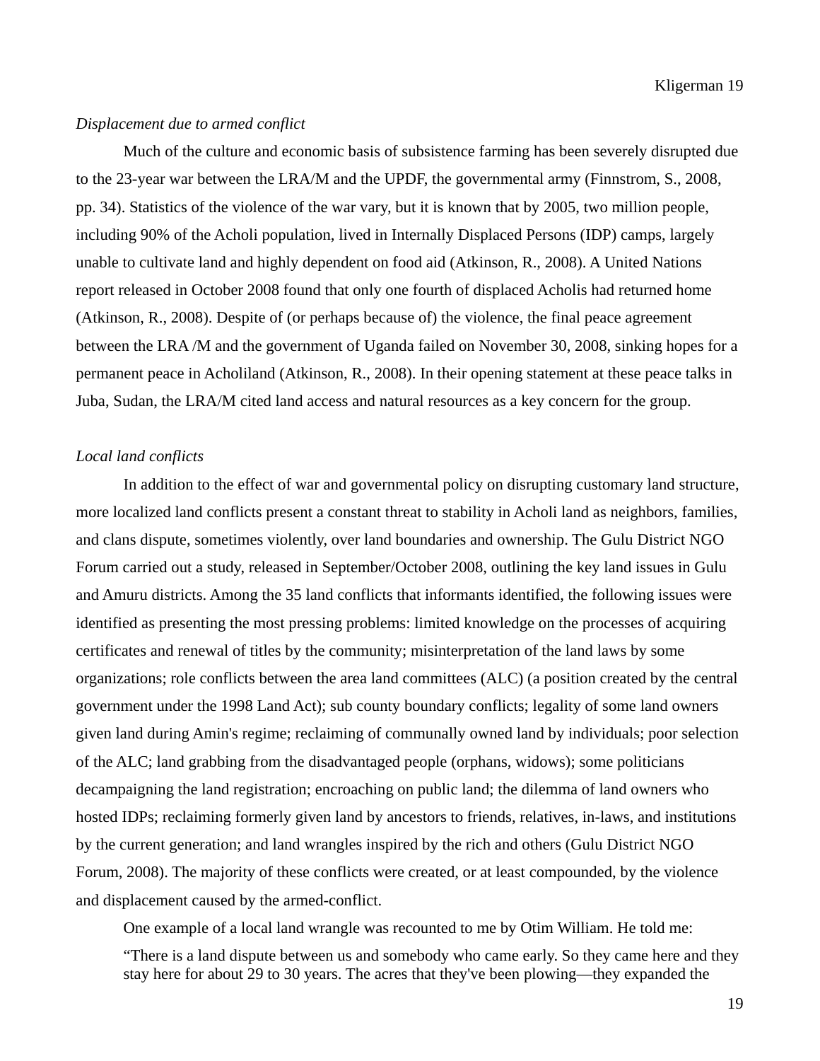*Displacement due to armed conflict*

Much of the culture and economic basis of subsistence farming has been severely disrupted due to the 23-year war between the LRA/M and the UPDF, the governmental army (Finnstrom, S., 2008, pp. 34). Statistics of the violence of the war vary, but it is known that by 2005, two million people, including 90% of the Acholi population, lived in Internally Displaced Persons (IDP) camps, largely unable to cultivate land and highly dependent on food aid (Atkinson, R., 2008). A United Nations report released in October 2008 found that only one fourth of displaced Acholis had returned home (Atkinson, R., 2008). Despite of (or perhaps because of) the violence, the final peace agreement between the LRA /M and the government of Uganda failed on November 30, 2008, sinking hopes for a permanent peace in Acholiland (Atkinson, R., 2008). In their opening statement at these peace talks in Juba, Sudan, the LRA/M cited land access and natural resources as a key concern for the group.

*Local land conflicts*

In addition to the effect of war and governmental policy on disrupting customary land structure, more localized land conflicts present a constant threat to stability in Acholi land as neighbors, families, and clans dispute, sometimes violently, over land boundaries and ownership. The Gulu District NGO Forum carried out a study, released in September/October 2008, outlining the key land issues in Gulu and Amuru districts. Among the 35 land conflicts that informants identified, the following issues were identified as presenting the most pressing problems: limited knowledge on the processes of acquiring certificates and renewal of titles by the community; misinterpretation of the land laws by some organizations; role conflicts between the area land committees (ALC) (a position created by the central government under the 1998 Land Act); sub county boundary conflicts; legality of some land owners given land during Amin's regime; reclaiming of communally owned land by individuals; poor selection of the ALC; land grabbing from the disadvantaged people (orphans, widows); some politicians decampaigning the land registration; encroaching on public land; the dilemma of land owners who hosted IDPs; reclaiming formerly given land by ancestors to friends, relatives, in-laws, and institutions by the current generation; and land wrangles inspired by the rich and others (Gulu District NGO Forum, 2008). The majority of these conflicts were created, or at least compounded, by the violence and displacement caused by the armed-conflict.

One example of a local land wrangle was recounted to me by Otim William. He told me:

> “There is a land dispute between us and somebody who came early. So they came here and they stay here for about 29 to 30 years. The acres that they've been plowing—they expanded the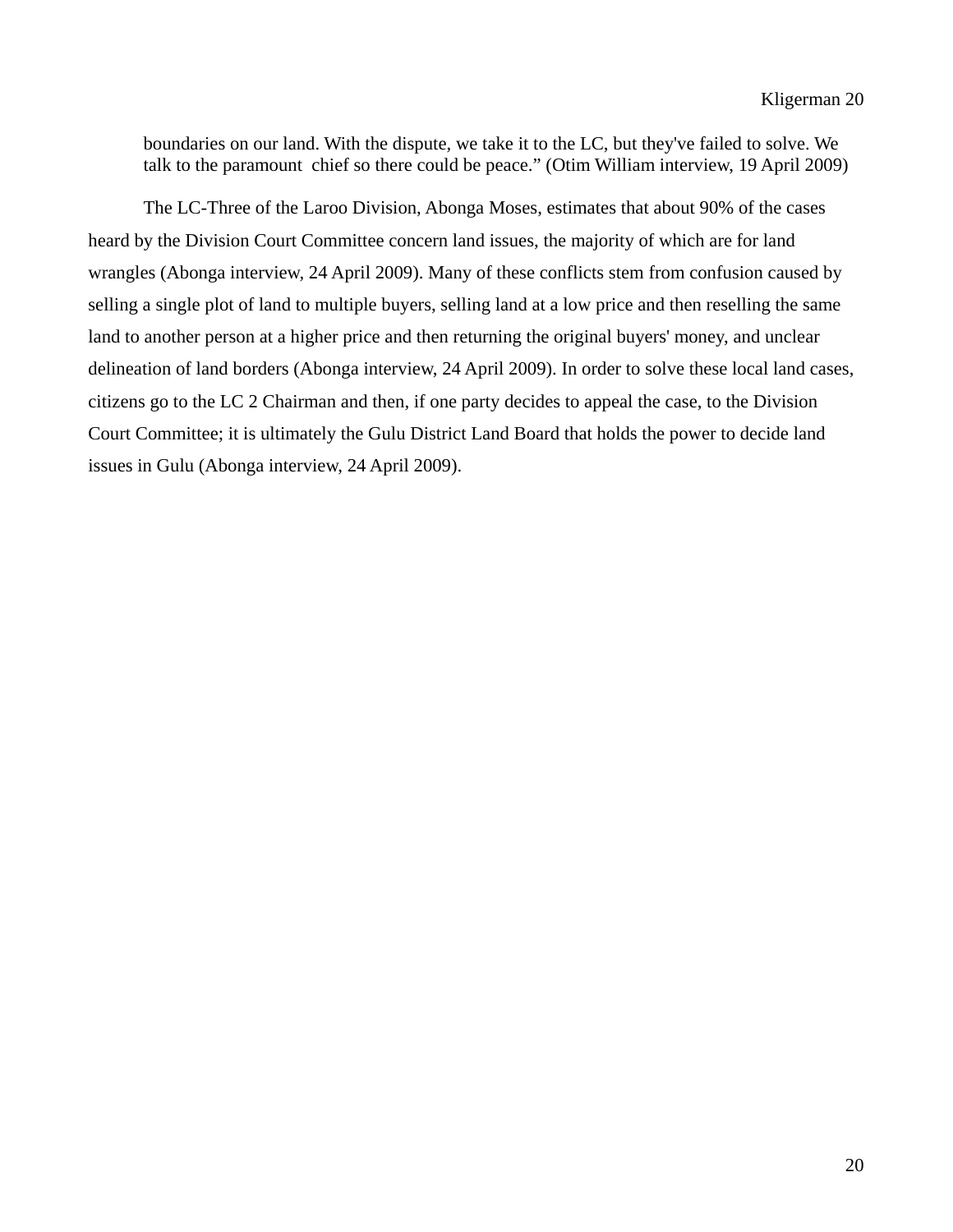> boundaries on our land. With the dispute, we take it to the LC, but they've failed to solve. We talk to the paramount chief so there could be peace." (Otim William interview, 19 April 2009)

The LC-Three of the Laroo Division, Abonga Moses, estimates that about 90% of the cases heard by the Division Court Committee concern land issues, the majority of which are for land wrangles (Abonga interview, 24 April 2009). Many of these conflicts stem from confusion caused by selling a single plot of land to multiple buyers, selling land at a low price and then reselling the same land to another person at a higher price and then returning the original buyers' money, and unclear delineation of land borders (Abonga interview, 24 April 2009). In order to solve these local land cases, citizens go to the LC 2 Chairman and then, if one party decides to appeal the case, to the Division Court Committee; it is ultimately the Gulu District Land Board that holds the power to decide land issues in Gulu (Abonga interview, 24 April 2009).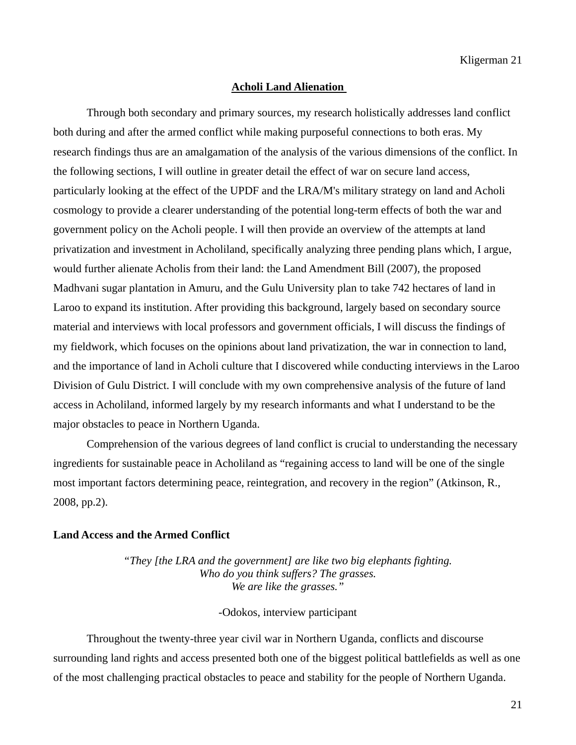## Acholi Land Alienation

Through both secondary and primary sources, my research holistically addresses land conflict both during and after the armed conflict while making purposeful connections to both eras. My research findings thus are an amalgamation of the analysis of the various dimensions of the conflict. In the following sections, I will outline in greater detail the effect of war on secure land access, particularly looking at the effect of the UPDF and the LRA/M's military strategy on land and Acholi cosmology to provide a clearer understanding of the potential long-term effects of both the war and government policy on the Acholi people. I will then provide an overview of the attempts at land privatization and investment in Acholiland, specifically analyzing three pending plans which, I argue, would further alienate Acholis from their land: the Land Amendment Bill (2007), the proposed Madhvani sugar plantation in Amuru, and the Gulu University plan to take 742 hectares of land in Laroo to expand its institution. After providing this background, largely based on secondary source material and interviews with local professors and government officials, I will discuss the findings of my fieldwork, which focuses on the opinions about land privatization, the war in connection to land, and the importance of land in Acholi culture that I discovered while conducting interviews in the Laroo Division of Gulu District. I will conclude with my own comprehensive analysis of the future of land access in Acholiland, informed largely by my research informants and what I understand to be the major obstacles to peace in Northern Uganda.

Comprehension of the various degrees of land conflict is crucial to understanding the necessary ingredients for sustainable peace in Acholiland as "regaining access to land will be one of the single most important factors determining peace, reintegration, and recovery in the region" (Atkinson, R., 2008, pp.2).

### Land Access and the Armed Conflict

> *"They [the LRA and the government] are like two big elephants fighting.*
> *Who do you think suffers? The grasses.*
> *We are like the grasses."*
>
> -Odokos, interview participant

Throughout the twenty-three year civil war in Northern Uganda, conflicts and discourse surrounding land rights and access presented both one of the biggest political battlefields as well as one of the most challenging practical obstacles to peace and stability for the people of Northern Uganda.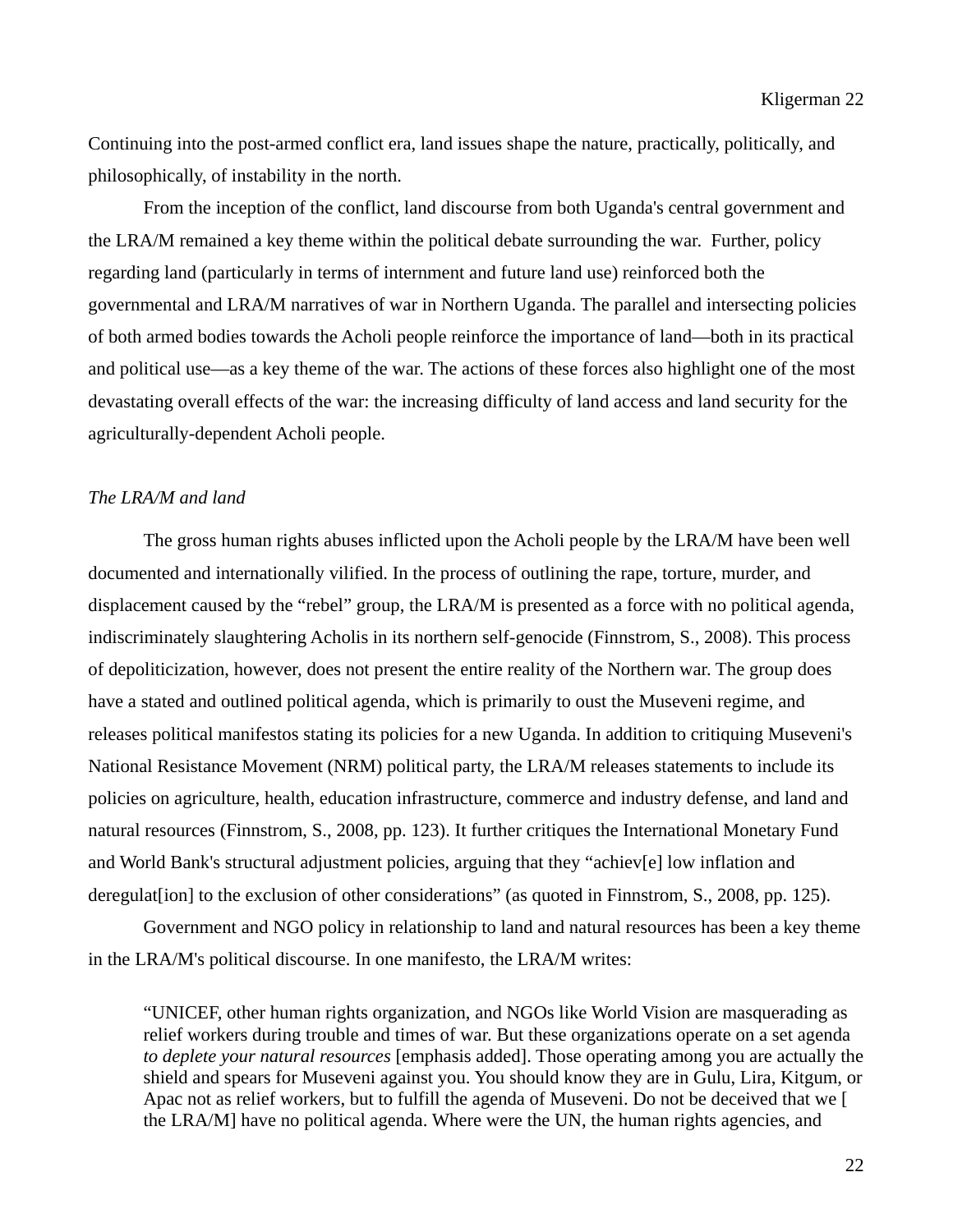Continuing into the post-armed conflict era, land issues shape the nature, practically, politically, and philosophically, of instability in the north.

From the inception of the conflict, land discourse from both Uganda's central government and the LRA/M remained a key theme within the political debate surrounding the war. Further, policy regarding land (particularly in terms of internment and future land use) reinforced both the governmental and LRA/M narratives of war in Northern Uganda. The parallel and intersecting policies of both armed bodies towards the Acholi people reinforce the importance of land—both in its practical and political use—as a key theme of the war. The actions of these forces also highlight one of the most devastating overall effects of the war: the increasing difficulty of land access and land security for the agriculturally-dependent Acholi people.

*The LRA/M and land*

The gross human rights abuses inflicted upon the Acholi people by the LRA/M have been well documented and internationally vilified. In the process of outlining the rape, torture, murder, and displacement caused by the "rebel" group, the LRA/M is presented as a force with no political agenda, indiscriminately slaughtering Acholis in its northern self-genocide (Finnstrom, S., 2008). This process of depoliticization, however, does not present the entire reality of the Northern war. The group does have a stated and outlined political agenda, which is primarily to oust the Museveni regime, and releases political manifestos stating its policies for a new Uganda. In addition to critiquing Museveni's National Resistance Movement (NRM) political party, the LRA/M releases statements to include its policies on agriculture, health, education infrastructure, commerce and industry defense, and land and natural resources (Finnstrom, S., 2008, pp. 123). It further critiques the International Monetary Fund and World Bank's structural adjustment policies, arguing that they "achiev[e] low inflation and deregulat[ion] to the exclusion of other considerations" (as quoted in Finnstrom, S., 2008, pp. 125).

Government and NGO policy in relationship to land and natural resources has been a key theme in the LRA/M's political discourse. In one manifesto, the LRA/M writes:

> "UNICEF, other human rights organization, and NGOs like World Vision are masquerading as relief workers during trouble and times of war. But these organizations operate on a set agenda *to deplete your natural resources* [emphasis added]. Those operating among you are actually the shield and spears for Museveni against you. You should know they are in Gulu, Lira, Kitgum, or Apac not as relief workers, but to fulfill the agenda of Museveni. Do not be deceived that we [ the LRA/M] have no political agenda. Where were the UN, the human rights agencies, and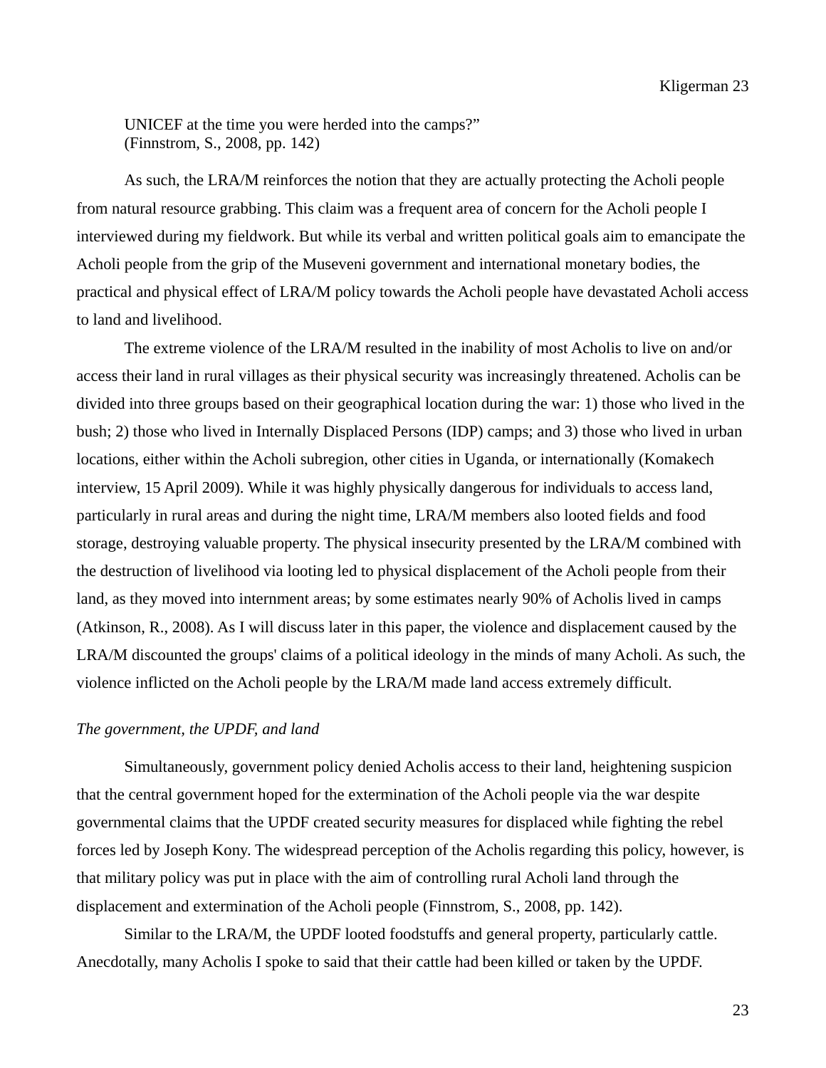> UNICEF at the time you were herded into the camps?"
> (Finnstrom, S., 2008, pp. 142)

As such, the LRA/M reinforces the notion that they are actually protecting the Acholi people from natural resource grabbing. This claim was a frequent area of concern for the Acholi people I interviewed during my fieldwork. But while its verbal and written political goals aim to emancipate the Acholi people from the grip of the Museveni government and international monetary bodies, the practical and physical effect of LRA/M policy towards the Acholi people have devastated Acholi access to land and livelihood.

The extreme violence of the LRA/M resulted in the inability of most Acholis to live on and/or access their land in rural villages as their physical security was increasingly threatened. Acholis can be divided into three groups based on their geographical location during the war: 1) those who lived in the bush; 2) those who lived in Internally Displaced Persons (IDP) camps; and 3) those who lived in urban locations, either within the Acholi subregion, other cities in Uganda, or internationally (Komakech interview, 15 April 2009). While it was highly physically dangerous for individuals to access land, particularly in rural areas and during the night time, LRA/M members also looted fields and food storage, destroying valuable property. The physical insecurity presented by the LRA/M combined with the destruction of livelihood via looting led to physical displacement of the Acholi people from their land, as they moved into internment areas; by some estimates nearly 90% of Acholis lived in camps (Atkinson, R., 2008). As I will discuss later in this paper, the violence and displacement caused by the LRA/M discounted the groups' claims of a political ideology in the minds of many Acholi. As such, the violence inflicted on the Acholi people by the LRA/M made land access extremely difficult.

*The government, the UPDF, and land*

Simultaneously, government policy denied Acholis access to their land, heightening suspicion that the central government hoped for the extermination of the Acholi people via the war despite governmental claims that the UPDF created security measures for displaced while fighting the rebel forces led by Joseph Kony. The widespread perception of the Acholis regarding this policy, however, is that military policy was put in place with the aim of controlling rural Acholi land through the displacement and extermination of the Acholi people (Finnstrom, S., 2008, pp. 142).

Similar to the LRA/M, the UPDF looted foodstuffs and general property, particularly cattle. Anecdotally, many Acholis I spoke to said that their cattle had been killed or taken by the UPDF.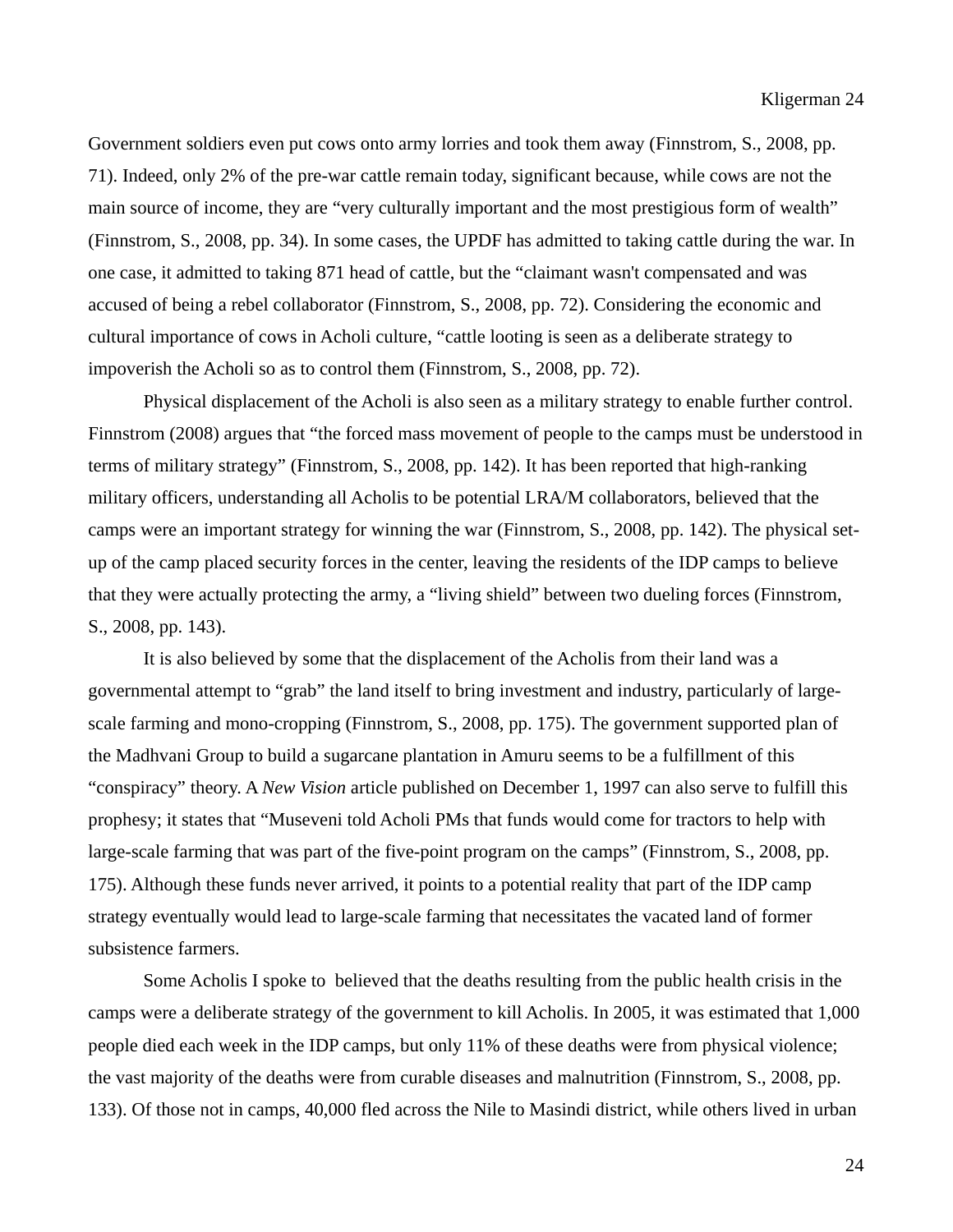Government soldiers even put cows onto army lorries and took them away (Finnstrom, S., 2008, pp. 71). Indeed, only 2% of the pre-war cattle remain today, significant because, while cows are not the main source of income, they are "very culturally important and the most prestigious form of wealth" (Finnstrom, S., 2008, pp. 34). In some cases, the UPDF has admitted to taking cattle during the war. In one case, it admitted to taking 871 head of cattle, but the "claimant wasn't compensated and was accused of being a rebel collaborator (Finnstrom, S., 2008, pp. 72). Considering the economic and cultural importance of cows in Acholi culture, "cattle looting is seen as a deliberate strategy to impoverish the Acholi so as to control them (Finnstrom, S., 2008, pp. 72).

Physical displacement of the Acholi is also seen as a military strategy to enable further control. Finnstrom (2008) argues that "the forced mass movement of people to the camps must be understood in terms of military strategy" (Finnstrom, S., 2008, pp. 142). It has been reported that high-ranking military officers, understanding all Acholis to be potential LRA/M collaborators, believed that the camps were an important strategy for winning the war (Finnstrom, S., 2008, pp. 142). The physical set-up of the camp placed security forces in the center, leaving the residents of the IDP camps to believe that they were actually protecting the army, a "living shield" between two dueling forces (Finnstrom, S., 2008, pp. 143).

It is also believed by some that the displacement of the Acholis from their land was a governmental attempt to "grab" the land itself to bring investment and industry, particularly of large-scale farming and mono-cropping (Finnstrom, S., 2008, pp. 175). The government supported plan of the Madhvani Group to build a sugarcane plantation in Amuru seems to be a fulfillment of this "conspiracy" theory. A *New Vision* article published on December 1, 1997 can also serve to fulfill this prophesy; it states that "Museveni told Acholi PMs that funds would come for tractors to help with large-scale farming that was part of the five-point program on the camps" (Finnstrom, S., 2008, pp. 175). Although these funds never arrived, it points to a potential reality that part of the IDP camp strategy eventually would lead to large-scale farming that necessitates the vacated land of former subsistence farmers.

Some Acholis I spoke to believed that the deaths resulting from the public health crisis in the camps were a deliberate strategy of the government to kill Acholis. In 2005, it was estimated that 1,000 people died each week in the IDP camps, but only 11% of these deaths were from physical violence; the vast majority of the deaths were from curable diseases and malnutrition (Finnstrom, S., 2008, pp. 133). Of those not in camps, 40,000 fled across the Nile to Masindi district, while others lived in urban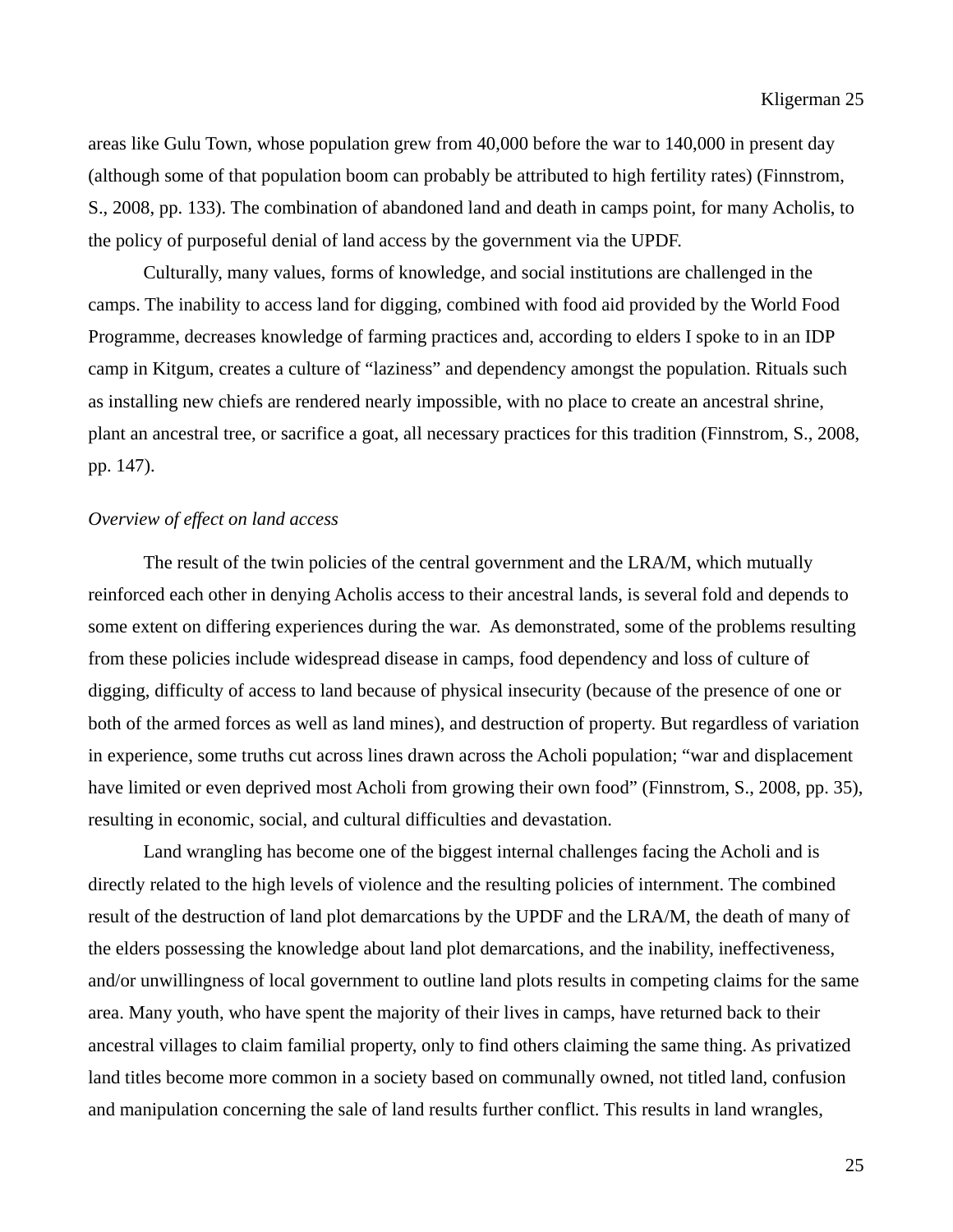areas like Gulu Town, whose population grew from 40,000 before the war to 140,000 in present day (although some of that population boom can probably be attributed to high fertility rates) (Finnstrom, S., 2008, pp. 133). The combination of abandoned land and death in camps point, for many Acholis, to the policy of purposeful denial of land access by the government via the UPDF.

Culturally, many values, forms of knowledge, and social institutions are challenged in the camps. The inability to access land for digging, combined with food aid provided by the World Food Programme, decreases knowledge of farming practices and, according to elders I spoke to in an IDP camp in Kitgum, creates a culture of "laziness" and dependency amongst the population. Rituals such as installing new chiefs are rendered nearly impossible, with no place to create an ancestral shrine, plant an ancestral tree, or sacrifice a goat, all necessary practices for this tradition (Finnstrom, S., 2008, pp. 147).

*Overview of effect on land access*

The result of the twin policies of the central government and the LRA/M, which mutually reinforced each other in denying Acholis access to their ancestral lands, is several fold and depends to some extent on differing experiences during the war. As demonstrated, some of the problems resulting from these policies include widespread disease in camps, food dependency and loss of culture of digging, difficulty of access to land because of physical insecurity (because of the presence of one or both of the armed forces as well as land mines), and destruction of property. But regardless of variation in experience, some truths cut across lines drawn across the Acholi population; "war and displacement have limited or even deprived most Acholi from growing their own food" (Finnstrom, S., 2008, pp. 35), resulting in economic, social, and cultural difficulties and devastation.

Land wrangling has become one of the biggest internal challenges facing the Acholi and is directly related to the high levels of violence and the resulting policies of internment. The combined result of the destruction of land plot demarcations by the UPDF and the LRA/M, the death of many of the elders possessing the knowledge about land plot demarcations, and the inability, ineffectiveness, and/or unwillingness of local government to outline land plots results in competing claims for the same area. Many youth, who have spent the majority of their lives in camps, have returned back to their ancestral villages to claim familial property, only to find others claiming the same thing. As privatized land titles become more common in a society based on communally owned, not titled land, confusion and manipulation concerning the sale of land results further conflict. This results in land wrangles,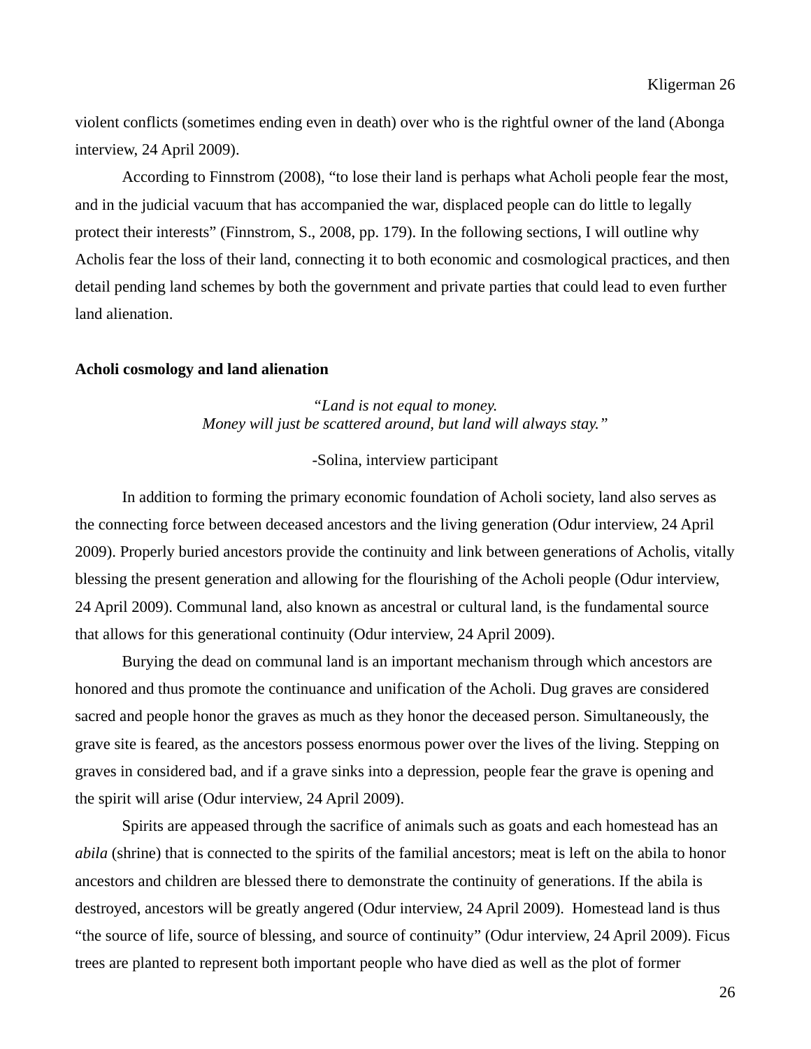violent conflicts (sometimes ending even in death) over who is the rightful owner of the land (Abonga interview, 24 April 2009).

According to Finnstrom (2008), "to lose their land is perhaps what Acholi people fear the most, and in the judicial vacuum that has accompanied the war, displaced people can do little to legally protect their interests" (Finnstrom, S., 2008, pp. 179). In the following sections, I will outline why Acholis fear the loss of their land, connecting it to both economic and cosmological practices, and then detail pending land schemes by both the government and private parties that could lead to even further land alienation.

**Acholi cosmology and land alienation**

*"Land is not equal to money.*
*Money will just be scattered around, but land will always stay."*

-Solina, interview participant

In addition to forming the primary economic foundation of Acholi society, land also serves as the connecting force between deceased ancestors and the living generation (Odur interview, 24 April 2009). Properly buried ancestors provide the continuity and link between generations of Acholis, vitally blessing the present generation and allowing for the flourishing of the Acholi people (Odur interview, 24 April 2009). Communal land, also known as ancestral or cultural land, is the fundamental source that allows for this generational continuity (Odur interview, 24 April 2009).

Burying the dead on communal land is an important mechanism through which ancestors are honored and thus promote the continuance and unification of the Acholi. Dug graves are considered sacred and people honor the graves as much as they honor the deceased person. Simultaneously, the grave site is feared, as the ancestors possess enormous power over the lives of the living. Stepping on graves in considered bad, and if a grave sinks into a depression, people fear the grave is opening and the spirit will arise (Odur interview, 24 April 2009).

Spirits are appeased through the sacrifice of animals such as goats and each homestead has an *abila* (shrine) that is connected to the spirits of the familial ancestors; meat is left on the abila to honor ancestors and children are blessed there to demonstrate the continuity of generations. If the abila is destroyed, ancestors will be greatly angered (Odur interview, 24 April 2009). Homestead land is thus "the source of life, source of blessing, and source of continuity" (Odur interview, 24 April 2009). Ficus trees are planted to represent both important people who have died as well as the plot of former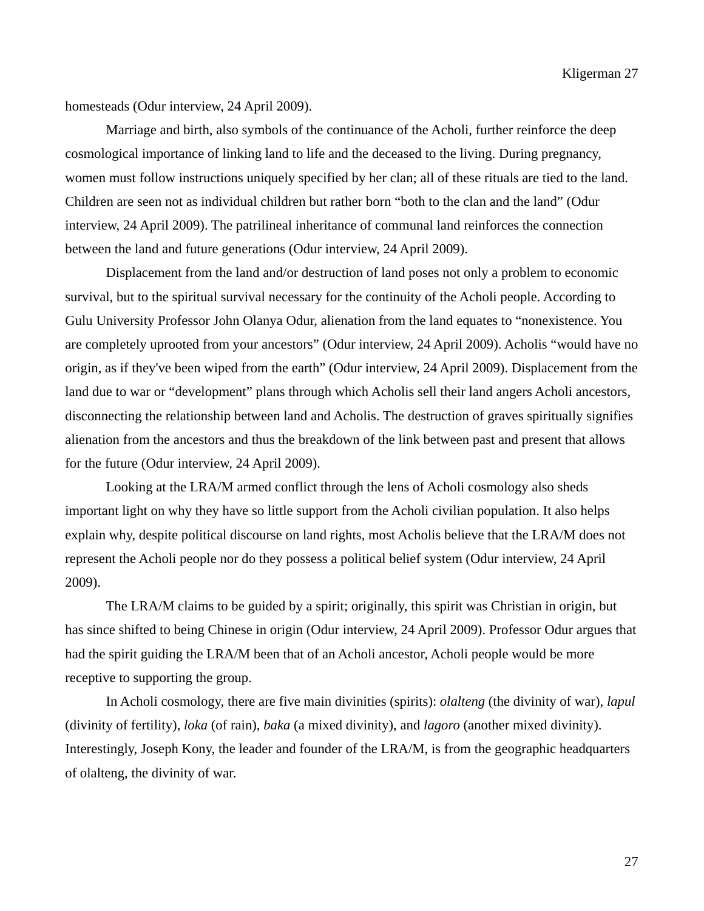homesteads (Odur interview, 24 April 2009).

Marriage and birth, also symbols of the continuance of the Acholi, further reinforce the deep cosmological importance of linking land to life and the deceased to the living. During pregnancy, women must follow instructions uniquely specified by her clan; all of these rituals are tied to the land. Children are seen not as individual children but rather born "both to the clan and the land" (Odur interview, 24 April 2009). The patrilineal inheritance of communal land reinforces the connection between the land and future generations (Odur interview, 24 April 2009).

Displacement from the land and/or destruction of land poses not only a problem to economic survival, but to the spiritual survival necessary for the continuity of the Acholi people. According to Gulu University Professor John Olanya Odur, alienation from the land equates to "nonexistence. You are completely uprooted from your ancestors" (Odur interview, 24 April 2009). Acholis "would have no origin, as if they've been wiped from the earth" (Odur interview, 24 April 2009). Displacement from the land due to war or "development" plans through which Acholis sell their land angers Acholi ancestors, disconnecting the relationship between land and Acholis. The destruction of graves spiritually signifies alienation from the ancestors and thus the breakdown of the link between past and present that allows for the future (Odur interview, 24 April 2009).

Looking at the LRA/M armed conflict through the lens of Acholi cosmology also sheds important light on why they have so little support from the Acholi civilian population. It also helps explain why, despite political discourse on land rights, most Acholis believe that the LRA/M does not represent the Acholi people nor do they possess a political belief system (Odur interview, 24 April 2009).

The LRA/M claims to be guided by a spirit; originally, this spirit was Christian in origin, but has since shifted to being Chinese in origin (Odur interview, 24 April 2009). Professor Odur argues that had the spirit guiding the LRA/M been that of an Acholi ancestor, Acholi people would be more receptive to supporting the group.

In Acholi cosmology, there are five main divinities (spirits): *olalteng* (the divinity of war), *lapul* (divinity of fertility), *loka* (of rain), *baka* (a mixed divinity), and *lagoro* (another mixed divinity). Interestingly, Joseph Kony, the leader and founder of the LRA/M, is from the geographic headquarters of olalteng, the divinity of war.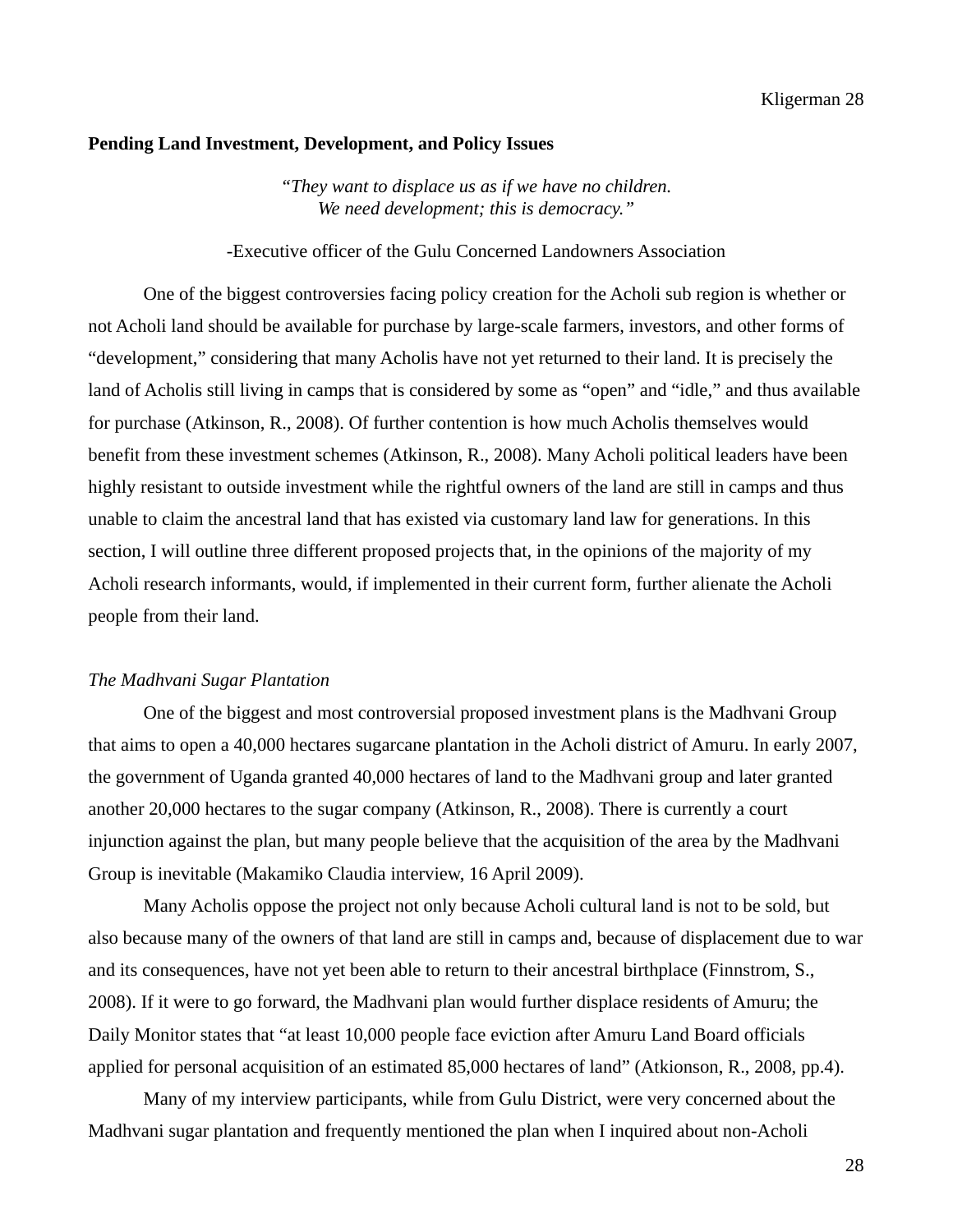**Pending Land Investment, Development, and Policy Issues**

> *"They want to displace us as if we have no children.*
> *We need development; this is democracy."*
>
> -Executive officer of the Gulu Concerned Landowners Association

One of the biggest controversies facing policy creation for the Acholi sub region is whether or not Acholi land should be available for purchase by large-scale farmers, investors, and other forms of "development," considering that many Acholis have not yet returned to their land. It is precisely the land of Acholis still living in camps that is considered by some as "open" and "idle," and thus available for purchase (Atkinson, R., 2008). Of further contention is how much Acholis themselves would benefit from these investment schemes (Atkinson, R., 2008). Many Acholi political leaders have been highly resistant to outside investment while the rightful owners of the land are still in camps and thus unable to claim the ancestral land that has existed via customary land law for generations. In this section, I will outline three different proposed projects that, in the opinions of the majority of my Acholi research informants, would, if implemented in their current form, further alienate the Acholi people from their land.

*The Madhvani Sugar Plantation*

One of the biggest and most controversial proposed investment plans is the Madhvani Group that aims to open a 40,000 hectares sugarcane plantation in the Acholi district of Amuru. In early 2007, the government of Uganda granted 40,000 hectares of land to the Madhvani group and later granted another 20,000 hectares to the sugar company (Atkinson, R., 2008). There is currently a court injunction against the plan, but many people believe that the acquisition of the area by the Madhvani Group is inevitable (Makamiko Claudia interview, 16 April 2009).

Many Acholis oppose the project not only because Acholi cultural land is not to be sold, but also because many of the owners of that land are still in camps and, because of displacement due to war and its consequences, have not yet been able to return to their ancestral birthplace (Finnstrom, S., 2008). If it were to go forward, the Madhvani plan would further displace residents of Amuru; the Daily Monitor states that "at least 10,000 people face eviction after Amuru Land Board officials applied for personal acquisition of an estimated 85,000 hectares of land" (Atkionson, R., 2008, pp.4).

Many of my interview participants, while from Gulu District, were very concerned about the Madhvani sugar plantation and frequently mentioned the plan when I inquired about non-Acholi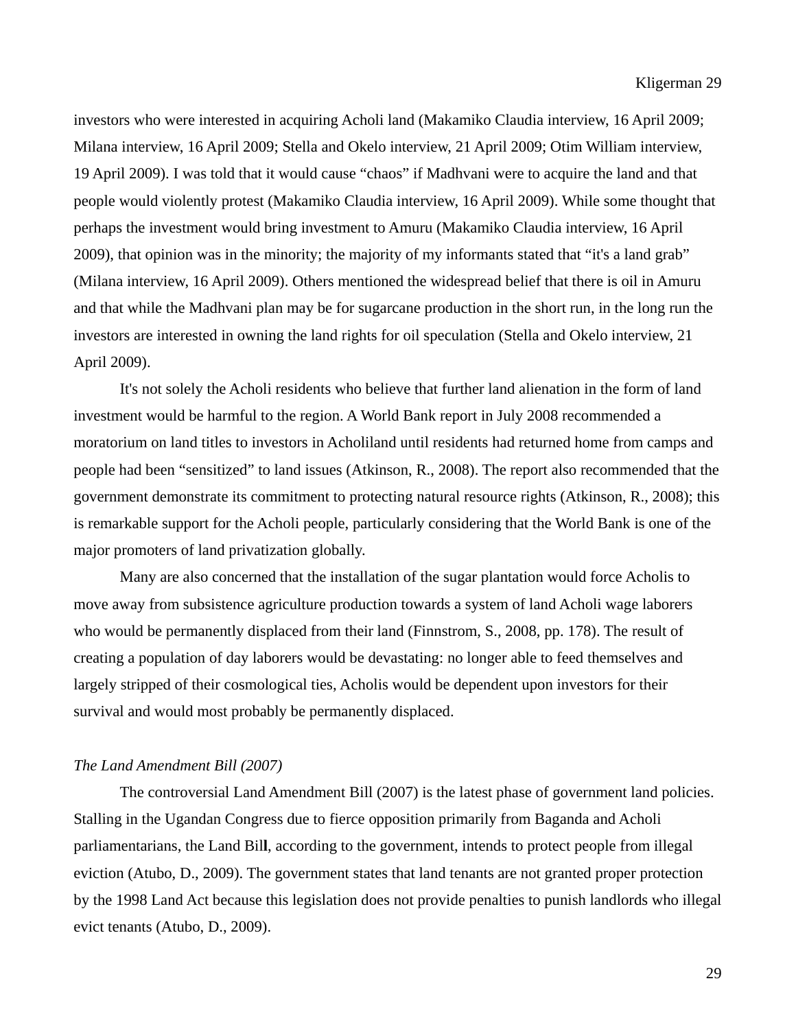investors who were interested in acquiring Acholi land (Makamiko Claudia interview, 16 April 2009; Milana interview, 16 April 2009; Stella and Okelo interview, 21 April 2009; Otim William interview, 19 April 2009). I was told that it would cause "chaos" if Madhvani were to acquire the land and that people would violently protest (Makamiko Claudia interview, 16 April 2009). While some thought that perhaps the investment would bring investment to Amuru (Makamiko Claudia interview, 16 April 2009), that opinion was in the minority; the majority of my informants stated that "it's a land grab" (Milana interview, 16 April 2009). Others mentioned the widespread belief that there is oil in Amuru and that while the Madhvani plan may be for sugarcane production in the short run, in the long run the investors are interested in owning the land rights for oil speculation (Stella and Okelo interview, 21 April 2009).

It's not solely the Acholi residents who believe that further land alienation in the form of land investment would be harmful to the region. A World Bank report in July 2008 recommended a moratorium on land titles to investors in Acholiland until residents had returned home from camps and people had been "sensitized" to land issues (Atkinson, R., 2008). The report also recommended that the government demonstrate its commitment to protecting natural resource rights (Atkinson, R., 2008); this is remarkable support for the Acholi people, particularly considering that the World Bank is one of the major promoters of land privatization globally.

Many are also concerned that the installation of the sugar plantation would force Acholis to move away from subsistence agriculture production towards a system of land Acholi wage laborers who would be permanently displaced from their land (Finnstrom, S., 2008, pp. 178). The result of creating a population of day laborers would be devastating: no longer able to feed themselves and largely stripped of their cosmological ties, Acholis would be dependent upon investors for their survival and would most probably be permanently displaced.

*The Land Amendment Bill (2007)*

The controversial Land Amendment Bill (2007) is the latest phase of government land policies. Stalling in the Ugandan Congress due to fierce opposition primarily from Baganda and Acholi parliamentarians, the Land Bill, according to the government, intends to protect people from illegal eviction (Atubo, D., 2009). The government states that land tenants are not granted proper protection by the 1998 Land Act because this legislation does not provide penalties to punish landlords who illegal evict tenants (Atubo, D., 2009).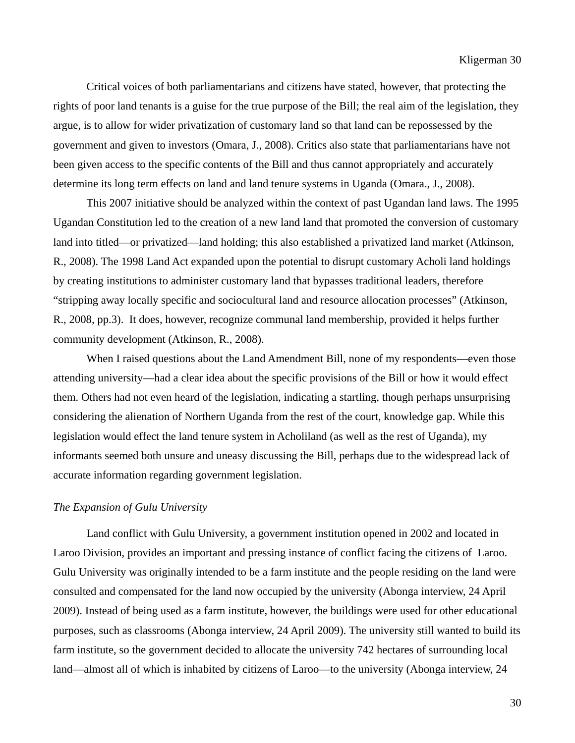Critical voices of both parliamentarians and citizens have stated, however, that protecting the rights of poor land tenants is a guise for the true purpose of the Bill; the real aim of the legislation, they argue, is to allow for wider privatization of customary land so that land can be repossessed by the government and given to investors (Omara, J., 2008). Critics also state that parliamentarians have not been given access to the specific contents of the Bill and thus cannot appropriately and accurately determine its long term effects on land and land tenure systems in Uganda (Omara., J., 2008).

This 2007 initiative should be analyzed within the context of past Ugandan land laws. The 1995 Ugandan Constitution led to the creation of a new land land that promoted the conversion of customary land into titled—or privatized—land holding; this also established a privatized land market (Atkinson, R., 2008). The 1998 Land Act expanded upon the potential to disrupt customary Acholi land holdings by creating institutions to administer customary land that bypasses traditional leaders, therefore "stripping away locally specific and sociocultural land and resource allocation processes" (Atkinson, R., 2008, pp.3). It does, however, recognize communal land membership, provided it helps further community development (Atkinson, R., 2008).

When I raised questions about the Land Amendment Bill, none of my respondents—even those attending university—had a clear idea about the specific provisions of the Bill or how it would effect them. Others had not even heard of the legislation, indicating a startling, though perhaps unsurprising considering the alienation of Northern Uganda from the rest of the court, knowledge gap. While this legislation would effect the land tenure system in Acholiland (as well as the rest of Uganda), my informants seemed both unsure and uneasy discussing the Bill, perhaps due to the widespread lack of accurate information regarding government legislation.

*The Expansion of Gulu University*

Land conflict with Gulu University, a government institution opened in 2002 and located in Laroo Division, provides an important and pressing instance of conflict facing the citizens of Laroo. Gulu University was originally intended to be a farm institute and the people residing on the land were consulted and compensated for the land now occupied by the university (Abonga interview, 24 April 2009). Instead of being used as a farm institute, however, the buildings were used for other educational purposes, such as classrooms (Abonga interview, 24 April 2009). The university still wanted to build its farm institute, so the government decided to allocate the university 742 hectares of surrounding local land—almost all of which is inhabited by citizens of Laroo—to the university (Abonga interview, 24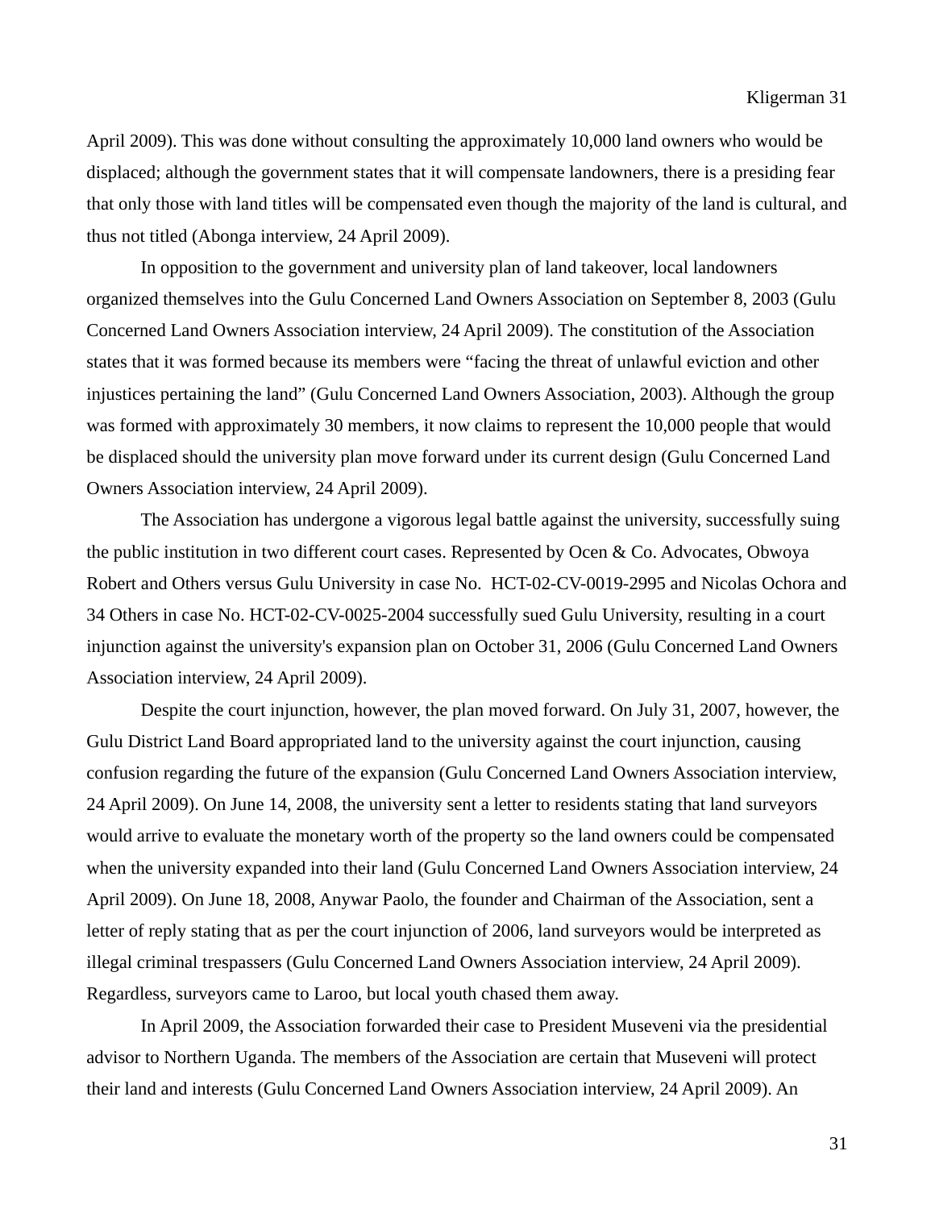April 2009). This was done without consulting the approximately 10,000 land owners who would be displaced; although the government states that it will compensate landowners, there is a presiding fear that only those with land titles will be compensated even though the majority of the land is cultural, and thus not titled (Abonga interview, 24 April 2009).

In opposition to the government and university plan of land takeover, local landowners organized themselves into the Gulu Concerned Land Owners Association on September 8, 2003 (Gulu Concerned Land Owners Association interview, 24 April 2009). The constitution of the Association states that it was formed because its members were "facing the threat of unlawful eviction and other injustices pertaining the land" (Gulu Concerned Land Owners Association, 2003). Although the group was formed with approximately 30 members, it now claims to represent the 10,000 people that would be displaced should the university plan move forward under its current design (Gulu Concerned Land Owners Association interview, 24 April 2009).

The Association has undergone a vigorous legal battle against the university, successfully suing the public institution in two different court cases. Represented by Ocen & Co. Advocates, Obwoya Robert and Others versus Gulu University in case No. HCT-02-CV-0019-2995 and Nicolas Ochora and 34 Others in case No. HCT-02-CV-0025-2004 successfully sued Gulu University, resulting in a court injunction against the university's expansion plan on October 31, 2006 (Gulu Concerned Land Owners Association interview, 24 April 2009).

Despite the court injunction, however, the plan moved forward. On July 31, 2007, however, the Gulu District Land Board appropriated land to the university against the court injunction, causing confusion regarding the future of the expansion (Gulu Concerned Land Owners Association interview, 24 April 2009). On June 14, 2008, the university sent a letter to residents stating that land surveyors would arrive to evaluate the monetary worth of the property so the land owners could be compensated when the university expanded into their land (Gulu Concerned Land Owners Association interview, 24 April 2009). On June 18, 2008, Anywar Paolo, the founder and Chairman of the Association, sent a letter of reply stating that as per the court injunction of 2006, land surveyors would be interpreted as illegal criminal trespassers (Gulu Concerned Land Owners Association interview, 24 April 2009). Regardless, surveyors came to Laroo, but local youth chased them away.

In April 2009, the Association forwarded their case to President Museveni via the presidential advisor to Northern Uganda. The members of the Association are certain that Museveni will protect their land and interests (Gulu Concerned Land Owners Association interview, 24 April 2009). An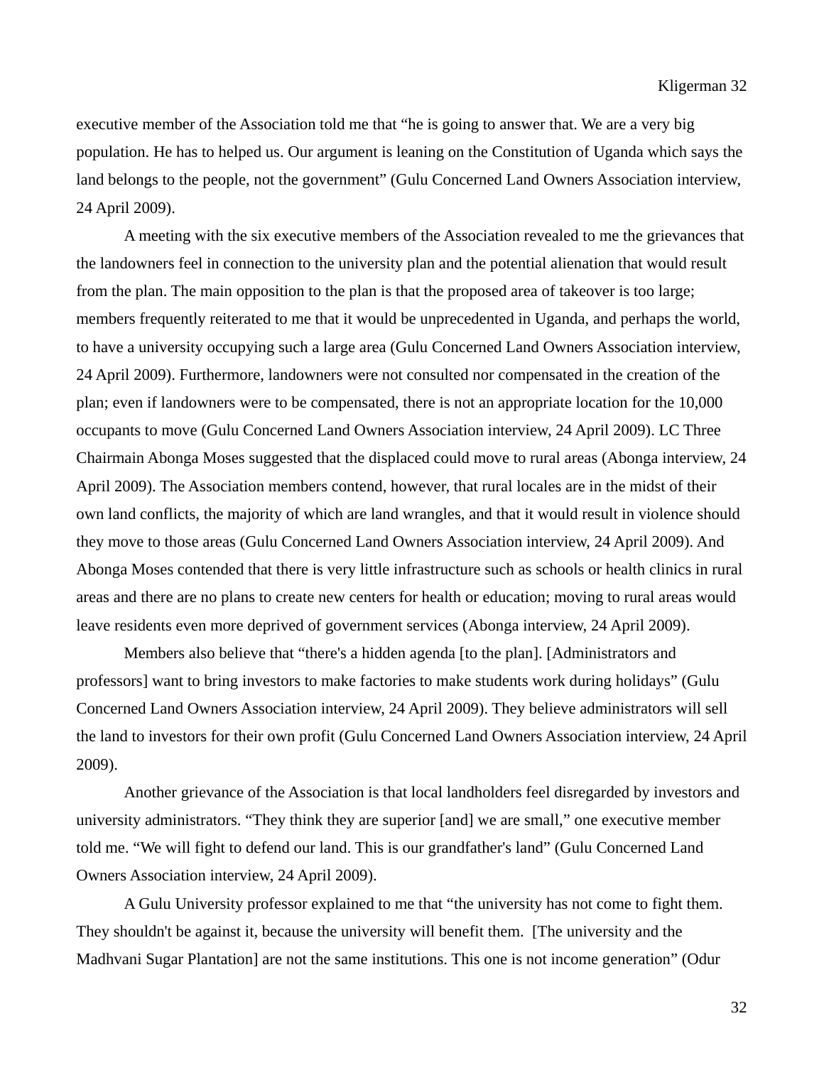executive member of the Association told me that "he is going to answer that. We are a very big population. He has to helped us. Our argument is leaning on the Constitution of Uganda which says the land belongs to the people, not the government" (Gulu Concerned Land Owners Association interview, 24 April 2009).

A meeting with the six executive members of the Association revealed to me the grievances that the landowners feel in connection to the university plan and the potential alienation that would result from the plan. The main opposition to the plan is that the proposed area of takeover is too large; members frequently reiterated to me that it would be unprecedented in Uganda, and perhaps the world, to have a university occupying such a large area (Gulu Concerned Land Owners Association interview, 24 April 2009). Furthermore, landowners were not consulted nor compensated in the creation of the plan; even if landowners were to be compensated, there is not an appropriate location for the 10,000 occupants to move (Gulu Concerned Land Owners Association interview, 24 April 2009). LC Three Chairmain Abonga Moses suggested that the displaced could move to rural areas (Abonga interview, 24 April 2009). The Association members contend, however, that rural locales are in the midst of their own land conflicts, the majority of which are land wrangles, and that it would result in violence should they move to those areas (Gulu Concerned Land Owners Association interview, 24 April 2009). And Abonga Moses contended that there is very little infrastructure such as schools or health clinics in rural areas and there are no plans to create new centers for health or education; moving to rural areas would leave residents even more deprived of government services (Abonga interview, 24 April 2009).

Members also believe that "there's a hidden agenda [to the plan]. [Administrators and professors] want to bring investors to make factories to make students work during holidays" (Gulu Concerned Land Owners Association interview, 24 April 2009). They believe administrators will sell the land to investors for their own profit (Gulu Concerned Land Owners Association interview, 24 April 2009).

Another grievance of the Association is that local landholders feel disregarded by investors and university administrators. "They think they are superior [and] we are small," one executive member told me. "We will fight to defend our land. This is our grandfather's land" (Gulu Concerned Land Owners Association interview, 24 April 2009).

A Gulu University professor explained to me that "the university has not come to fight them. They shouldn't be against it, because the university will benefit them. [The university and the Madhvani Sugar Plantation] are not the same institutions. This one is not income generation" (Odur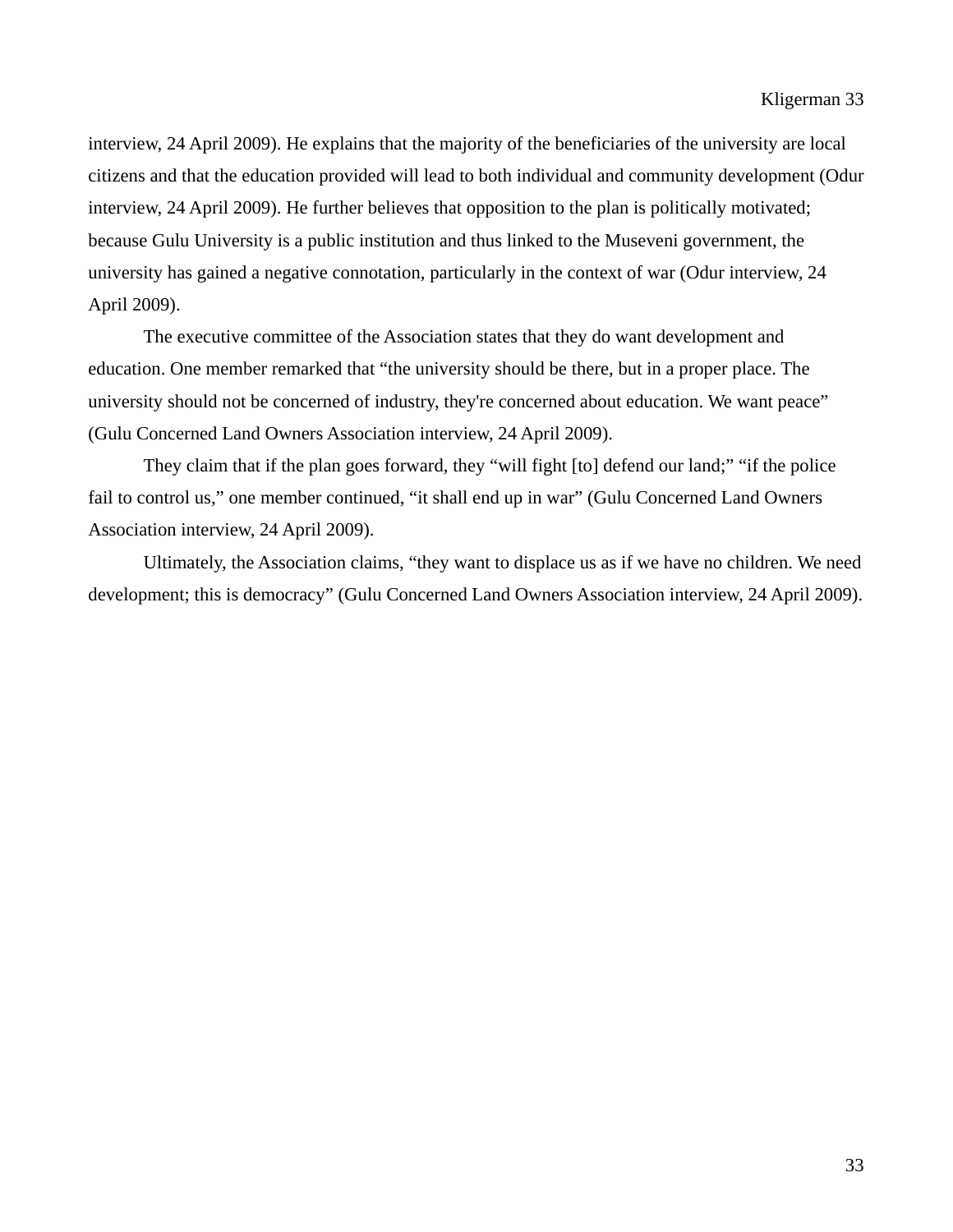interview, 24 April 2009). He explains that the majority of the beneficiaries of the university are local citizens and that the education provided will lead to both individual and community development (Odur interview, 24 April 2009). He further believes that opposition to the plan is politically motivated; because Gulu University is a public institution and thus linked to the Museveni government, the university has gained a negative connotation, particularly in the context of war (Odur interview, 24 April 2009).

The executive committee of the Association states that they do want development and education. One member remarked that "the university should be there, but in a proper place. The university should not be concerned of industry, they're concerned about education. We want peace" (Gulu Concerned Land Owners Association interview, 24 April 2009).

They claim that if the plan goes forward, they "will fight [to] defend our land;" "if the police fail to control us," one member continued, "it shall end up in war" (Gulu Concerned Land Owners Association interview, 24 April 2009).

Ultimately, the Association claims, "they want to displace us as if we have no children. We need development; this is democracy" (Gulu Concerned Land Owners Association interview, 24 April 2009).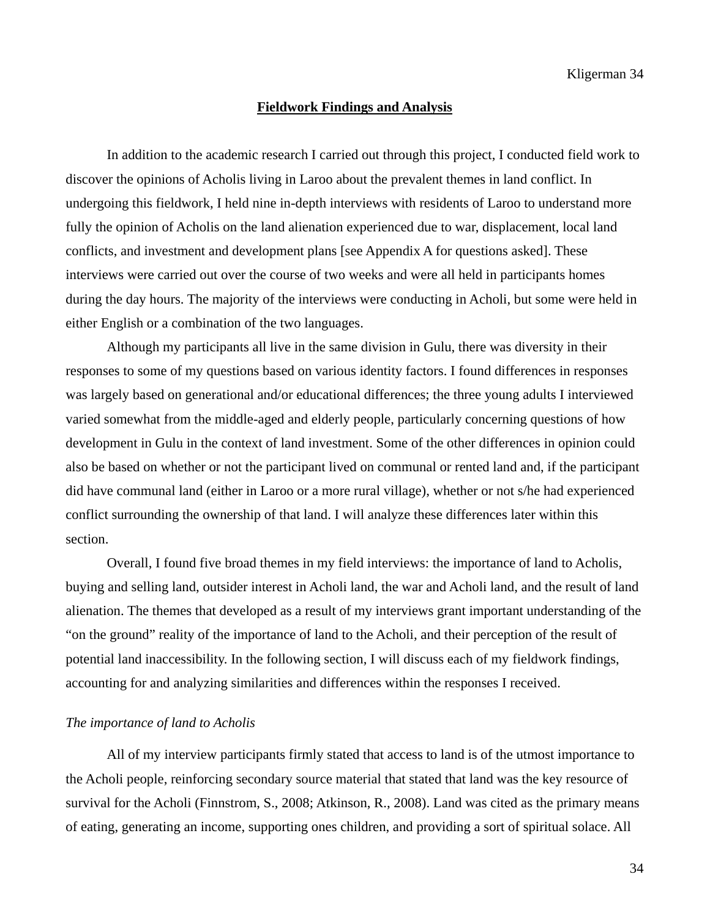## **Fieldwork Findings and Analysis**

In addition to the academic research I carried out through this project, I conducted field work to discover the opinions of Acholis living in Laroo about the prevalent themes in land conflict. In undergoing this fieldwork, I held nine in-depth interviews with residents of Laroo to understand more fully the opinion of Acholis on the land alienation experienced due to war, displacement, local land conflicts, and investment and development plans [see Appendix A for questions asked]. These interviews were carried out over the course of two weeks and were all held in participants homes during the day hours. The majority of the interviews were conducting in Acholi, but some were held in either English or a combination of the two languages.

Although my participants all live in the same division in Gulu, there was diversity in their responses to some of my questions based on various identity factors. I found differences in responses was largely based on generational and/or educational differences; the three young adults I interviewed varied somewhat from the middle-aged and elderly people, particularly concerning questions of how development in Gulu in the context of land investment. Some of the other differences in opinion could also be based on whether or not the participant lived on communal or rented land and, if the participant did have communal land (either in Laroo or a more rural village), whether or not s/he had experienced conflict surrounding the ownership of that land. I will analyze these differences later within this section.

Overall, I found five broad themes in my field interviews: the importance of land to Acholis, buying and selling land, outsider interest in Acholi land, the war and Acholi land, and the result of land alienation. The themes that developed as a result of my interviews grant important understanding of the "on the ground" reality of the importance of land to the Acholi, and their perception of the result of potential land inaccessibility. In the following section, I will discuss each of my fieldwork findings, accounting for and analyzing similarities and differences within the responses I received.

### *The importance of land to Acholis*

All of my interview participants firmly stated that access to land is of the utmost importance to the Acholi people, reinforcing secondary source material that stated that land was the key resource of survival for the Acholi (Finnstrom, S., 2008; Atkinson, R., 2008). Land was cited as the primary means of eating, generating an income, supporting ones children, and providing a sort of spiritual solace. All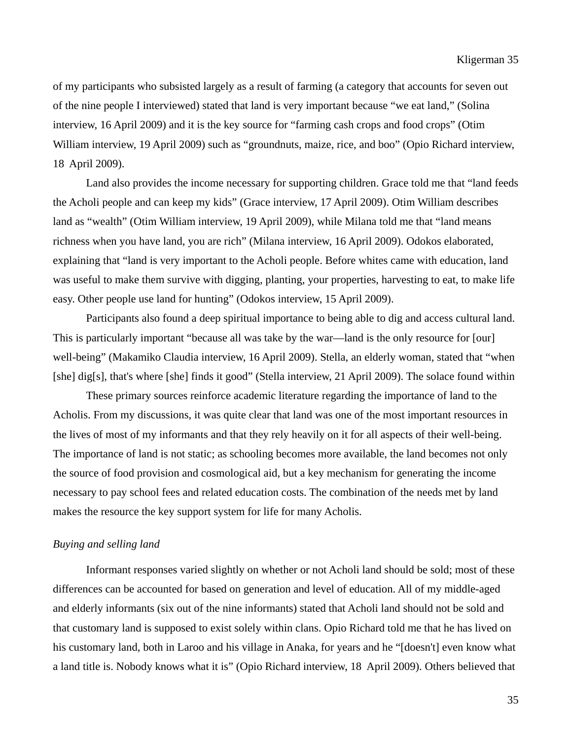of my participants who subsisted largely as a result of farming (a category that accounts for seven out of the nine people I interviewed) stated that land is very important because "we eat land," (Solina interview, 16 April 2009) and it is the key source for "farming cash crops and food crops" (Otim William interview, 19 April 2009) such as "groundnuts, maize, rice, and boo" (Opio Richard interview, 18 April 2009).

Land also provides the income necessary for supporting children. Grace told me that "land feeds the Acholi people and can keep my kids" (Grace interview, 17 April 2009). Otim William describes land as "wealth" (Otim William interview, 19 April 2009), while Milana told me that "land means richness when you have land, you are rich" (Milana interview, 16 April 2009). Odokos elaborated, explaining that "land is very important to the Acholi people. Before whites came with education, land was useful to make them survive with digging, planting, your properties, harvesting to eat, to make life easy. Other people use land for hunting" (Odokos interview, 15 April 2009).

Participants also found a deep spiritual importance to being able to dig and access cultural land. This is particularly important "because all was take by the war—land is the only resource for [our] well-being" (Makamiko Claudia interview, 16 April 2009). Stella, an elderly woman, stated that "when [she] dig[s], that's where [she] finds it good" (Stella interview, 21 April 2009). The solace found within

These primary sources reinforce academic literature regarding the importance of land to the Acholis. From my discussions, it was quite clear that land was one of the most important resources in the lives of most of my informants and that they rely heavily on it for all aspects of their well-being. The importance of land is not static; as schooling becomes more available, the land becomes not only the source of food provision and cosmological aid, but a key mechanism for generating the income necessary to pay school fees and related education costs. The combination of the needs met by land makes the resource the key support system for life for many Acholis.

*Buying and selling land*

Informant responses varied slightly on whether or not Acholi land should be sold; most of these differences can be accounted for based on generation and level of education. All of my middle-aged and elderly informants (six out of the nine informants) stated that Acholi land should not be sold and that customary land is supposed to exist solely within clans. Opio Richard told me that he has lived on his customary land, both in Laroo and his village in Anaka, for years and he "[doesn't] even know what a land title is. Nobody knows what it is" (Opio Richard interview, 18 April 2009). Others believed that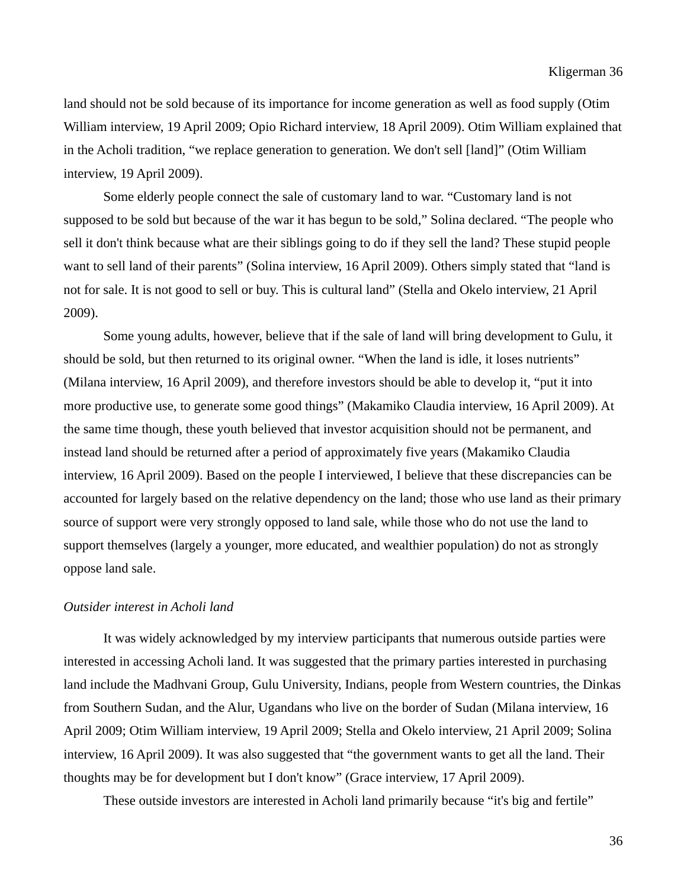land should not be sold because of its importance for income generation as well as food supply (Otim William interview, 19 April 2009; Opio Richard interview, 18 April 2009). Otim William explained that in the Acholi tradition, "we replace generation to generation. We don't sell [land]" (Otim William interview, 19 April 2009).

Some elderly people connect the sale of customary land to war. "Customary land is not supposed to be sold but because of the war it has begun to be sold," Solina declared. "The people who sell it don't think because what are their siblings going to do if they sell the land? These stupid people want to sell land of their parents" (Solina interview, 16 April 2009). Others simply stated that "land is not for sale. It is not good to sell or buy. This is cultural land" (Stella and Okelo interview, 21 April 2009).

Some young adults, however, believe that if the sale of land will bring development to Gulu, it should be sold, but then returned to its original owner. "When the land is idle, it loses nutrients" (Milana interview, 16 April 2009), and therefore investors should be able to develop it, "put it into more productive use, to generate some good things" (Makamiko Claudia interview, 16 April 2009). At the same time though, these youth believed that investor acquisition should not be permanent, and instead land should be returned after a period of approximately five years (Makamiko Claudia interview, 16 April 2009). Based on the people I interviewed, I believe that these discrepancies can be accounted for largely based on the relative dependency on the land; those who use land as their primary source of support were very strongly opposed to land sale, while those who do not use the land to support themselves (largely a younger, more educated, and wealthier population) do not as strongly oppose land sale.

*Outsider interest in Acholi land*

It was widely acknowledged by my interview participants that numerous outside parties were interested in accessing Acholi land. It was suggested that the primary parties interested in purchasing land include the Madhvani Group, Gulu University, Indians, people from Western countries, the Dinkas from Southern Sudan, and the Alur, Ugandans who live on the border of Sudan (Milana interview, 16 April 2009; Otim William interview, 19 April 2009; Stella and Okelo interview, 21 April 2009; Solina interview, 16 April 2009). It was also suggested that "the government wants to get all the land. Their thoughts may be for development but I don't know" (Grace interview, 17 April 2009).

These outside investors are interested in Acholi land primarily because "it's big and fertile"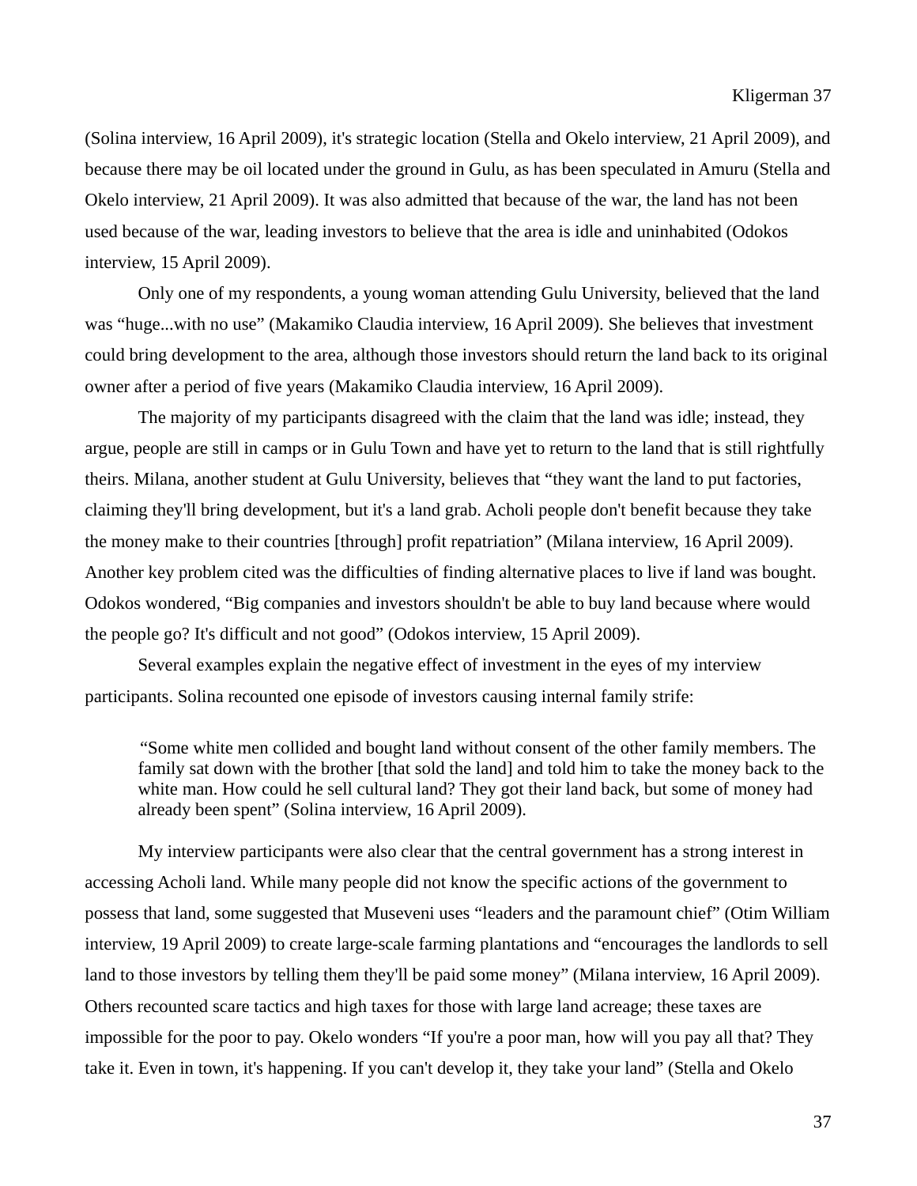(Solina interview, 16 April 2009), it's strategic location (Stella and Okelo interview, 21 April 2009), and because there may be oil located under the ground in Gulu, as has been speculated in Amuru (Stella and Okelo interview, 21 April 2009). It was also admitted that because of the war, the land has not been used because of the war, leading investors to believe that the area is idle and uninhabited (Odokos interview, 15 April 2009).

Only one of my respondents, a young woman attending Gulu University, believed that the land was "huge...with no use" (Makamiko Claudia interview, 16 April 2009). She believes that investment could bring development to the area, although those investors should return the land back to its original owner after a period of five years (Makamiko Claudia interview, 16 April 2009).

The majority of my participants disagreed with the claim that the land was idle; instead, they argue, people are still in camps or in Gulu Town and have yet to return to the land that is still rightfully theirs. Milana, another student at Gulu University, believes that "they want the land to put factories, claiming they'll bring development, but it's a land grab. Acholi people don't benefit because they take the money make to their countries [through] profit repatriation" (Milana interview, 16 April 2009). Another key problem cited was the difficulties of finding alternative places to live if land was bought. Odokos wondered, "Big companies and investors shouldn't be able to buy land because where would the people go? It's difficult and not good" (Odokos interview, 15 April 2009).

Several examples explain the negative effect of investment in the eyes of my interview participants. Solina recounted one episode of investors causing internal family strife:

> "Some white men collided and bought land without consent of the other family members. The family sat down with the brother [that sold the land] and told him to take the money back to the white man. How could he sell cultural land? They got their land back, but some of money had already been spent" (Solina interview, 16 April 2009).

My interview participants were also clear that the central government has a strong interest in accessing Acholi land. While many people did not know the specific actions of the government to possess that land, some suggested that Museveni uses "leaders and the paramount chief" (Otim William interview, 19 April 2009) to create large-scale farming plantations and "encourages the landlords to sell land to those investors by telling them they'll be paid some money" (Milana interview, 16 April 2009). Others recounted scare tactics and high taxes for those with large land acreage; these taxes are impossible for the poor to pay. Okelo wonders "If you're a poor man, how will you pay all that? They take it. Even in town, it's happening. If you can't develop it, they take your land" (Stella and Okelo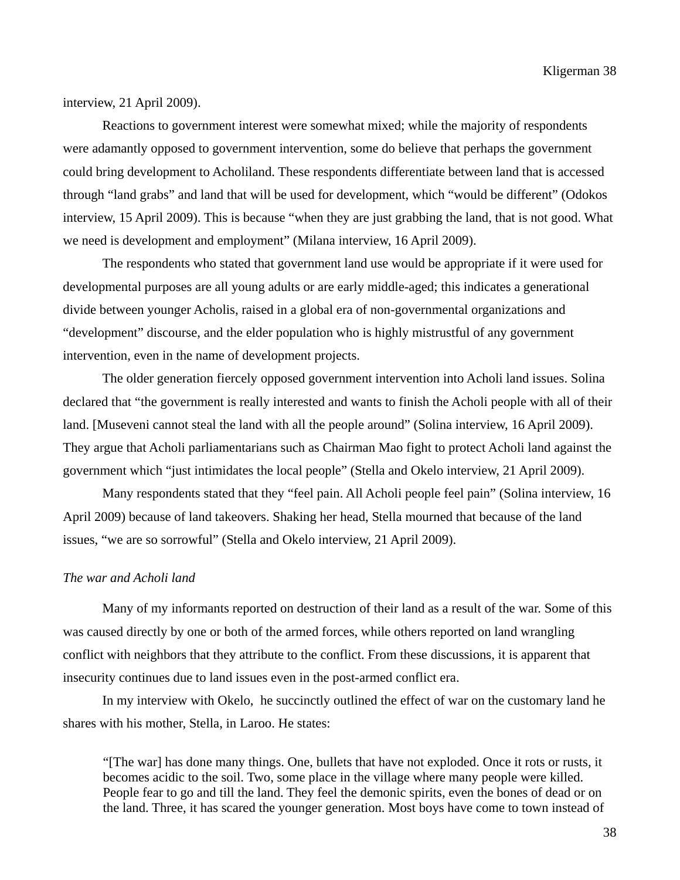interview, 21 April 2009).

Reactions to government interest were somewhat mixed; while the majority of respondents were adamantly opposed to government intervention, some do believe that perhaps the government could bring development to Acholiland. These respondents differentiate between land that is accessed through "land grabs" and land that will be used for development, which "would be different" (Odokos interview, 15 April 2009). This is because "when they are just grabbing the land, that is not good. What we need is development and employment" (Milana interview, 16 April 2009).

The respondents who stated that government land use would be appropriate if it were used for developmental purposes are all young adults or are early middle-aged; this indicates a generational divide between younger Acholis, raised in a global era of non-governmental organizations and "development" discourse, and the elder population who is highly mistrustful of any government intervention, even in the name of development projects.

The older generation fiercely opposed government intervention into Acholi land issues. Solina declared that "the government is really interested and wants to finish the Acholi people with all of their land. [Museveni cannot steal the land with all the people around" (Solina interview, 16 April 2009). They argue that Acholi parliamentarians such as Chairman Mao fight to protect Acholi land against the government which "just intimidates the local people" (Stella and Okelo interview, 21 April 2009).

Many respondents stated that they "feel pain. All Acholi people feel pain" (Solina interview, 16 April 2009) because of land takeovers. Shaking her head, Stella mourned that because of the land issues, "we are so sorrowful" (Stella and Okelo interview, 21 April 2009).

*The war and Acholi land*

Many of my informants reported on destruction of their land as a result of the war. Some of this was caused directly by one or both of the armed forces, while others reported on land wrangling conflict with neighbors that they attribute to the conflict. From these discussions, it is apparent that insecurity continues due to land issues even in the post-armed conflict era.

In my interview with Okelo, he succinctly outlined the effect of war on the customary land he shares with his mother, Stella, in Laroo. He states:

> "[The war] has done many things. One, bullets that have not exploded. Once it rots or rusts, it becomes acidic to the soil. Two, some place in the village where many people were killed. People fear to go and till the land. They feel the demonic spirits, even the bones of dead or on the land. Three, it has scared the younger generation. Most boys have come to town instead of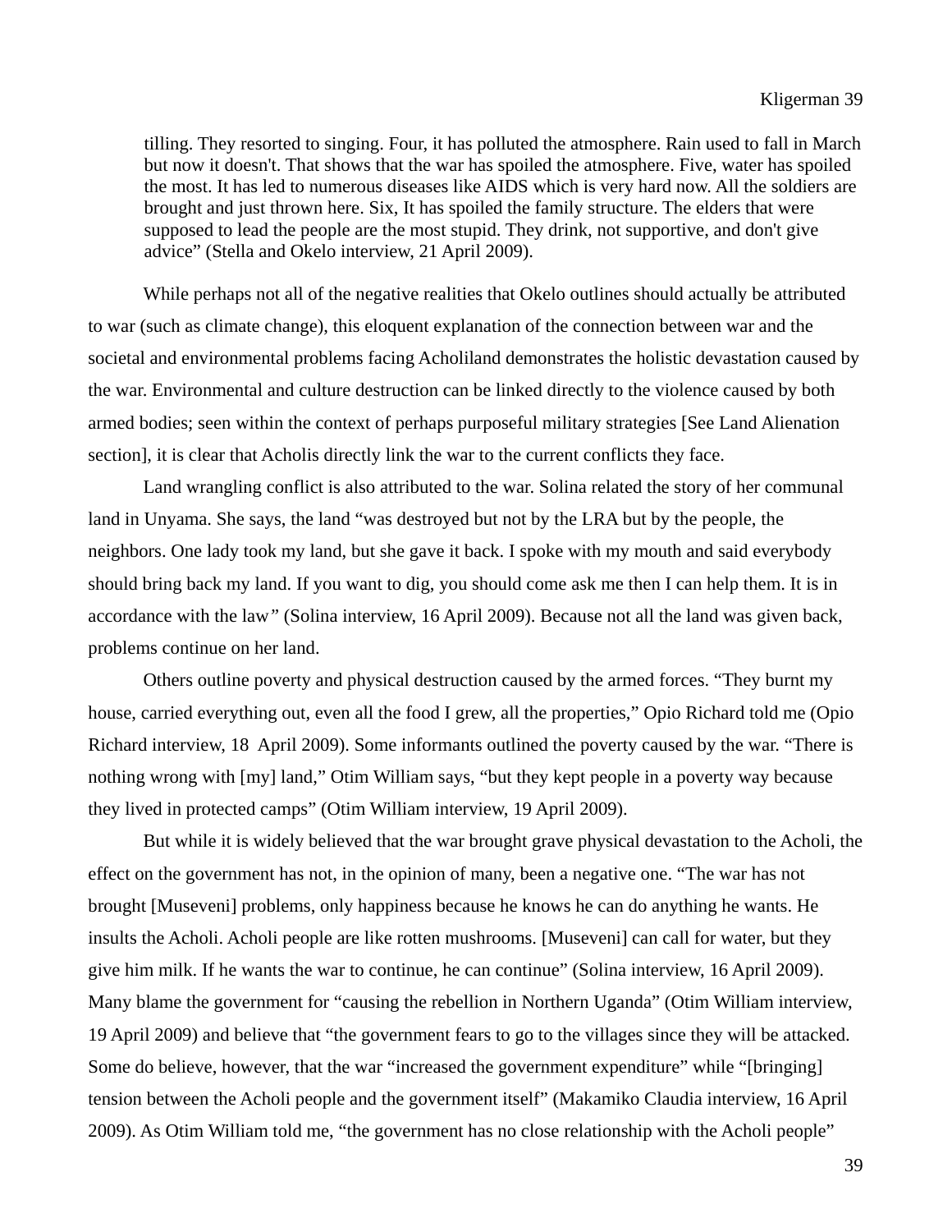> tilling. They resorted to singing. Four, it has polluted the atmosphere. Rain used to fall in March but now it doesn't. That shows that the war has spoiled the atmosphere. Five, water has spoiled the most. It has led to numerous diseases like AIDS which is very hard now. All the soldiers are brought and just thrown here. Six, It has spoiled the family structure. The elders that were supposed to lead the people are the most stupid. They drink, not supportive, and don't give advice" (Stella and Okelo interview, 21 April 2009).

While perhaps not all of the negative realities that Okelo outlines should actually be attributed to war (such as climate change), this eloquent explanation of the connection between war and the societal and environmental problems facing Acholiland demonstrates the holistic devastation caused by the war. Environmental and culture destruction can be linked directly to the violence caused by both armed bodies; seen within the context of perhaps purposeful military strategies [See Land Alienation section], it is clear that Acholis directly link the war to the current conflicts they face.

Land wrangling conflict is also attributed to the war. Solina related the story of her communal land in Unyama. She says, the land "was destroyed but not by the LRA but by the people, the neighbors. One lady took my land, but she gave it back. I spoke with my mouth and said everybody should bring back my land. If you want to dig, you should come ask me then I can help them. It is in accordance with the law" (Solina interview, 16 April 2009). Because not all the land was given back, problems continue on her land.

Others outline poverty and physical destruction caused by the armed forces. "They burnt my house, carried everything out, even all the food I grew, all the properties," Opio Richard told me (Opio Richard interview, 18 April 2009). Some informants outlined the poverty caused by the war. "There is nothing wrong with [my] land," Otim William says, "but they kept people in a poverty way because they lived in protected camps" (Otim William interview, 19 April 2009).

But while it is widely believed that the war brought grave physical devastation to the Acholi, the effect on the government has not, in the opinion of many, been a negative one. "The war has not brought [Museveni] problems, only happiness because he knows he can do anything he wants. He insults the Acholi. Acholi people are like rotten mushrooms. [Museveni] can call for water, but they give him milk. If he wants the war to continue, he can continue" (Solina interview, 16 April 2009). Many blame the government for "causing the rebellion in Northern Uganda" (Otim William interview, 19 April 2009) and believe that "the government fears to go to the villages since they will be attacked. Some do believe, however, that the war "increased the government expenditure" while "[bringing] tension between the Acholi people and the government itself" (Makamiko Claudia interview, 16 April 2009). As Otim William told me, "the government has no close relationship with the Acholi people"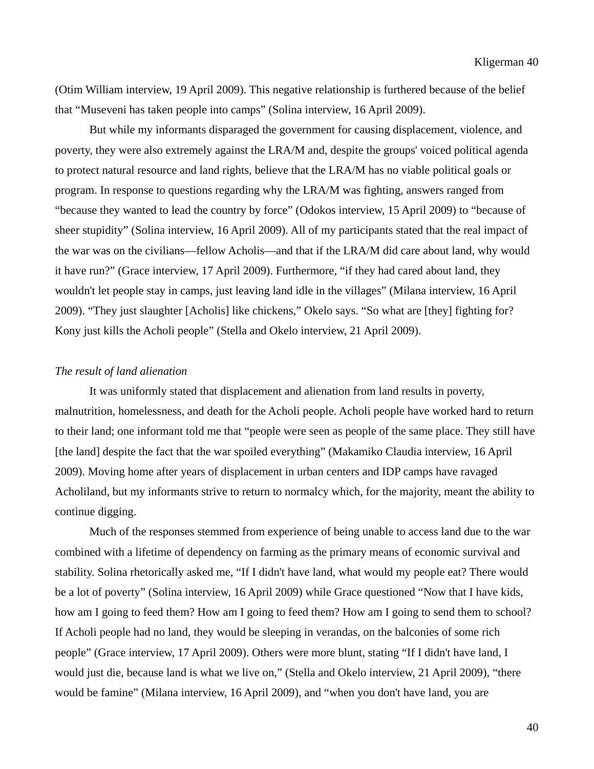(Otim William interview, 19 April 2009). This negative relationship is furthered because of the belief that “Museveni has taken people into camps” (Solina interview, 16 April 2009).

But while my informants disparaged the government for causing displacement, violence, and poverty, they were also extremely against the LRA/M and, despite the groups' voiced political agenda to protect natural resource and land rights, believe that the LRA/M has no viable political goals or program. In response to questions regarding why the LRA/M was fighting, answers ranged from “because they wanted to lead the country by force” (Odokos interview, 15 April 2009) to “because of sheer stupidity” (Solina interview, 16 April 2009). All of my participants stated that the real impact of the war was on the civilians—fellow Acholis—and that if the LRA/M did care about land, why would it have run?” (Grace interview, 17 April 2009). Furthermore, “if they had cared about land, they wouldn't let people stay in camps, just leaving land idle in the villages” (Milana interview, 16 April 2009). “They just slaughter [Acholis] like chickens,” Okelo says. “So what are [they] fighting for? Kony just kills the Acholi people” (Stella and Okelo interview, 21 April 2009).

*The result of land alienation*

It was uniformly stated that displacement and alienation from land results in poverty, malnutrition, homelessness, and death for the Acholi people. Acholi people have worked hard to return to their land; one informant told me that “people were seen as people of the same place. They still have [the land] despite the fact that the war spoiled everything” (Makamiko Claudia interview, 16 April 2009). Moving home after years of displacement in urban centers and IDP camps have ravaged Acholiland, but my informants strive to return to normalcy which, for the majority, meant the ability to continue digging.

Much of the responses stemmed from experience of being unable to access land due to the war combined with a lifetime of dependency on farming as the primary means of economic survival and stability. Solina rhetorically asked me, “If I didn't have land, what would my people eat? There would be a lot of poverty” (Solina interview, 16 April 2009) while Grace questioned “Now that I have kids, how am I going to feed them? How am I going to feed them? How am I going to send them to school? If Acholi people had no land, they would be sleeping in verandas, on the balconies of some rich people” (Grace interview, 17 April 2009). Others were more blunt, stating “If I didn't have land, I would just die, because land is what we live on,” (Stella and Okelo interview, 21 April 2009), “there would be famine” (Milana interview, 16 April 2009), and “when you don't have land, you are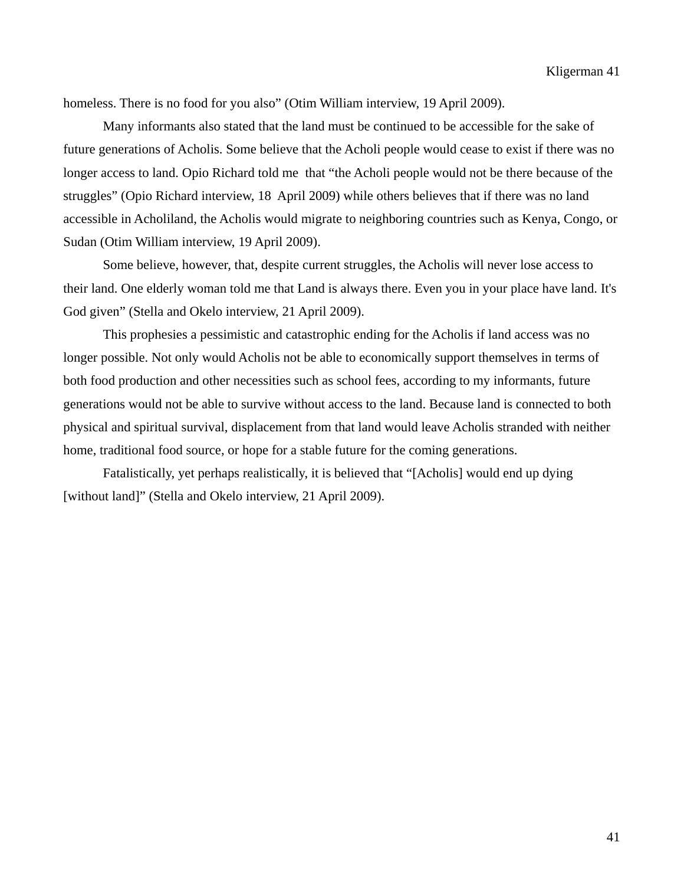homeless. There is no food for you also" (Otim William interview, 19 April 2009).

Many informants also stated that the land must be continued to be accessible for the sake of future generations of Acholis. Some believe that the Acholi people would cease to exist if there was no longer access to land. Opio Richard told me that "the Acholi people would not be there because of the struggles" (Opio Richard interview, 18 April 2009) while others believes that if there was no land accessible in Acholiland, the Acholis would migrate to neighboring countries such as Kenya, Congo, or Sudan (Otim William interview, 19 April 2009).

Some believe, however, that, despite current struggles, the Acholis will never lose access to their land. One elderly woman told me that Land is always there. Even you in your place have land. It's God given" (Stella and Okelo interview, 21 April 2009).

This prophesies a pessimistic and catastrophic ending for the Acholis if land access was no longer possible. Not only would Acholis not be able to economically support themselves in terms of both food production and other necessities such as school fees, according to my informants, future generations would not be able to survive without access to the land. Because land is connected to both physical and spiritual survival, displacement from that land would leave Acholis stranded with neither home, traditional food source, or hope for a stable future for the coming generations.

Fatalistically, yet perhaps realistically, it is believed that "[Acholis] would end up dying [without land]" (Stella and Okelo interview, 21 April 2009).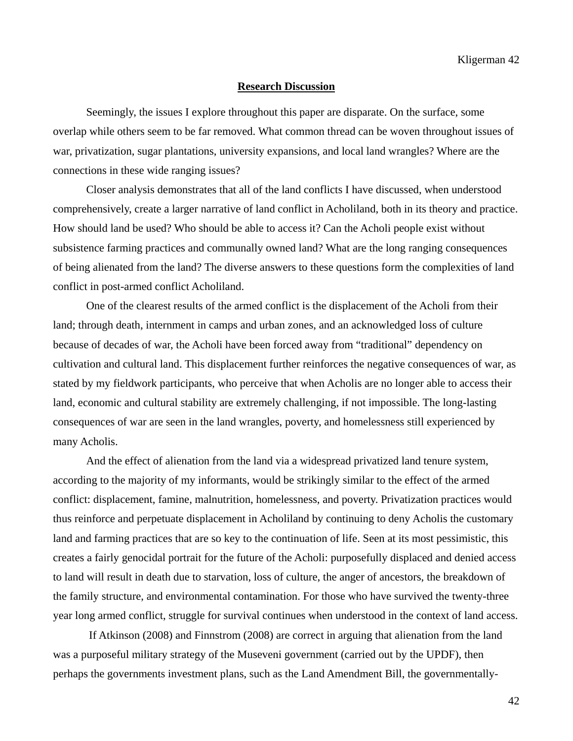## Research Discussion

Seemingly, the issues I explore throughout this paper are disparate. On the surface, some overlap while others seem to be far removed. What common thread can be woven throughout issues of war, privatization, sugar plantations, university expansions, and local land wrangles? Where are the connections in these wide ranging issues?

Closer analysis demonstrates that all of the land conflicts I have discussed, when understood comprehensively, create a larger narrative of land conflict in Acholiland, both in its theory and practice. How should land be used? Who should be able to access it? Can the Acholi people exist without subsistence farming practices and communally owned land? What are the long ranging consequences of being alienated from the land? The diverse answers to these questions form the complexities of land conflict in post-armed conflict Acholiland.

One of the clearest results of the armed conflict is the displacement of the Acholi from their land; through death, internment in camps and urban zones, and an acknowledged loss of culture because of decades of war, the Acholi have been forced away from "traditional" dependency on cultivation and cultural land. This displacement further reinforces the negative consequences of war, as stated by my fieldwork participants, who perceive that when Acholis are no longer able to access their land, economic and cultural stability are extremely challenging, if not impossible. The long-lasting consequences of war are seen in the land wrangles, poverty, and homelessness still experienced by many Acholis.

And the effect of alienation from the land via a widespread privatized land tenure system, according to the majority of my informants, would be strikingly similar to the effect of the armed conflict: displacement, famine, malnutrition, homelessness, and poverty. Privatization practices would thus reinforce and perpetuate displacement in Acholiland by continuing to deny Acholis the customary land and farming practices that are so key to the continuation of life. Seen at its most pessimistic, this creates a fairly genocidal portrait for the future of the Acholi: purposefully displaced and denied access to land will result in death due to starvation, loss of culture, the anger of ancestors, the breakdown of the family structure, and environmental contamination. For those who have survived the twenty-three year long armed conflict, struggle for survival continues when understood in the context of land access.

If Atkinson (2008) and Finnstrom (2008) are correct in arguing that alienation from the land was a purposeful military strategy of the Museveni government (carried out by the UPDF), then perhaps the governments investment plans, such as the Land Amendment Bill, the governmentally-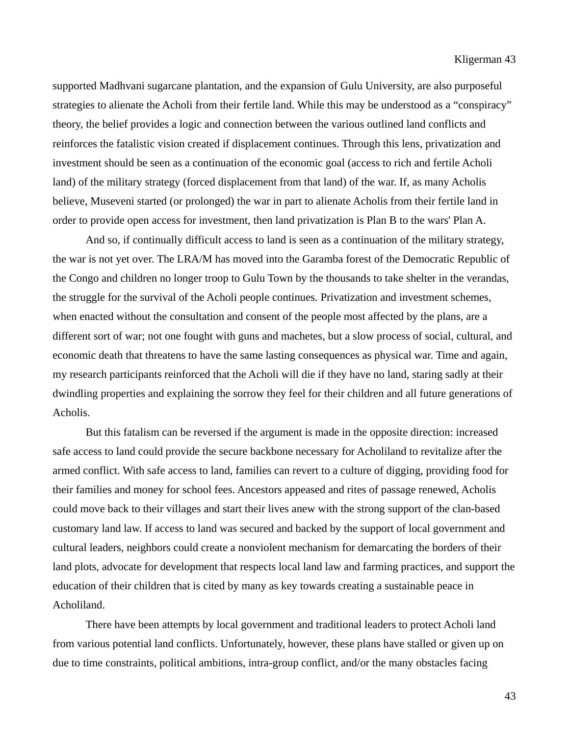supported Madhvani sugarcane plantation, and the expansion of Gulu University, are also purposeful strategies to alienate the Acholi from their fertile land. While this may be understood as a "conspiracy" theory, the belief provides a logic and connection between the various outlined land conflicts and reinforces the fatalistic vision created if displacement continues. Through this lens, privatization and investment should be seen as a continuation of the economic goal (access to rich and fertile Acholi land) of the military strategy (forced displacement from that land) of the war. If, as many Acholis believe, Museveni started (or prolonged) the war in part to alienate Acholis from their fertile land in order to provide open access for investment, then land privatization is Plan B to the wars' Plan A.

And so, if continually difficult access to land is seen as a continuation of the military strategy, the war is not yet over. The LRA/M has moved into the Garamba forest of the Democratic Republic of the Congo and children no longer troop to Gulu Town by the thousands to take shelter in the verandas, the struggle for the survival of the Acholi people continues. Privatization and investment schemes, when enacted without the consultation and consent of the people most affected by the plans, are a different sort of war; not one fought with guns and machetes, but a slow process of social, cultural, and economic death that threatens to have the same lasting consequences as physical war. Time and again, my research participants reinforced that the Acholi will die if they have no land, staring sadly at their dwindling properties and explaining the sorrow they feel for their children and all future generations of Acholis.

But this fatalism can be reversed if the argument is made in the opposite direction: increased safe access to land could provide the secure backbone necessary for Acholiland to revitalize after the armed conflict. With safe access to land, families can revert to a culture of digging, providing food for their families and money for school fees. Ancestors appeased and rites of passage renewed, Acholis could move back to their villages and start their lives anew with the strong support of the clan-based customary land law. If access to land was secured and backed by the support of local government and cultural leaders, neighbors could create a nonviolent mechanism for demarcating the borders of their land plots, advocate for development that respects local land law and farming practices, and support the education of their children that is cited by many as key towards creating a sustainable peace in Acholiland.

There have been attempts by local government and traditional leaders to protect Acholi land from various potential land conflicts. Unfortunately, however, these plans have stalled or given up on due to time constraints, political ambitions, intra-group conflict, and/or the many obstacles facing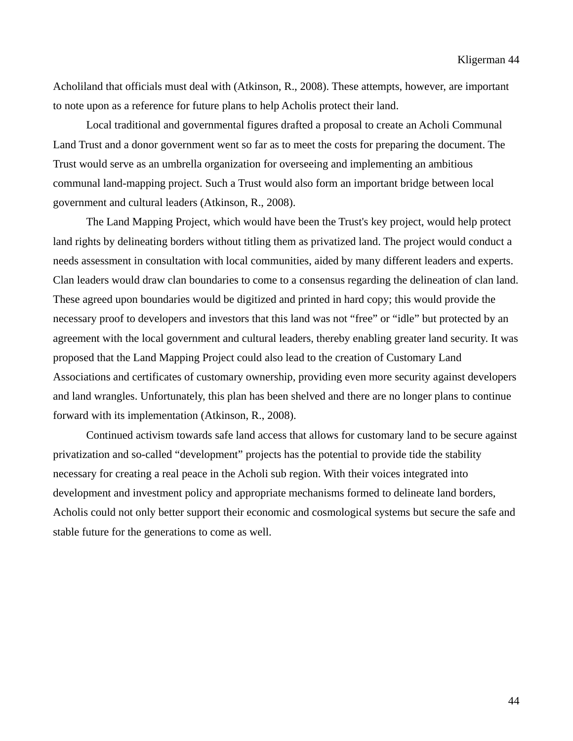Acholiland that officials must deal with (Atkinson, R., 2008). These attempts, however, are important to note upon as a reference for future plans to help Acholis protect their land.

Local traditional and governmental figures drafted a proposal to create an Acholi Communal Land Trust and a donor government went so far as to meet the costs for preparing the document. The Trust would serve as an umbrella organization for overseeing and implementing an ambitious communal land-mapping project. Such a Trust would also form an important bridge between local government and cultural leaders (Atkinson, R., 2008).

The Land Mapping Project, which would have been the Trust's key project, would help protect land rights by delineating borders without titling them as privatized land. The project would conduct a needs assessment in consultation with local communities, aided by many different leaders and experts. Clan leaders would draw clan boundaries to come to a consensus regarding the delineation of clan land. These agreed upon boundaries would be digitized and printed in hard copy; this would provide the necessary proof to developers and investors that this land was not "free" or "idle" but protected by an agreement with the local government and cultural leaders, thereby enabling greater land security. It was proposed that the Land Mapping Project could also lead to the creation of Customary Land Associations and certificates of customary ownership, providing even more security against developers and land wrangles. Unfortunately, this plan has been shelved and there are no longer plans to continue forward with its implementation (Atkinson, R., 2008).

Continued activism towards safe land access that allows for customary land to be secure against privatization and so-called "development" projects has the potential to provide tide the stability necessary for creating a real peace in the Acholi sub region. With their voices integrated into development and investment policy and appropriate mechanisms formed to delineate land borders, Acholis could not only better support their economic and cosmological systems but secure the safe and stable future for the generations to come as well.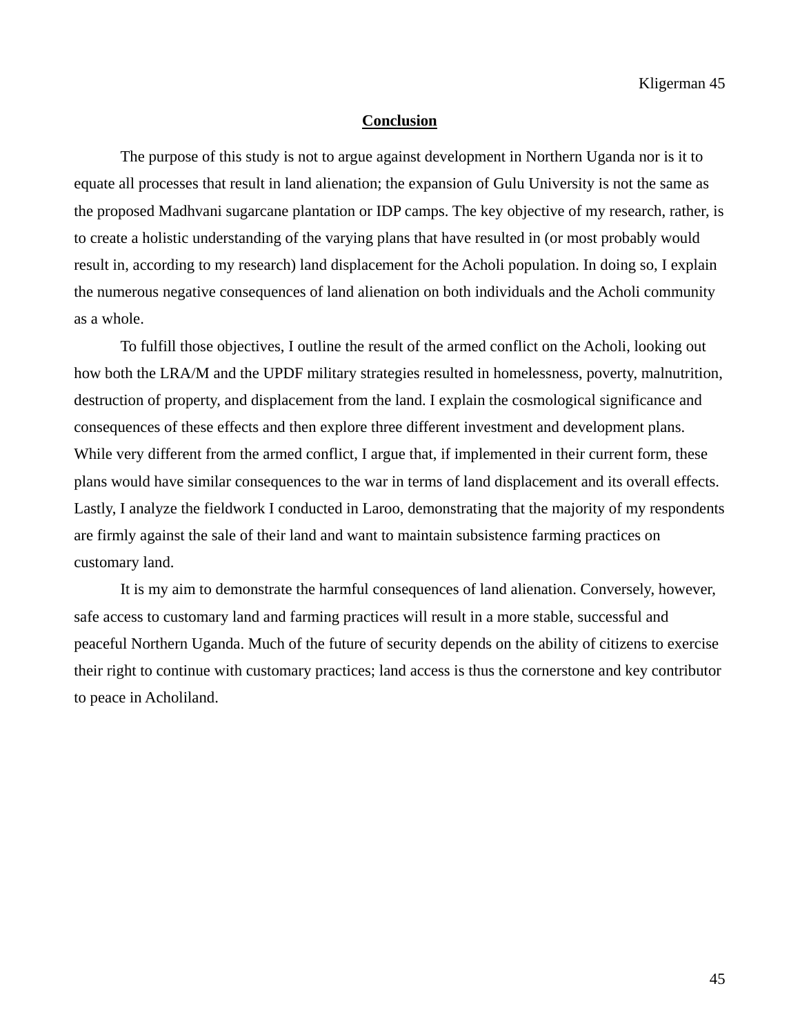## Conclusion

The purpose of this study is not to argue against development in Northern Uganda nor is it to equate all processes that result in land alienation; the expansion of Gulu University is not the same as the proposed Madhvani sugarcane plantation or IDP camps. The key objective of my research, rather, is to create a holistic understanding of the varying plans that have resulted in (or most probably would result in, according to my research) land displacement for the Acholi population. In doing so, I explain the numerous negative consequences of land alienation on both individuals and the Acholi community as a whole.

To fulfill those objectives, I outline the result of the armed conflict on the Acholi, looking out how both the LRA/M and the UPDF military strategies resulted in homelessness, poverty, malnutrition, destruction of property, and displacement from the land. I explain the cosmological significance and consequences of these effects and then explore three different investment and development plans. While very different from the armed conflict, I argue that, if implemented in their current form, these plans would have similar consequences to the war in terms of land displacement and its overall effects. Lastly, I analyze the fieldwork I conducted in Laroo, demonstrating that the majority of my respondents are firmly against the sale of their land and want to maintain subsistence farming practices on customary land.

It is my aim to demonstrate the harmful consequences of land alienation. Conversely, however, safe access to customary land and farming practices will result in a more stable, successful and peaceful Northern Uganda. Much of the future of security depends on the ability of citizens to exercise their right to continue with customary practices; land access is thus the cornerstone and key contributor to peace in Acholiland.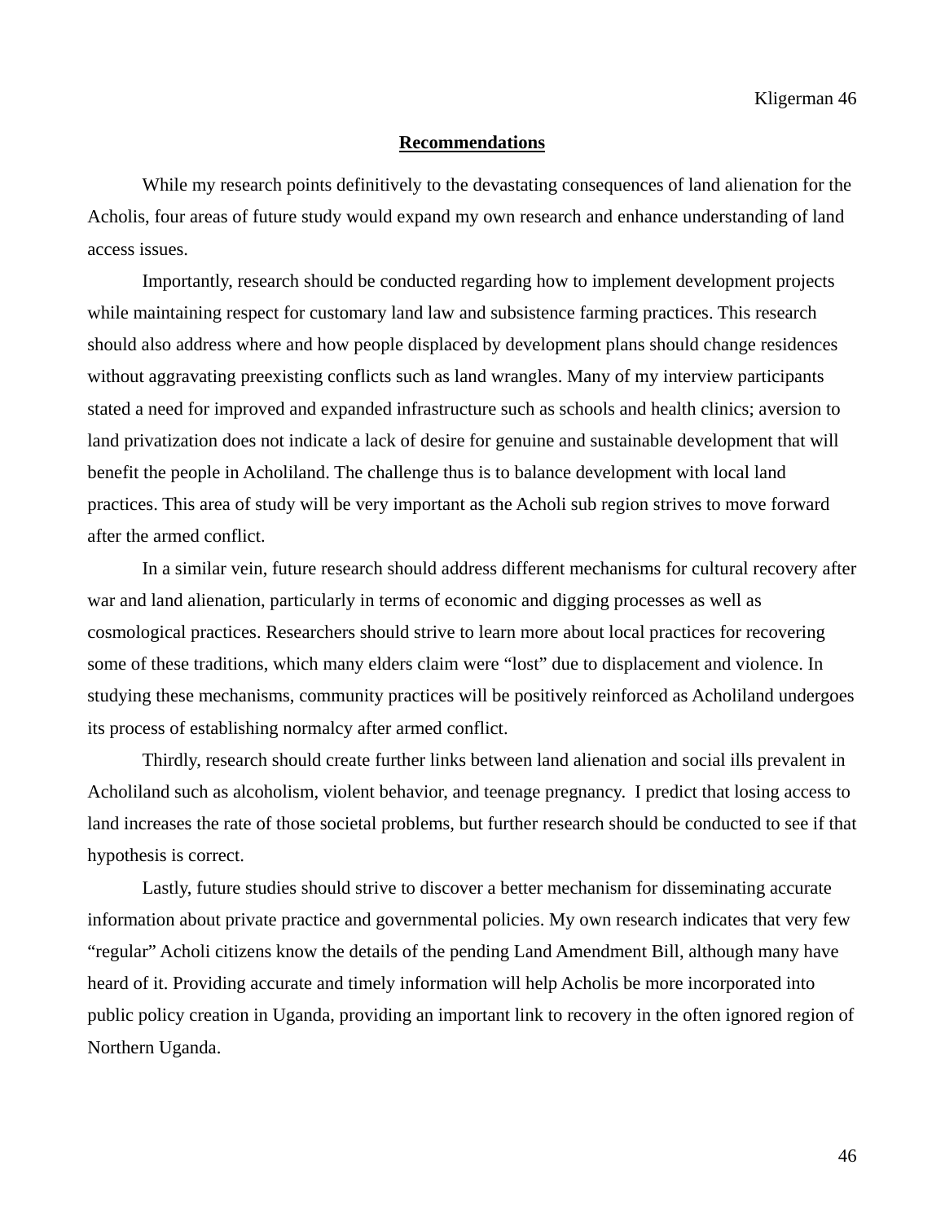## Recommendations

While my research points definitively to the devastating consequences of land alienation for the Acholis, four areas of future study would expand my own research and enhance understanding of land access issues.

Importantly, research should be conducted regarding how to implement development projects while maintaining respect for customary land law and subsistence farming practices. This research should also address where and how people displaced by development plans should change residences without aggravating preexisting conflicts such as land wrangles. Many of my interview participants stated a need for improved and expanded infrastructure such as schools and health clinics; aversion to land privatization does not indicate a lack of desire for genuine and sustainable development that will benefit the people in Acholiland. The challenge thus is to balance development with local land practices. This area of study will be very important as the Acholi sub region strives to move forward after the armed conflict.

In a similar vein, future research should address different mechanisms for cultural recovery after war and land alienation, particularly in terms of economic and digging processes as well as cosmological practices. Researchers should strive to learn more about local practices for recovering some of these traditions, which many elders claim were "lost" due to displacement and violence. In studying these mechanisms, community practices will be positively reinforced as Acholiland undergoes its process of establishing normalcy after armed conflict.

Thirdly, research should create further links between land alienation and social ills prevalent in Acholiland such as alcoholism, violent behavior, and teenage pregnancy. I predict that losing access to land increases the rate of those societal problems, but further research should be conducted to see if that hypothesis is correct.

Lastly, future studies should strive to discover a better mechanism for disseminating accurate information about private practice and governmental policies. My own research indicates that very few "regular" Acholi citizens know the details of the pending Land Amendment Bill, although many have heard of it. Providing accurate and timely information will help Acholis be more incorporated into public policy creation in Uganda, providing an important link to recovery in the often ignored region of Northern Uganda.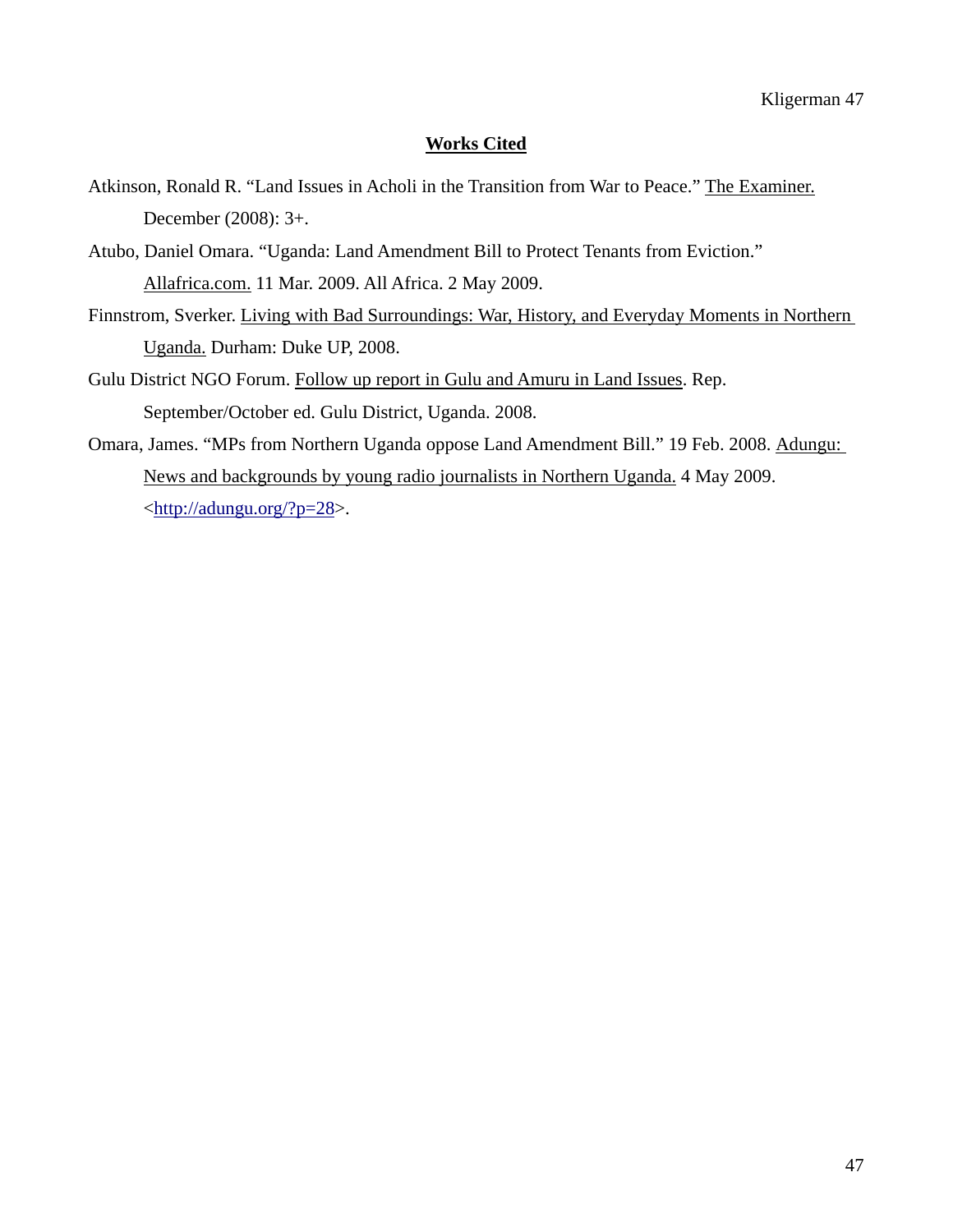## Works Cited

Atkinson, Ronald R. "Land Issues in Acholi in the Transition from War to Peace." The Examiner. December (2008): 3+.

Atubo, Daniel Omara. "Uganda: Land Amendment Bill to Protect Tenants from Eviction." Allafrica.com. 11 Mar. 2009. All Africa. 2 May 2009.

Finnstrom, Sverker. Living with Bad Surroundings: War, History, and Everyday Moments in Northern Uganda. Durham: Duke UP, 2008.

Gulu District NGO Forum. Follow up report in Gulu and Amuru in Land Issues. Rep. September/October ed. Gulu District, Uganda. 2008.

Omara, James. "MPs from Northern Uganda oppose Land Amendment Bill." 19 Feb. 2008. Adungu: News and backgrounds by young radio journalists in Northern Uganda. 4 May 2009. <http://adungu.org/?p=28>.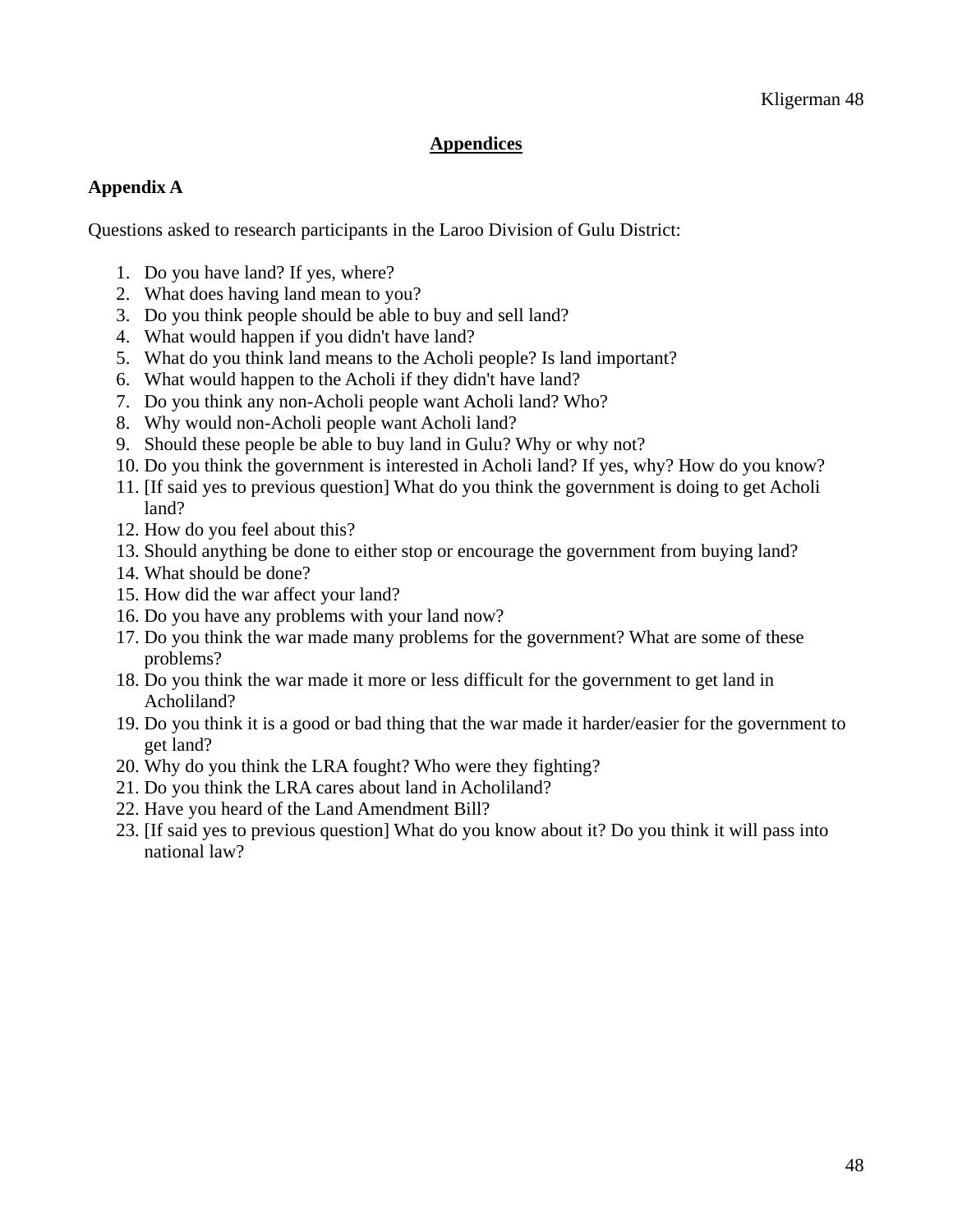# Appendices

## Appendix A

Questions asked to research participants in the Laroo Division of Gulu District:

1. Do you have land? If yes, where?
2. What does having land mean to you?
3. Do you think people should be able to buy and sell land?
4. What would happen if you didn't have land?
5. What do you think land means to the Acholi people? Is land important?
6. What would happen to the Acholi if they didn't have land?
7. Do you think any non-Acholi people want Acholi land? Who?
8. Why would non-Acholi people want Acholi land?
9. Should these people be able to buy land in Gulu? Why or why not?
10. Do you think the government is interested in Acholi land? If yes, why? How do you know?
11. [If said yes to previous question] What do you think the government is doing to get Acholi land?
12. How do you feel about this?
13. Should anything be done to either stop or encourage the government from buying land?
14. What should be done?
15. How did the war affect your land?
16. Do you have any problems with your land now?
17. Do you think the war made many problems for the government? What are some of these problems?
18. Do you think the war made it more or less difficult for the government to get land in Acholiland?
19. Do you think it is a good or bad thing that the war made it harder/easier for the government to get land?
20. Why do you think the LRA fought? Who were they fighting?
21. Do you think the LRA cares about land in Acholiland?
22. Have you heard of the Land Amendment Bill?
23. [If said yes to previous question] What do you know about it? Do you think it will pass into national law?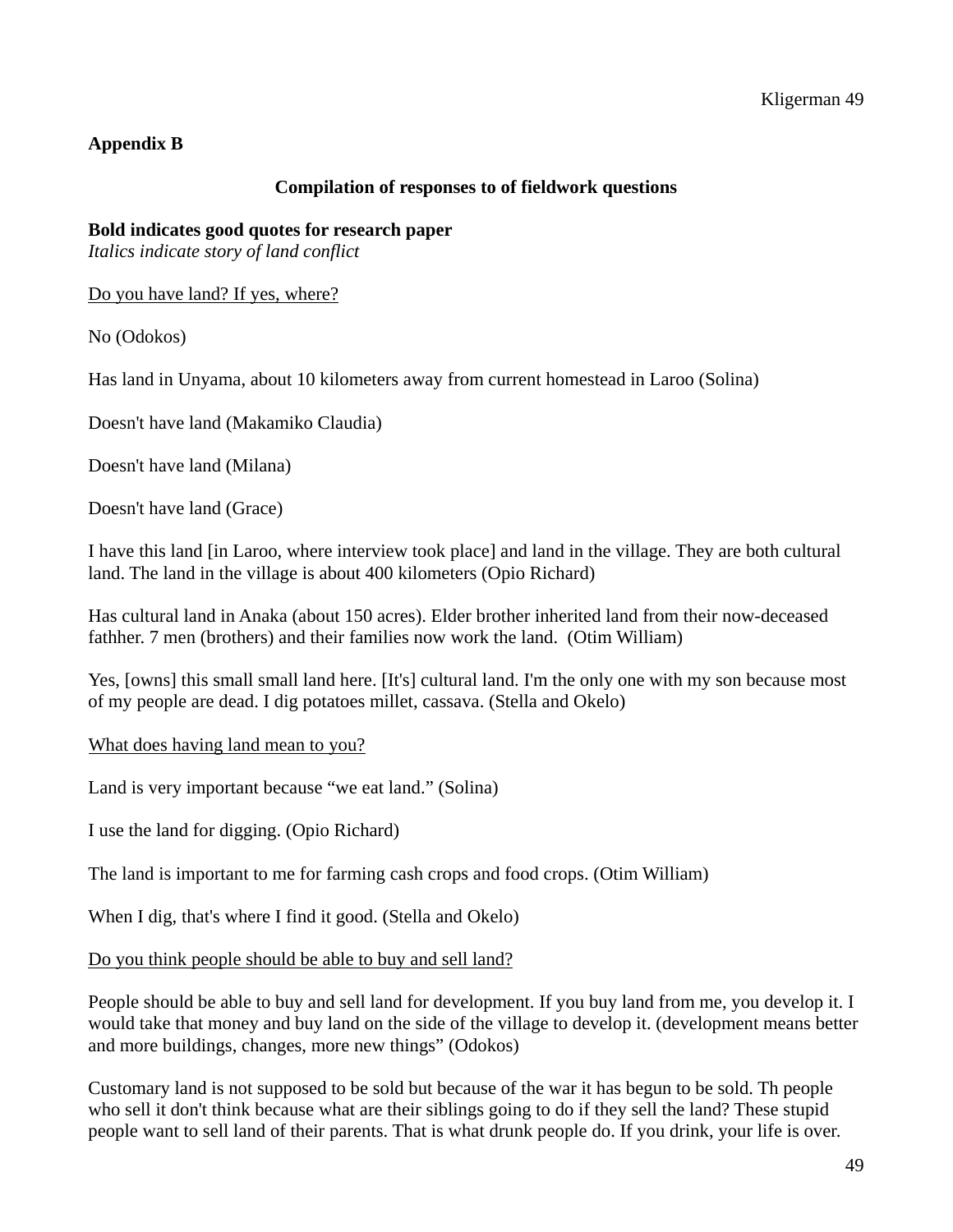## Appendix B

**Compilation of responses to of fieldwork questions**

**Bold indicates good quotes for research paper**
*Italics indicate story of land conflict*

Do you have land? If yes, where?

No (Odokos)

Has land in Unyama, about 10 kilometers away from current homestead in Laroo (Solina)

Doesn't have land (Makamiko Claudia)

Doesn't have land (Milana)

Doesn't have land (Grace)

I have this land [in Laroo, where interview took place] and land in the village. They are both cultural land. The land in the village is about 400 kilometers (Opio Richard)

Has cultural land in Anaka (about 150 acres). Elder brother inherited land from their now-deceased fathher. 7 men (brothers) and their families now work the land. (Otim William)

Yes, [owns] this small small land here. [It's] cultural land. I'm the only one with my son because most of my people are dead. I dig potatoes millet, cassava. (Stella and Okelo)

What does having land mean to you?

Land is very important because "we eat land." (Solina)

I use the land for digging. (Opio Richard)

The land is important to me for farming cash crops and food crops. (Otim William)

When I dig, that's where I find it good. (Stella and Okelo)

Do you think people should be able to buy and sell land?

People should be able to buy and sell land for development. If you buy land from me, you develop it. I would take that money and buy land on the side of the village to develop it. (development means better and more buildings, changes, more new things" (Odokos)

Customary land is not supposed to be sold but because of the war it has begun to be sold. Th people who sell it don't think because what are their siblings going to do if they sell the land? These stupid people want to sell land of their parents. That is what drunk people do. If you drink, your life is over.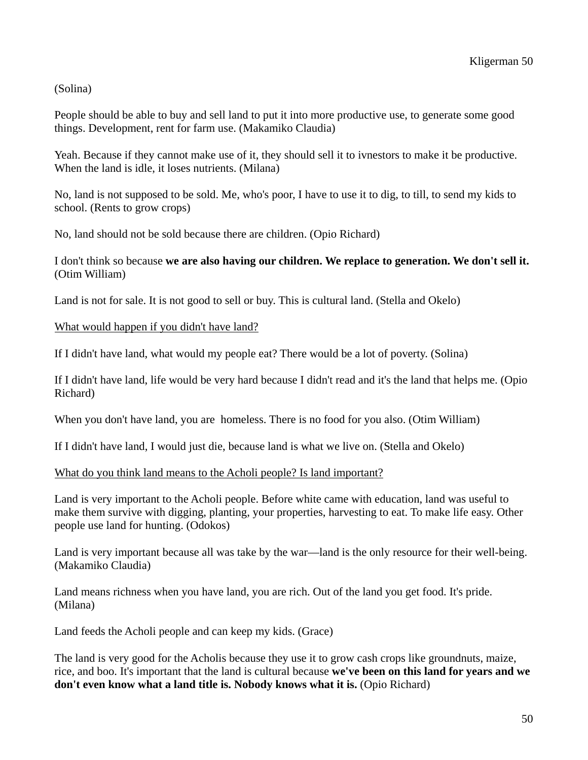(Solina)

People should be able to buy and sell land to put it into more productive use, to generate some good things. Development, rent for farm use. (Makamiko Claudia)

Yeah. Because if they cannot make use of it, they should sell it to ivnestors to make it be productive. When the land is idle, it loses nutrients. (Milana)

No, land is not supposed to be sold. Me, who's poor, I have to use it to dig, to till, to send my kids to school. (Rents to grow crops)

No, land should not be sold because there are children. (Opio Richard)

I don't think so because **we are also having our children. We replace to generation. We don't sell it.** (Otim William)

Land is not for sale. It is not good to sell or buy. This is cultural land. (Stella and Okelo)

<u>What would happen if you didn't have land?</u>

If I didn't have land, what would my people eat? There would be a lot of poverty. (Solina)

If I didn't have land, life would be very hard because I didn't read and it's the land that helps me. (Opio Richard)

When you don't have land, you are homeless. There is no food for you also. (Otim William)

If I didn't have land, I would just die, because land is what we live on. (Stella and Okelo)

<u>What do you think land means to the Acholi people? Is land important?</u>

Land is very important to the Acholi people. Before white came with education, land was useful to make them survive with digging, planting, your properties, harvesting to eat. To make life easy. Other people use land for hunting. (Odokos)

Land is very important because all was take by the war—land is the only resource for their well-being. (Makamiko Claudia)

Land means richness when you have land, you are rich. Out of the land you get food. It's pride. (Milana)

Land feeds the Acholi people and can keep my kids. (Grace)

The land is very good for the Acholis because they use it to grow cash crops like groundnuts, maize, rice, and boo. It's important that the land is cultural because **we've been on this land for years and we don't even know what a land title is. Nobody knows what it is.** (Opio Richard)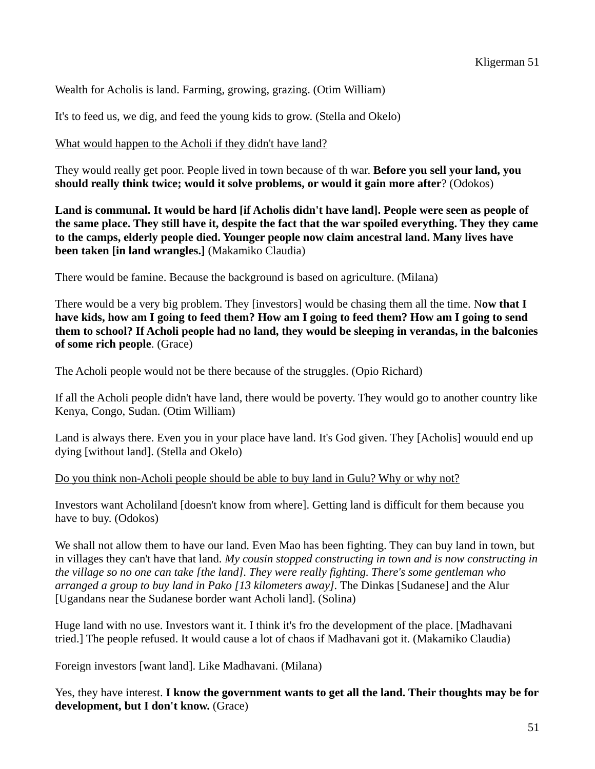Wealth for Acholis is land. Farming, growing, grazing. (Otim William)

It's to feed us, we dig, and feed the young kids to grow. (Stella and Okelo)

<u>What would happen to the Acholi if they didn't have land?</u>

They would really get poor. People lived in town because of th war. **Before you sell your land, you should really think twice; would it solve problems, or would it gain more after**? (Odokos)

**Land is communal. It would be hard [if Acholis didn't have land]. People were seen as people of the same place. They still have it, despite the fact that the war spoiled everything. They they came to the camps, elderly people died. Younger people now claim ancestral land. Many lives have been taken [in land wrangles.]** (Makamiko Claudia)

There would be famine. Because the background is based on agriculture. (Milana)

There would be a very big problem. They [investors] would be chasing them all the time. N**ow that I have kids, how am I going to feed them? How am I going to feed them? How am I going to send them to school? If Acholi people had no land, they would be sleeping in verandas, in the balconies of some rich people**. (Grace)

The Acholi people would not be there because of the struggles. (Opio Richard)

If all the Acholi people didn't have land, there would be poverty. They would go to another country like Kenya, Congo, Sudan. (Otim William)

Land is always there. Even you in your place have land. It's God given. They [Acholis] wouuld end up dying [without land]. (Stella and Okelo)

<u>Do you think non-Acholi people should be able to buy land in Gulu? Why or why not?</u>

Investors want Acholiland [doesn't know from where]. Getting land is difficult for them because you have to buy. (Odokos)

We shall not allow them to have our land. Even Mao has been fighting. They can buy land in town, but in villages they can't have that land. *My cousin stopped constructing in town and is now constructing in the village so no one can take [the land]. They were really fighting. There's some gentleman who arranged a group to buy land in Pako [13 kilometers away]*. The Dinkas [Sudanese] and the Alur [Ugandans near the Sudanese border want Acholi land]. (Solina)

Huge land with no use. Investors want it. I think it's fro the development of the place. [Madhavani tried.] The people refused. It would cause a lot of chaos if Madhavani got it. (Makamiko Claudia)

Foreign investors [want land]. Like Madhavani. (Milana)

Yes, they have interest. **I know the government wants to get all the land. Their thoughts may be for development, but I don't know.** (Grace)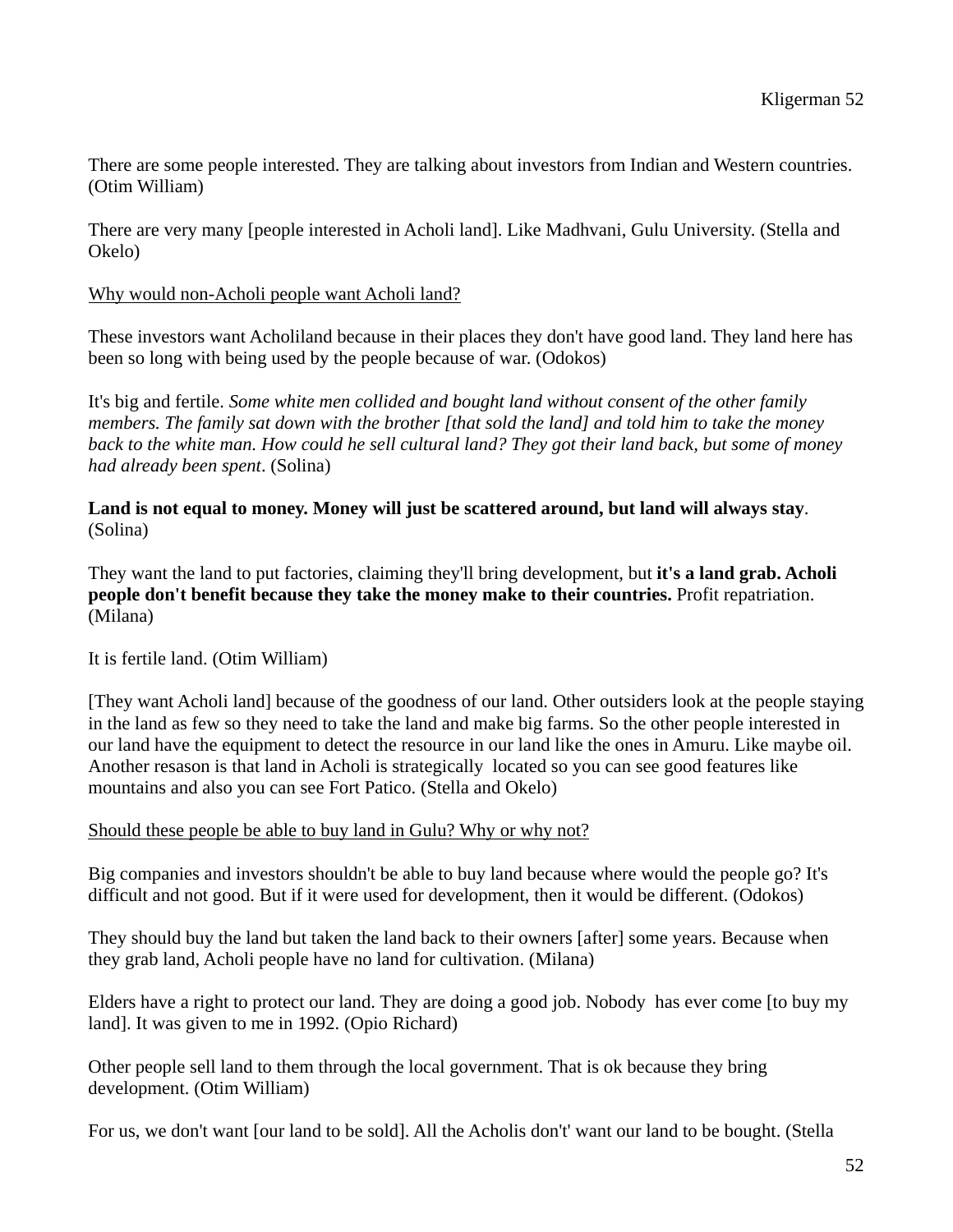There are some people interested. They are talking about investors from Indian and Western countries. (Otim William)

There are very many [people interested in Acholi land]. Like Madhvani, Gulu University. (Stella and Okelo)

<u>Why would non-Acholi people want Acholi land?</u>

These investors want Acholiland because in their places they don't have good land. They land here has been so long with being used by the people because of war. (Odokos)

It's big and fertile. *Some white men collided and bought land without consent of the other family members. The family sat down with the brother [that sold the land] and told him to take the money back to the white man. How could he sell cultural land? They got their land back, but some of money had already been spent*. (Solina)

**Land is not equal to money. Money will just be scattered around, but land will always stay**. (Solina)

They want the land to put factories, claiming they'll bring development, but **it's a land grab. Acholi people don't benefit because they take the money make to their countries.** Profit repatriation. (Milana)

It is fertile land. (Otim William)

[They want Acholi land] because of the goodness of our land. Other outsiders look at the people staying in the land as few so they need to take the land and make big farms. So the other people interested in our land have the equipment to detect the resource in our land like the ones in Amuru. Like maybe oil. Another resason is that land in Acholi is strategically located so you can see good features like mountains and also you can see Fort Patico. (Stella and Okelo)

<u>Should these people be able to buy land in Gulu? Why or why not?</u>

Big companies and investors shouldn't be able to buy land because where would the people go? It's difficult and not good. But if it were used for development, then it would be different. (Odokos)

They should buy the land but taken the land back to their owners [after] some years. Because when they grab land, Acholi people have no land for cultivation. (Milana)

Elders have a right to protect our land. They are doing a good job. Nobody has ever come [to buy my land]. It was given to me in 1992. (Opio Richard)

Other people sell land to them through the local government. That is ok because they bring development. (Otim William)

For us, we don't want [our land to be sold]. All the Acholis don't't want our land to be bought. (Stella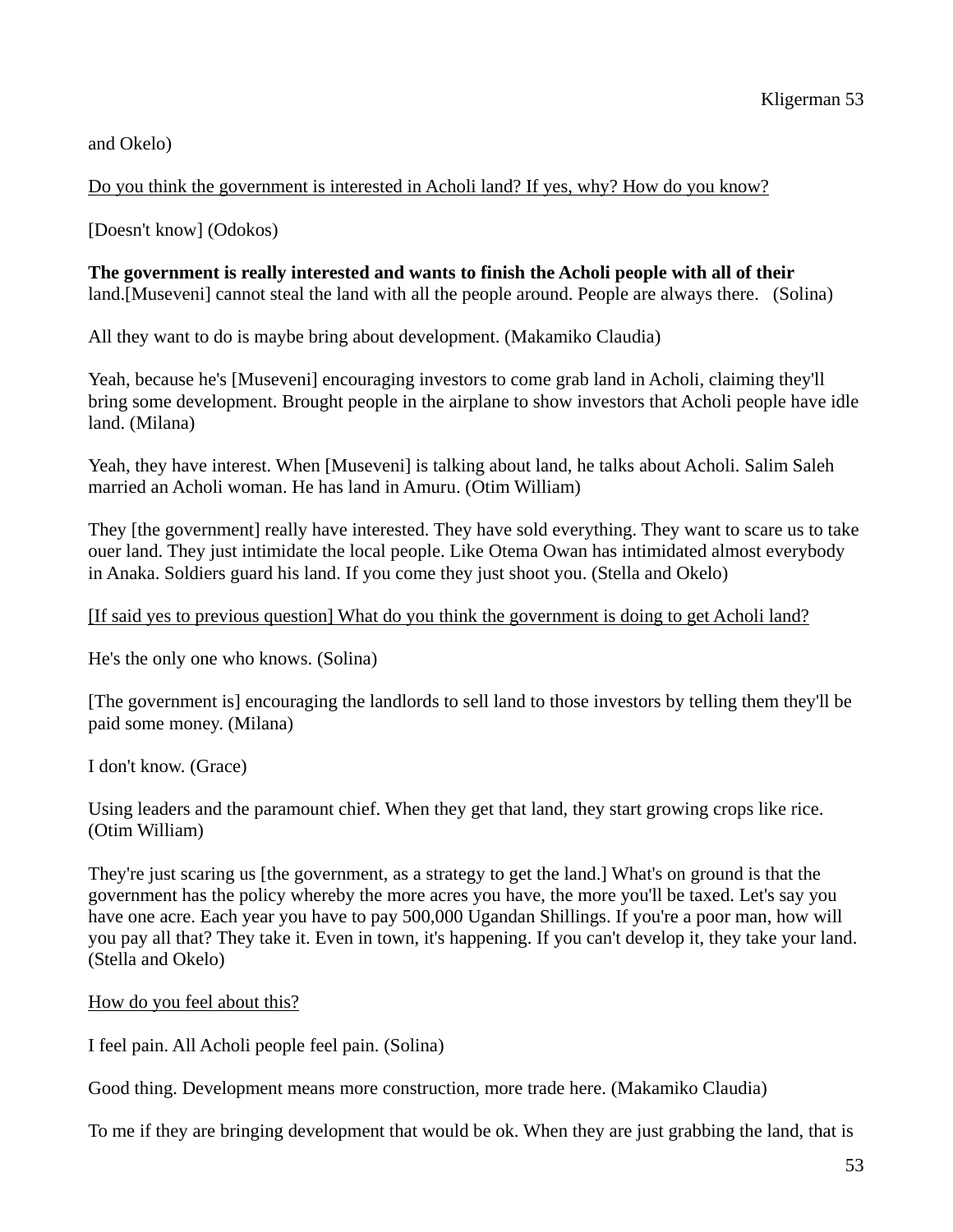and Okelo)

<u>Do you think the government is interested in Acholi land? If yes, why? How do you know?</u>

[Doesn't know] (Odokos)

**The government is really interested and wants to finish the Acholi people with all of their** land.[Museveni] cannot steal the land with all the people around. People are always there. (Solina)

All they want to do is maybe bring about development. (Makamiko Claudia)

Yeah, because he's [Museveni] encouraging investors to come grab land in Acholi, claiming they'll bring some development. Brought people in the airplane to show investors that Acholi people have idle land. (Milana)

Yeah, they have interest. When [Museveni] is talking about land, he talks about Acholi. Salim Saleh married an Acholi woman. He has land in Amuru. (Otim William)

They [the government] really have interested. They have sold everything. They want to scare us to take ouer land. They just intimidate the local people. Like Otema Owan has intimidated almost everybody in Anaka. Soldiers guard his land. If you come they just shoot you. (Stella and Okelo)

<u>[If said yes to previous question] What do you think the government is doing to get Acholi land?</u>

He's the only one who knows. (Solina)

[The government is] encouraging the landlords to sell land to those investors by telling them they'll be paid some money. (Milana)

I don't know. (Grace)

Using leaders and the paramount chief. When they get that land, they start growing crops like rice. (Otim William)

They're just scaring us [the government, as a strategy to get the land.] What's on ground is that the government has the policy whereby the more acres you have, the more you'll be taxed. Let's say you have one acre. Each year you have to pay 500,000 Ugandan Shillings. If you're a poor man, how will you pay all that? They take it. Even in town, it's happening. If you can't develop it, they take your land. (Stella and Okelo)

<u>How do you feel about this?</u>

I feel pain. All Acholi people feel pain. (Solina)

Good thing. Development means more construction, more trade here. (Makamiko Claudia)

To me if they are bringing development that would be ok. When they are just grabbing the land, that is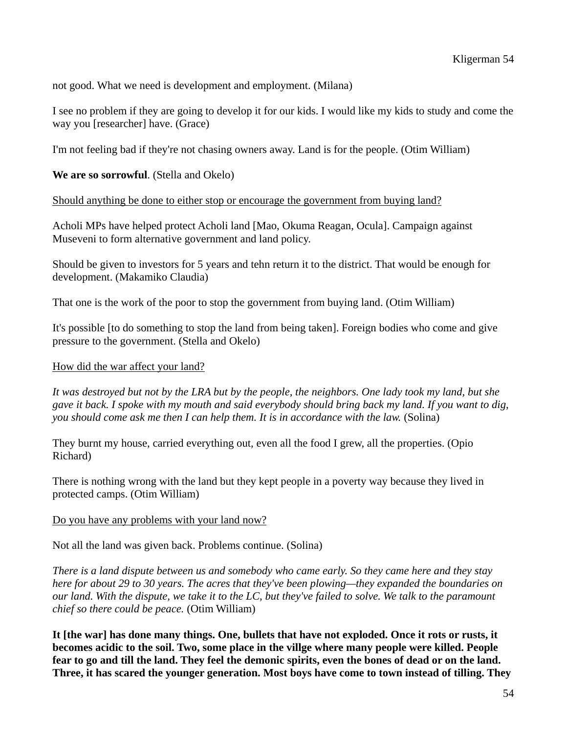not good. What we need is development and employment. (Milana)

I see no problem if they are going to develop it for our kids. I would like my kids to study and come the way you [researcher] have. (Grace)

I'm not feeling bad if they're not chasing owners away. Land is for the people. (Otim William)

**We are so sorrowful**. (Stella and Okelo)

<u>Should anything be done to either stop or encourage the government from buying land?</u>

Acholi MPs have helped protect Acholi land [Mao, Okuma Reagan, Ocula]. Campaign against Museveni to form alternative government and land policy.

Should be given to investors for 5 years and tehn return it to the district. That would be enough for development. (Makamiko Claudia)

That one is the work of the poor to stop the government from buying land. (Otim William)

It's possible [to do something to stop the land from being taken]. Foreign bodies who come and give pressure to the government. (Stella and Okelo)

<u>How did the war affect your land?</u>

*It was destroyed but not by the LRA but by the people, the neighbors. One lady took my land, but she gave it back. I spoke with my mouth and said everybody should bring back my land. If you want to dig, you should come ask me then I can help them. It is in accordance with the law.* (Solina)

They burnt my house, carried everything out, even all the food I grew, all the properties. (Opio Richard)

There is nothing wrong with the land but they kept people in a poverty way because they lived in protected camps. (Otim William)

<u>Do you have any problems with your land now?</u>

Not all the land was given back. Problems continue. (Solina)

*There is a land dispute between us and somebody who came early. So they came here and they stay here for about 29 to 30 years. The acres that they've been plowing—they expanded the boundaries on our land. With the dispute, we take it to the LC, but they've failed to solve. We talk to the paramount chief so there could be peace.* (Otim William)

**It [the war] has done many things. One, bullets that have not exploded. Once it rots or rusts, it becomes acidic to the soil. Two, some place in the villge where many people were killed. People fear to go and till the land. They feel the demonic spirits, even the bones of dead or on the land. Three, it has scared the younger generation. Most boys have come to town instead of tilling. They**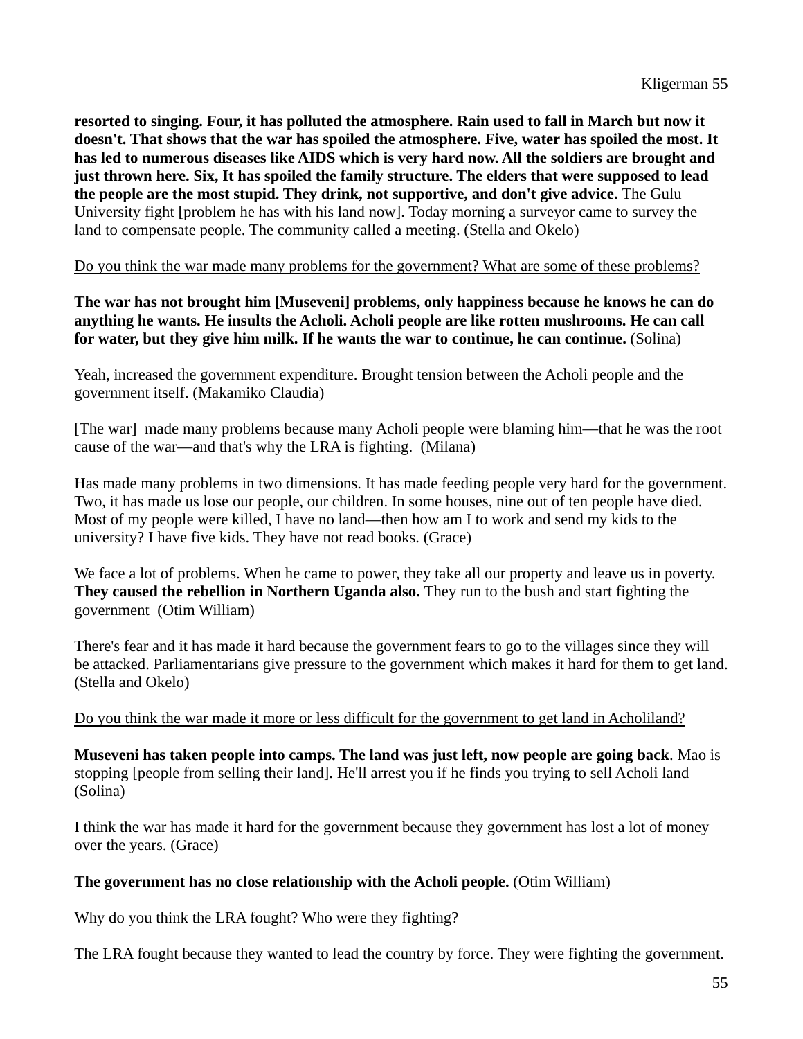**resorted to singing. Four, it has polluted the atmosphere. Rain used to fall in March but now it doesn't. That shows that the war has spoiled the atmosphere. Five, water has spoiled the most. It has led to numerous diseases like AIDS which is very hard now. All the soldiers are brought and just thrown here. Six, It has spoiled the family structure. The elders that were supposed to lead the people are the most stupid. They drink, not supportive, and don't give advice.** The Gulu University fight [problem he has with his land now]. Today morning a surveyor came to survey the land to compensate people. The community called a meeting. (Stella and Okelo)

<u>Do you think the war made many problems for the government? What are some of these problems?</u>

**The war has not brought him [Museveni] problems, only happiness because he knows he can do anything he wants. He insults the Acholi. Acholi people are like rotten mushrooms. He can call for water, but they give him milk. If he wants the war to continue, he can continue.** (Solina)

Yeah, increased the government expenditure. Brought tension between the Acholi people and the government itself. (Makamiko Claudia)

[The war] made many problems because many Acholi people were blaming him—that he was the root cause of the war—and that's why the LRA is fighting. (Milana)

Has made many problems in two dimensions. It has made feeding people very hard for the government. Two, it has made us lose our people, our children. In some houses, nine out of ten people have died. Most of my people were killed, I have no land—then how am I to work and send my kids to the university? I have five kids. They have not read books. (Grace)

We face a lot of problems. When he came to power, they take all our property and leave us in poverty. **They caused the rebellion in Northern Uganda also.** They run to the bush and start fighting the government (Otim William)

There's fear and it has made it hard because the government fears to go to the villages since they will be attacked. Parliamentarians give pressure to the government which makes it hard for them to get land. (Stella and Okelo)

<u>Do you think the war made it more or less difficult for the government to get land in Acholiland?</u>

**Museveni has taken people into camps. The land was just left, now people are going back**. Mao is stopping [people from selling their land]. He'll arrest you if he finds you trying to sell Acholi land (Solina)

I think the war has made it hard for the government because they government has lost a lot of money over the years. (Grace)

**The government has no close relationship with the Acholi people.** (Otim William)

<u>Why do you think the LRA fought? Who were they fighting?</u>

The LRA fought because they wanted to lead the country by force. They were fighting the government.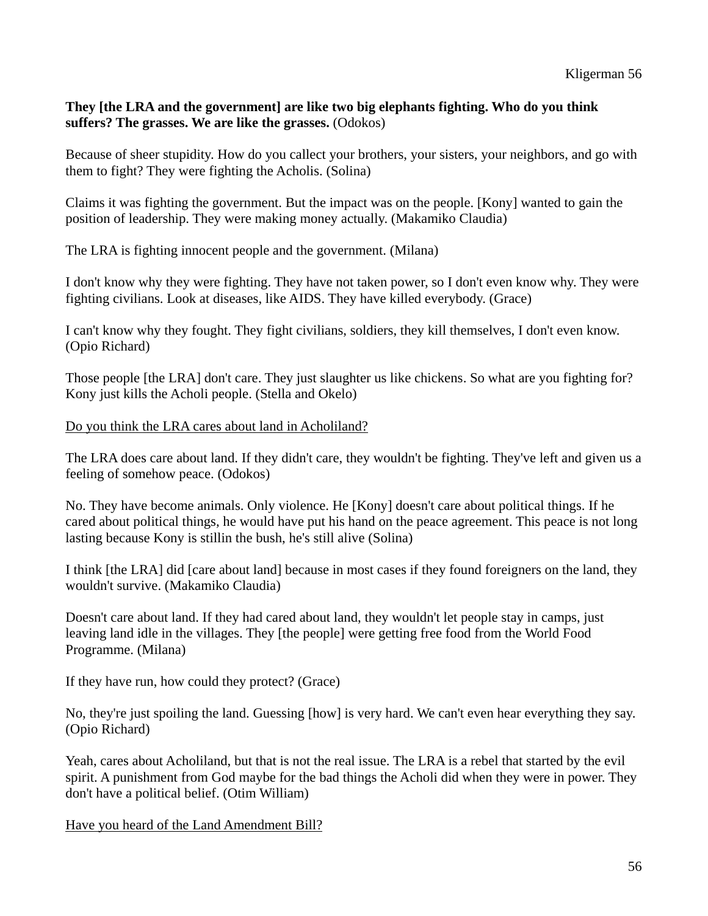**They [the LRA and the government] are like two big elephants fighting. Who do you think suffers? The grasses. We are like the grasses.** (Odokos)

Because of sheer stupidity. How do you callect your brothers, your sisters, your neighbors, and go with them to fight? They were fighting the Acholis. (Solina)

Claims it was fighting the government. But the impact was on the people. [Kony] wanted to gain the position of leadership. They were making money actually. (Makamiko Claudia)

The LRA is fighting innocent people and the government. (Milana)

I don't know why they were fighting. They have not taken power, so I don't even know why. They were fighting civilians. Look at diseases, like AIDS. They have killed everybody. (Grace)

I can't know why they fought. They fight civilians, soldiers, they kill themselves, I don't even know. (Opio Richard)

Those people [the LRA] don't care. They just slaughter us like chickens. So what are you fighting for? Kony just kills the Acholi people. (Stella and Okelo)

<u>Do you think the LRA cares about land in Acholiland?</u>

The LRA does care about land. If they didn't care, they wouldn't be fighting. They've left and given us a feeling of somehow peace. (Odokos)

No. They have become animals. Only violence. He [Kony] doesn't care about political things. If he cared about political things, he would have put his hand on the peace agreement. This peace is not long lasting because Kony is stillin the bush, he's still alive (Solina)

I think [the LRA] did [care about land] because in most cases if they found foreigners on the land, they wouldn't survive. (Makamiko Claudia)

Doesn't care about land. If they had cared about land, they wouldn't let people stay in camps, just leaving land idle in the villages. They [the people] were getting free food from the World Food Programme. (Milana)

If they have run, how could they protect? (Grace)

No, they're just spoiling the land. Guessing [how] is very hard. We can't even hear everything they say. (Opio Richard)

Yeah, cares about Acholiland, but that is not the real issue. The LRA is a rebel that started by the evil spirit. A punishment from God maybe for the bad things the Acholi did when they were in power. They don't have a political belief. (Otim William)

<u>Have you heard of the Land Amendment Bill?</u>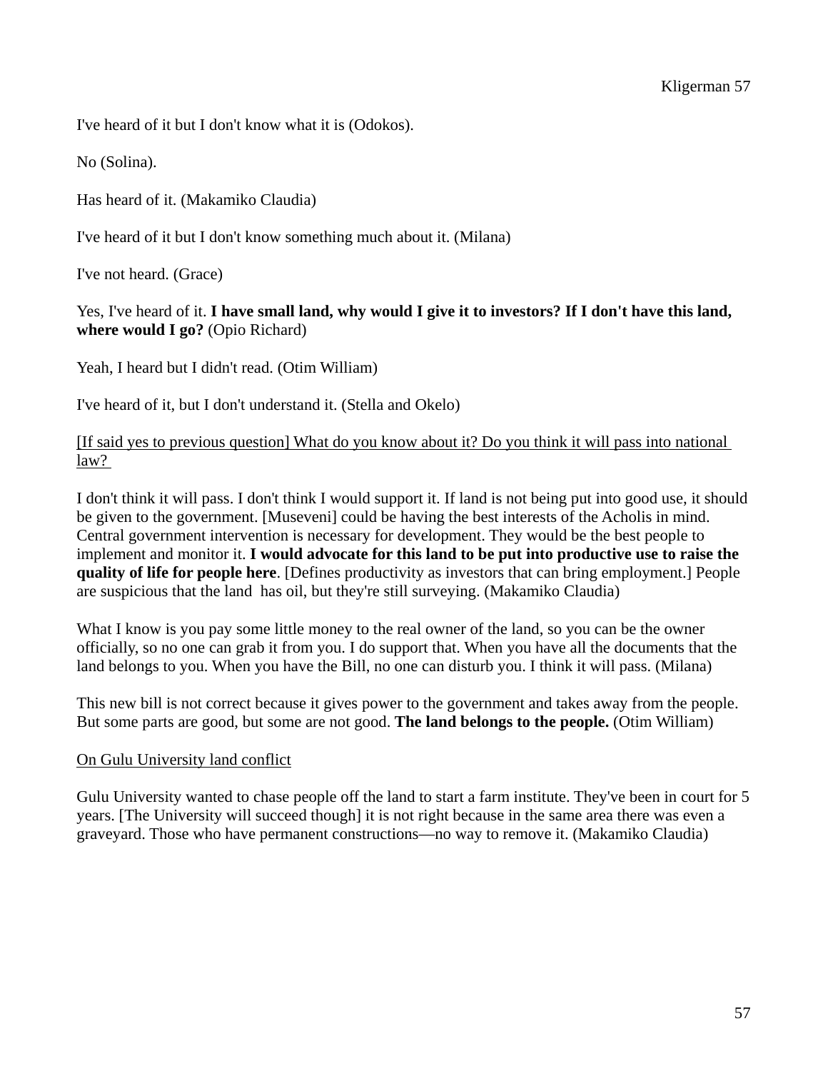I've heard of it but I don't know what it is (Odokos).

No (Solina).

Has heard of it. (Makamiko Claudia)

I've heard of it but I don't know something much about it. (Milana)

I've not heard. (Grace)

Yes, I've heard of it. **I have small land, why would I give it to investors? If I don't have this land, where would I go?** (Opio Richard)

Yeah, I heard but I didn't read. (Otim William)

I've heard of it, but I don't understand it. (Stella and Okelo)

<u>[If said yes to previous question] What do you know about it? Do you think it will pass into national law?</u>

I don't think it will pass. I don't think I would support it. If land is not being put into good use, it should be given to the government. [Museveni] could be having the best interests of the Acholis in mind. Central government intervention is necessary for development. They would be the best people to implement and monitor it. **I would advocate for this land to be put into productive use to raise the quality of life for people here**. [Defines productivity as investors that can bring employment.] People are suspicious that the land has oil, but they're still surveying. (Makamiko Claudia)

What I know is you pay some little money to the real owner of the land, so you can be the owner officially, so no one can grab it from you. I do support that. When you have all the documents that the land belongs to you. When you have the Bill, no one can disturb you. I think it will pass. (Milana)

This new bill is not correct because it gives power to the government and takes away from the people. But some parts are good, but some are not good. **The land belongs to the people.** (Otim William)

<u>On Gulu University land conflict</u>

Gulu University wanted to chase people off the land to start a farm institute. They've been in court for 5 years. [The University will succeed though] it is not right because in the same area there was even a graveyard. Those who have permanent constructions—no way to remove it. (Makamiko Claudia)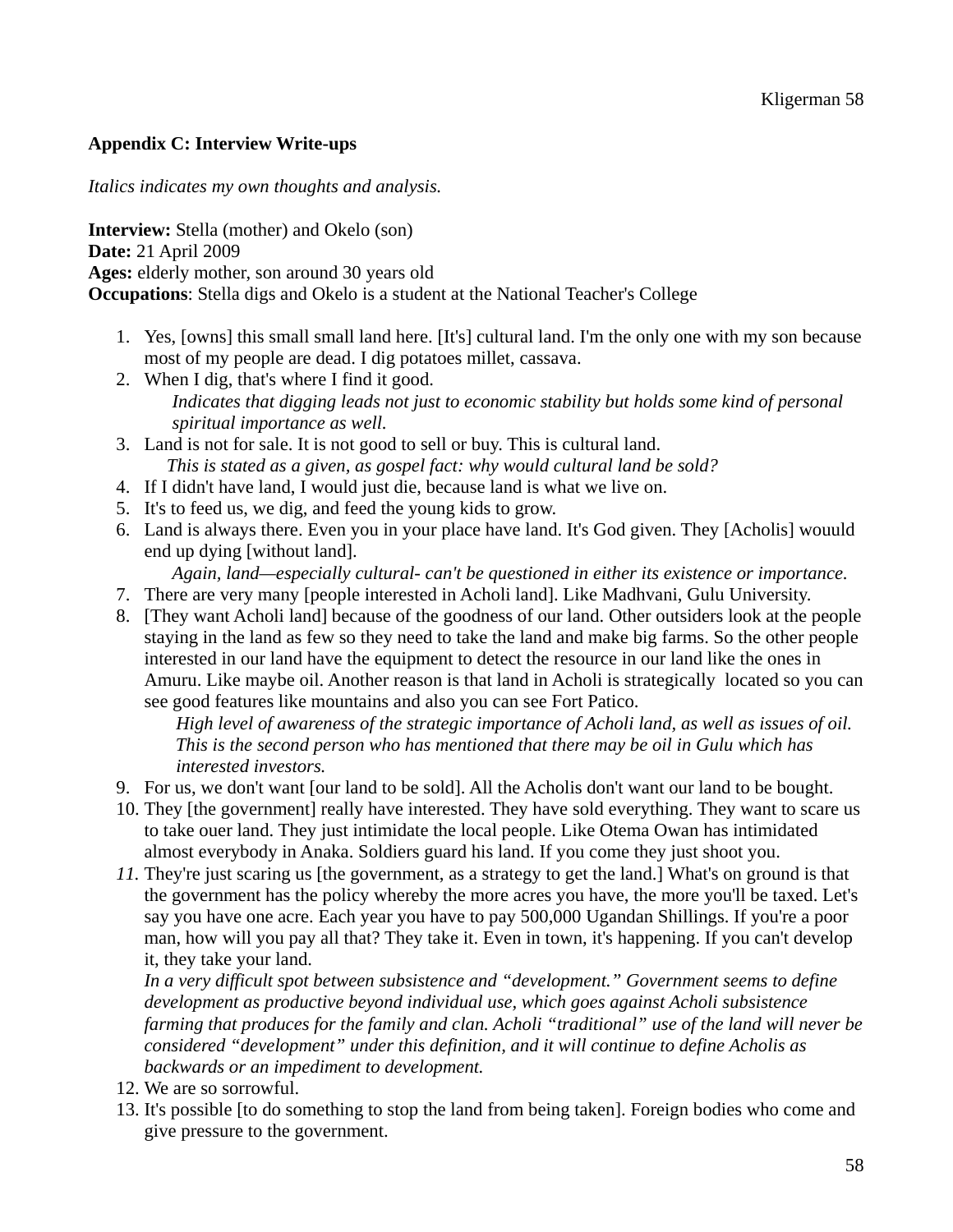**Appendix C: Interview Write-ups**

*Italics indicates my own thoughts and analysis.*

**Interview:** Stella (mother) and Okelo (son)
**Date:** 21 April 2009
**Ages:** elderly mother, son around 30 years old
**Occupations**: Stella digs and Okelo is a student at the National Teacher's College

1. Yes, [owns] this small small land here. [It's] cultural land. I'm the only one with my son because most of my people are dead. I dig potatoes millet, cassava.
2. When I dig, that's where I find it good.
   *Indicates that digging leads not just to economic stability but holds some kind of personal spiritual importance as well.*
3. Land is not for sale. It is not good to sell or buy. This is cultural land.
   *This is stated as a given, as gospel fact: why would cultural land be sold?*
4. If I didn't have land, I would just die, because land is what we live on.
5. It's to feed us, we dig, and feed the young kids to grow.
6. Land is always there. Even you in your place have land. It's God given. They [Acholis] wouuld end up dying [without land].
   *Again, land—especially cultural- can't be questioned in either its existence or importance.*
7. There are very many [people interested in Acholi land]. Like Madhvani, Gulu University.
8. [They want Acholi land] because of the goodness of our land. Other outsiders look at the people staying in the land as few so they need to take the land and make big farms. So the other people interested in our land have the equipment to detect the resource in our land like the ones in Amuru. Like maybe oil. Another reason is that land in Acholi is strategically located so you can see good features like mountains and also you can see Fort Patico.
   *High level of awareness of the strategic importance of Acholi land, as well as issues of oil. This is the second person who has mentioned that there may be oil in Gulu which has interested investors.*
9. For us, we don't want [our land to be sold]. All the Acholis don't want our land to be bought.
10. They [the government] really have interested. They have sold everything. They want to scare us to take ouer land. They just intimidate the local people. Like Otema Owan has intimidated almost everybody in Anaka. Soldiers guard his land. If you come they just shoot you.
11. They're just scaring us [the government, as a strategy to get the land.] What's on ground is that the government has the policy whereby the more acres you have, the more you'll be taxed. Let's say you have one acre. Each year you have to pay 500,000 Ugandan Shillings. If you're a poor man, how will you pay all that? They take it. Even in town, it's happening. If you can't develop it, they take your land.
   *In a very difficult spot between subsistence and "development." Government seems to define development as productive beyond individual use, which goes against Acholi subsistence farming that produces for the family and clan. Acholi "traditional" use of the land will never be considered "development" under this definition, and it will continue to define Acholis as backwards or an impediment to development.*
12. We are so sorrowful.
13. It's possible [to do something to stop the land from being taken]. Foreign bodies who come and give pressure to the government.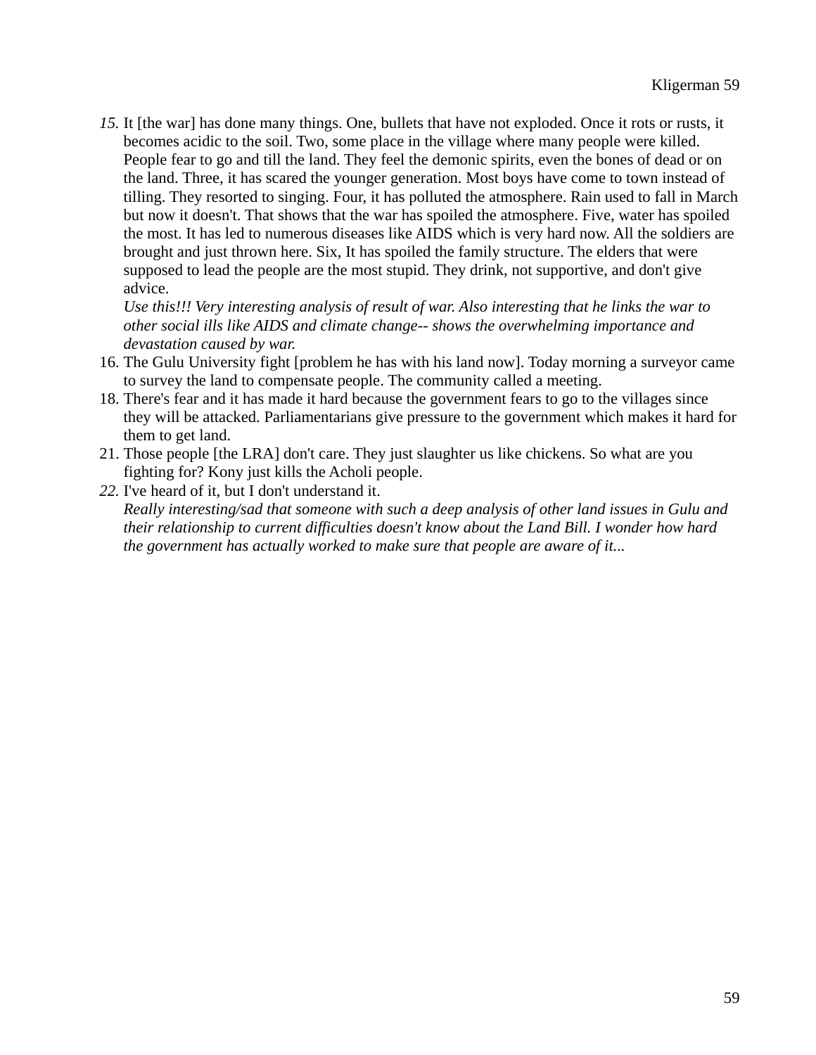15. It [the war] has done many things. One, bullets that have not exploded. Once it rots or rusts, it becomes acidic to the soil. Two, some place in the village where many people were killed. People fear to go and till the land. They feel the demonic spirits, even the bones of dead or on the land. Three, it has scared the younger generation. Most boys have come to town instead of tilling. They resorted to singing. Four, it has polluted the atmosphere. Rain used to fall in March but now it doesn't. That shows that the war has spoiled the atmosphere. Five, water has spoiled the most. It has led to numerous diseases like AIDS which is very hard now. All the soldiers are brought and just thrown here. Six, It has spoiled the family structure. The elders that were supposed to lead the people are the most stupid. They drink, not supportive, and don't give advice.
    *Use this!!! Very interesting analysis of result of war. Also interesting that he links the war to other social ills like AIDS and climate change-- shows the overwhelming importance and devastation caused by war.*
16. The Gulu University fight [problem he has with his land now]. Today morning a surveyor came to survey the land to compensate people. The community called a meeting.
18. There's fear and it has made it hard because the government fears to go to the villages since they will be attacked. Parliamentarians give pressure to the government which makes it hard for them to get land.
21. Those people [the LRA] don't care. They just slaughter us like chickens. So what are you fighting for? Kony just kills the Acholi people.
22. I've heard of it, but I don't understand it.
    *Really interesting/sad that someone with such a deep analysis of other land issues in Gulu and their relationship to current difficulties doesn't know about the Land Bill. I wonder how hard the government has actually worked to make sure that people are aware of it...*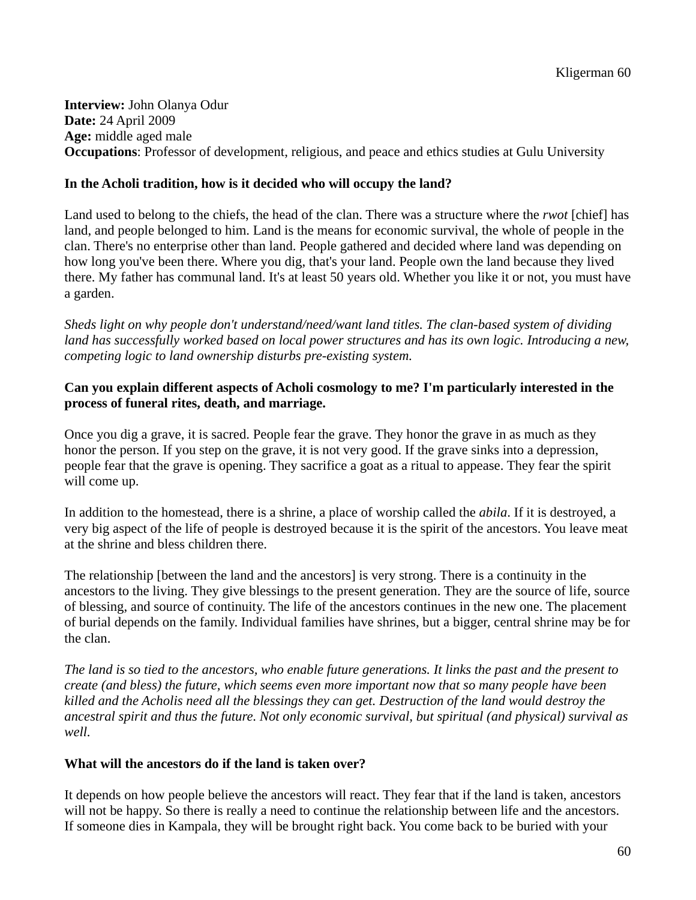**Interview:** John Olanya Odur
**Date:** 24 April 2009
**Age:** middle aged male
**Occupations**: Professor of development, religious, and peace and ethics studies at Gulu University

**In the Acholi tradition, how is it decided who will occupy the land?**

Land used to belong to the chiefs, the head of the clan. There was a structure where the *rwot* [chief] has land, and people belonged to him. Land is the means for economic survival, the whole of people in the clan. There's no enterprise other than land. People gathered and decided where land was depending on how long you've been there. Where you dig, that's your land. People own the land because they lived there. My father has communal land. It's at least 50 years old. Whether you like it or not, you must have a garden.

*Sheds light on why people don't understand/need/want land titles. The clan-based system of dividing land has successfully worked based on local power structures and has its own logic. Introducing a new, competing logic to land ownership disturbs pre-existing system.*

**Can you explain different aspects of Acholi cosmology to me? I'm particularly interested in the process of funeral rites, death, and marriage.**

Once you dig a grave, it is sacred. People fear the grave. They honor the grave in as much as they honor the person. If you step on the grave, it is not very good. If the grave sinks into a depression, people fear that the grave is opening. They sacrifice a goat as a ritual to appease. They fear the spirit will come up.

In addition to the homestead, there is a shrine, a place of worship called the *abila*. If it is destroyed, a very big aspect of the life of people is destroyed because it is the spirit of the ancestors. You leave meat at the shrine and bless children there.

The relationship [between the land and the ancestors] is very strong. There is a continuity in the ancestors to the living. They give blessings to the present generation. They are the source of life, source of blessing, and source of continuity. The life of the ancestors continues in the new one. The placement of burial depends on the family. Individual families have shrines, but a bigger, central shrine may be for the clan.

*The land is so tied to the ancestors, who enable future generations. It links the past and the present to create (and bless) the future, which seems even more important now that so many people have been killed and the Acholis need all the blessings they can get. Destruction of the land would destroy the ancestral spirit and thus the future. Not only economic survival, but spiritual (and physical) survival as well.*

**What will the ancestors do if the land is taken over?**

It depends on how people believe the ancestors will react. They fear that if the land is taken, ancestors will not be happy. So there is really a need to continue the relationship between life and the ancestors. If someone dies in Kampala, they will be brought right back. You come back to be buried with your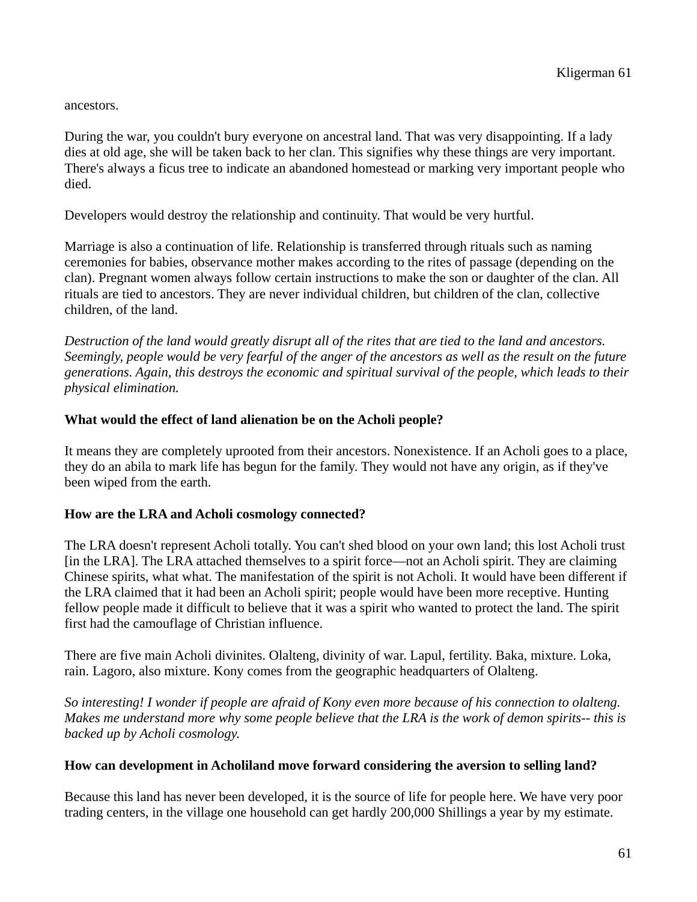ancestors.

During the war, you couldn't bury everyone on ancestral land. That was very disappointing. If a lady dies at old age, she will be taken back to her clan. This signifies why these things are very important. There's always a ficus tree to indicate an abandoned homestead or marking very important people who died.

Developers would destroy the relationship and continuity. That would be very hurtful.

Marriage is also a continuation of life. Relationship is transferred through rituals such as naming ceremonies for babies, observance mother makes according to the rites of passage (depending on the clan). Pregnant women always follow certain instructions to make the son or daughter of the clan. All rituals are tied to ancestors. They are never individual children, but children of the clan, collective children, of the land.

*Destruction of the land would greatly disrupt all of the rites that are tied to the land and ancestors. Seemingly, people would be very fearful of the anger of the ancestors as well as the result on the future generations. Again, this destroys the economic and spiritual survival of the people, which leads to their physical elimination.*

**What would the effect of land alienation be on the Acholi people?**

It means they are completely uprooted from their ancestors. Nonexistence. If an Acholi goes to a place, they do an abila to mark life has begun for the family. They would not have any origin, as if they've been wiped from the earth.

**How are the LRA and Acholi cosmology connected?**

The LRA doesn't represent Acholi totally. You can't shed blood on your own land; this lost Acholi trust [in the LRA]. The LRA attached themselves to a spirit force—not an Acholi spirit. They are claiming Chinese spirits, what what. The manifestation of the spirit is not Acholi. It would have been different if the LRA claimed that it had been an Acholi spirit; people would have been more receptive. Hunting fellow people made it difficult to believe that it was a spirit who wanted to protect the land. The spirit first had the camouflage of Christian influence.

There are five main Acholi divinites. Olalteng, divinity of war. Lapul, fertility. Baka, mixture. Loka, rain. Lagoro, also mixture. Kony comes from the geographic headquarters of Olalteng.

*So interesting! I wonder if people are afraid of Kony even more because of his connection to olalteng. Makes me understand more why some people believe that the LRA is the work of demon spirits-- this is backed up by Acholi cosmology.*

**How can development in Acholiland move forward considering the aversion to selling land?**

Because this land has never been developed, it is the source of life for people here. We have very poor trading centers, in the village one household can get hardly 200,000 Shillings a year by my estimate.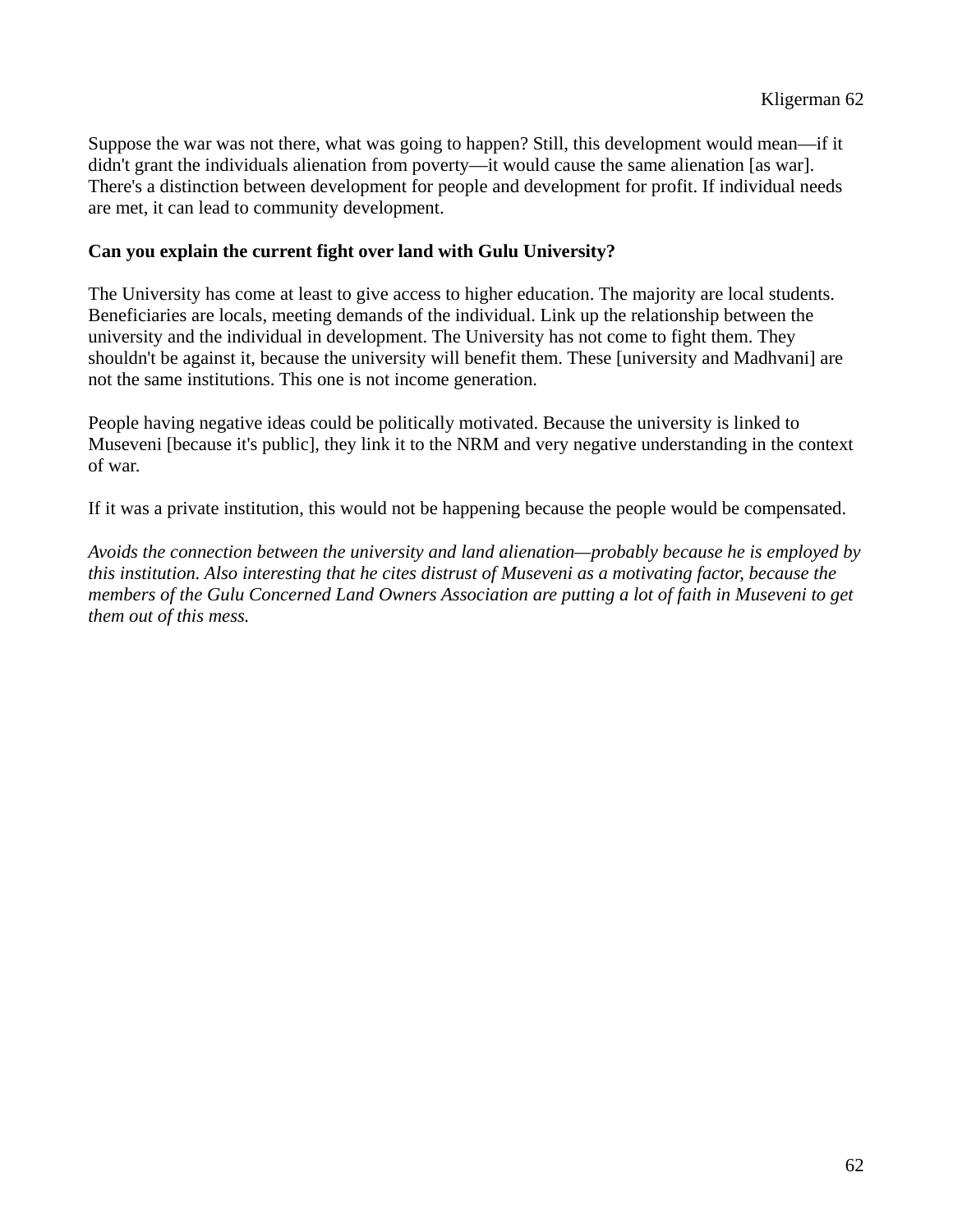Suppose the war was not there, what was going to happen? Still, this development would mean—if it didn't grant the individuals alienation from poverty—it would cause the same alienation [as war]. There's a distinction between development for people and development for profit. If individual needs are met, it can lead to community development.

**Can you explain the current fight over land with Gulu University?**

The University has come at least to give access to higher education. The majority are local students. Beneficiaries are locals, meeting demands of the individual. Link up the relationship between the university and the individual in development. The University has not come to fight them. They shouldn't be against it, because the university will benefit them. These [university and Madhvani] are not the same institutions. This one is not income generation.

People having negative ideas could be politically motivated. Because the university is linked to Museveni [because it's public], they link it to the NRM and very negative understanding in the context of war.

If it was a private institution, this would not be happening because the people would be compensated.

*Avoids the connection between the university and land alienation—probably because he is employed by this institution. Also interesting that he cites distrust of Museveni as a motivating factor, because the members of the Gulu Concerned Land Owners Association are putting a lot of faith in Museveni to get them out of this mess.*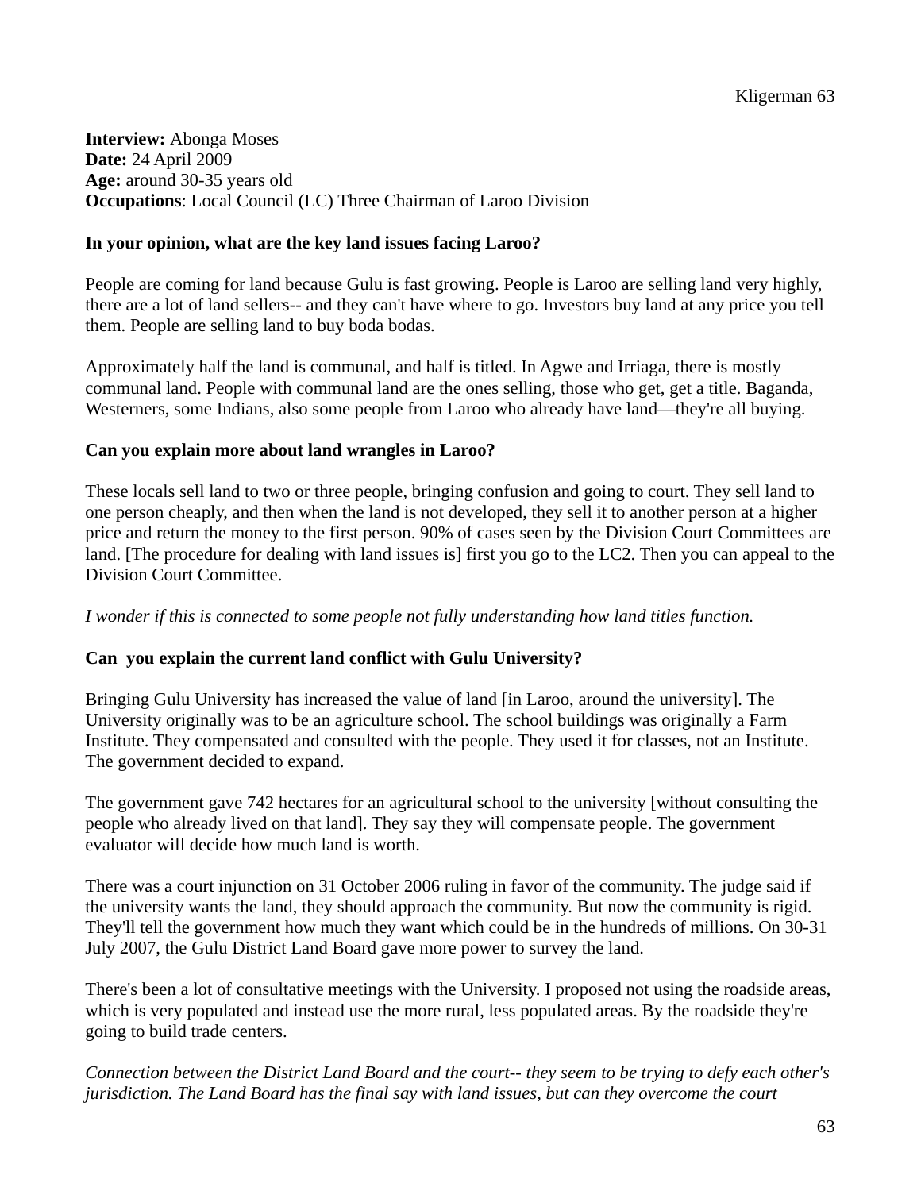**Interview:** Abonga Moses
**Date:** 24 April 2009
**Age:** around 30-35 years old
**Occupations**: Local Council (LC) Three Chairman of Laroo Division

**In your opinion, what are the key land issues facing Laroo?**

People are coming for land because Gulu is fast growing. People is Laroo are selling land very highly, there are a lot of land sellers-- and they can't have where to go. Investors buy land at any price you tell them. People are selling land to buy boda bodas.

Approximately half the land is communal, and half is titled. In Agwe and Irriaga, there is mostly communal land. People with communal land are the ones selling, those who get, get a title. Baganda, Westerners, some Indians, also some people from Laroo who already have land—they're all buying.

**Can you explain more about land wrangles in Laroo?**

These locals sell land to two or three people, bringing confusion and going to court. They sell land to one person cheaply, and then when the land is not developed, they sell it to another person at a higher price and return the money to the first person. 90% of cases seen by the Division Court Committees are land. [The procedure for dealing with land issues is] first you go to the LC2. Then you can appeal to the Division Court Committee.

*I wonder if this is connected to some people not fully understanding how land titles function.*

**Can you explain the current land conflict with Gulu University?**

Bringing Gulu University has increased the value of land [in Laroo, around the university]. The University originally was to be an agriculture school. The school buildings was originally a Farm Institute. They compensated and consulted with the people. They used it for classes, not an Institute. The government decided to expand.

The government gave 742 hectares for an agricultural school to the university [without consulting the people who already lived on that land]. They say they will compensate people. The government evaluator will decide how much land is worth.

There was a court injunction on 31 October 2006 ruling in favor of the community. The judge said if the university wants the land, they should approach the community. But now the community is rigid. They'll tell the government how much they want which could be in the hundreds of millions. On 30-31 July 2007, the Gulu District Land Board gave more power to survey the land.

There's been a lot of consultative meetings with the University. I proposed not using the roadside areas, which is very populated and instead use the more rural, less populated areas. By the roadside they're going to build trade centers.

*Connection between the District Land Board and the court-- they seem to be trying to defy each other's jurisdiction. The Land Board has the final say with land issues, but can they overcome the court*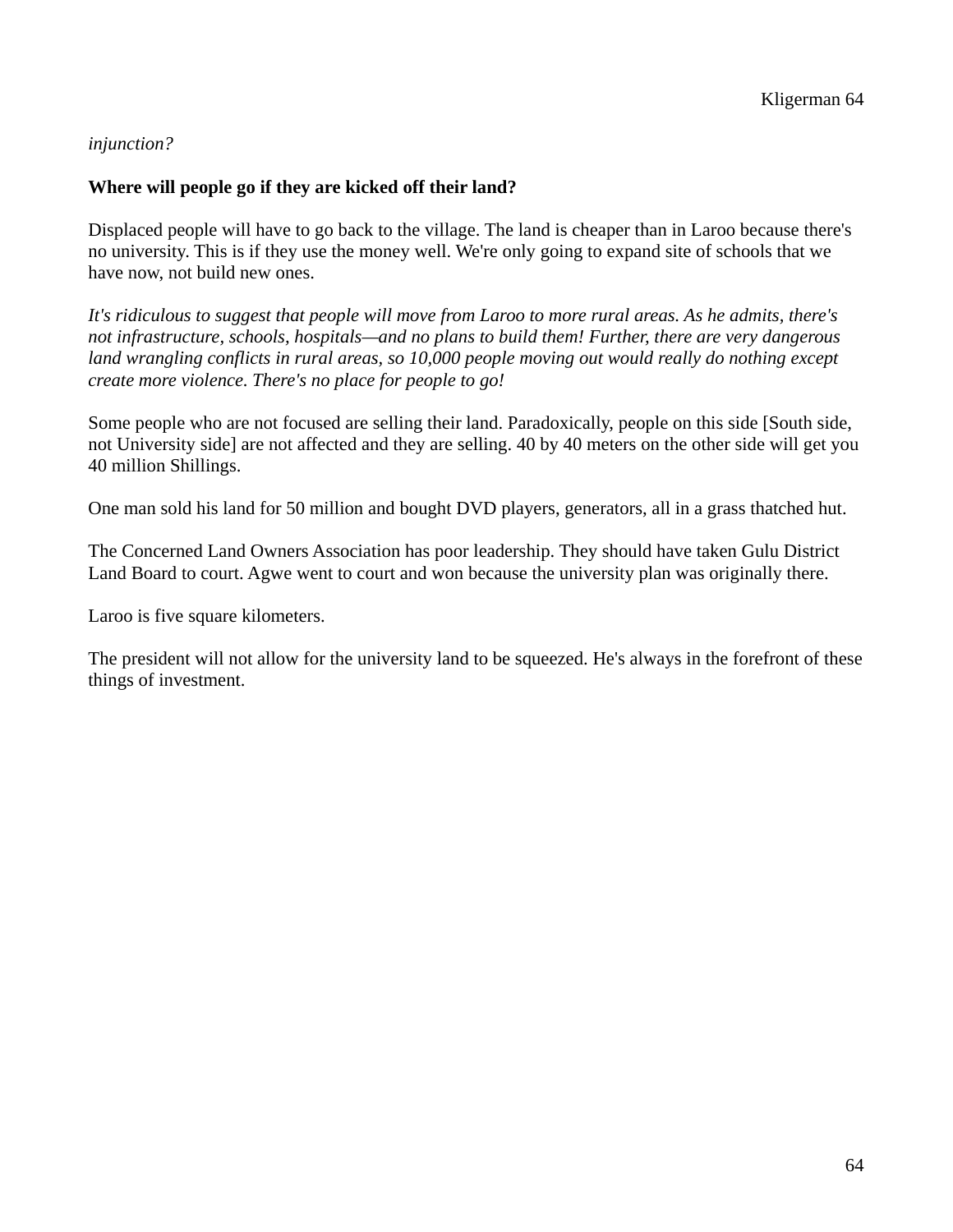*injunction?*

**Where will people go if they are kicked off their land?**

Displaced people will have to go back to the village. The land is cheaper than in Laroo because there's no university. This is if they use the money well. We're only going to expand site of schools that we have now, not build new ones.

*It's ridiculous to suggest that people will move from Laroo to more rural areas. As he admits, there's not infrastructure, schools, hospitals—and no plans to build them! Further, there are very dangerous land wrangling conflicts in rural areas, so 10,000 people moving out would really do nothing except create more violence. There's no place for people to go!*

Some people who are not focused are selling their land. Paradoxically, people on this side [South side, not University side] are not affected and they are selling. 40 by 40 meters on the other side will get you 40 million Shillings.

One man sold his land for 50 million and bought DVD players, generators, all in a grass thatched hut.

The Concerned Land Owners Association has poor leadership. They should have taken Gulu District Land Board to court. Agwe went to court and won because the university plan was originally there.

Laroo is five square kilometers.

The president will not allow for the university land to be squeezed. He's always in the forefront of these things of investment.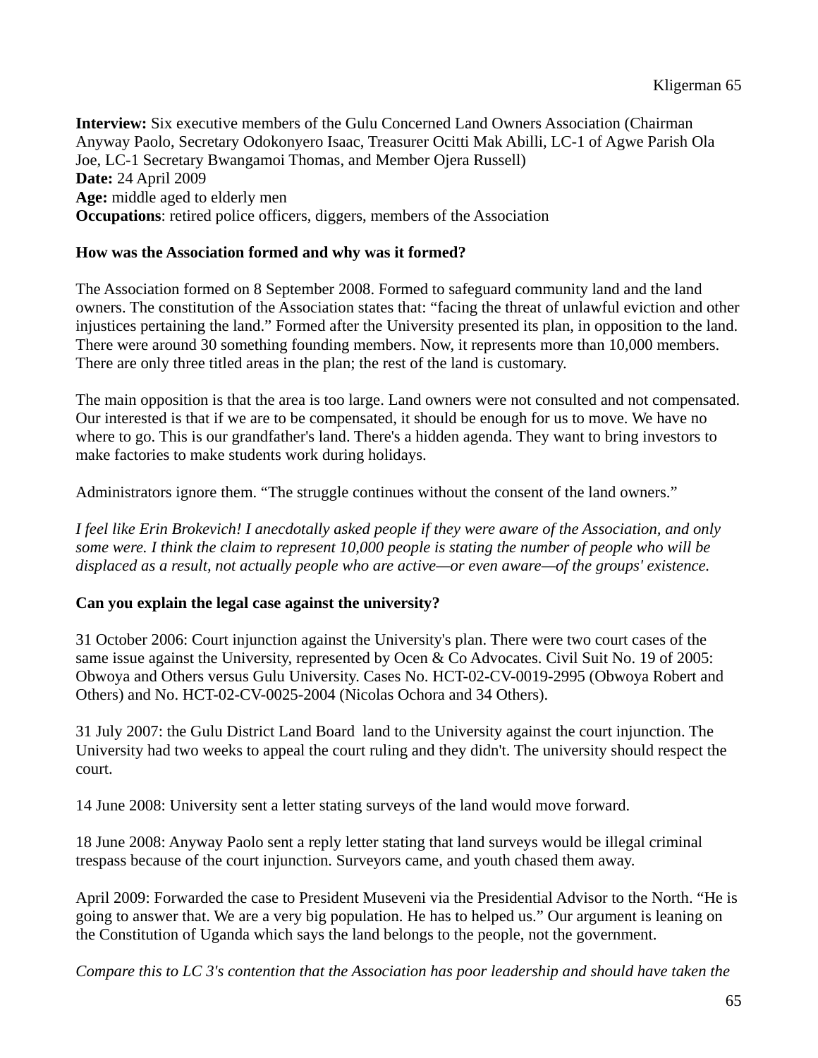**Interview:** Six executive members of the Gulu Concerned Land Owners Association (Chairman Anyway Paolo, Secretary Odokonyero Isaac, Treasurer Ocitti Mak Abilli, LC-1 of Agwe Parish Ola Joe, LC-1 Secretary Bwangamoi Thomas, and Member Ojera Russell)
**Date:** 24 April 2009
**Age:** middle aged to elderly men
**Occupations**: retired police officers, diggers, members of the Association

**How was the Association formed and why was it formed?**

The Association formed on 8 September 2008. Formed to safeguard community land and the land owners. The constitution of the Association states that: "facing the threat of unlawful eviction and other injustices pertaining the land." Formed after the University presented its plan, in opposition to the land. There were around 30 something founding members. Now, it represents more than 10,000 members. There are only three titled areas in the plan; the rest of the land is customary.

The main opposition is that the area is too large. Land owners were not consulted and not compensated. Our interested is that if we are to be compensated, it should be enough for us to move. We have no where to go. This is our grandfather's land. There's a hidden agenda. They want to bring investors to make factories to make students work during holidays.

Administrators ignore them. "The struggle continues without the consent of the land owners."

*I feel like Erin Brokevich! I anecdotally asked people if they were aware of the Association, and only some were. I think the claim to represent 10,000 people is stating the number of people who will be displaced as a result, not actually people who are active—or even aware—of the groups' existence.*

**Can you explain the legal case against the university?**

31 October 2006: Court injunction against the University's plan. There were two court cases of the same issue against the University, represented by Ocen & Co Advocates. Civil Suit No. 19 of 2005: Obwoya and Others versus Gulu University. Cases No. HCT-02-CV-0019-2995 (Obwoya Robert and Others) and No. HCT-02-CV-0025-2004 (Nicolas Ochora and 34 Others).

31 July 2007: the Gulu District Land Board  land to the University against the court injunction. The University had two weeks to appeal the court ruling and they didn't. The university should respect the court.

14 June 2008: University sent a letter stating surveys of the land would move forward.

18 June 2008: Anyway Paolo sent a reply letter stating that land surveys would be illegal criminal trespass because of the court injunction. Surveyors came, and youth chased them away.

April 2009: Forwarded the case to President Museveni via the Presidential Advisor to the North. "He is going to answer that. We are a very big population. He has to helped us." Our argument is leaning on the Constitution of Uganda which says the land belongs to the people, not the government.

*Compare this to LC 3's contention that the Association has poor leadership and should have taken the*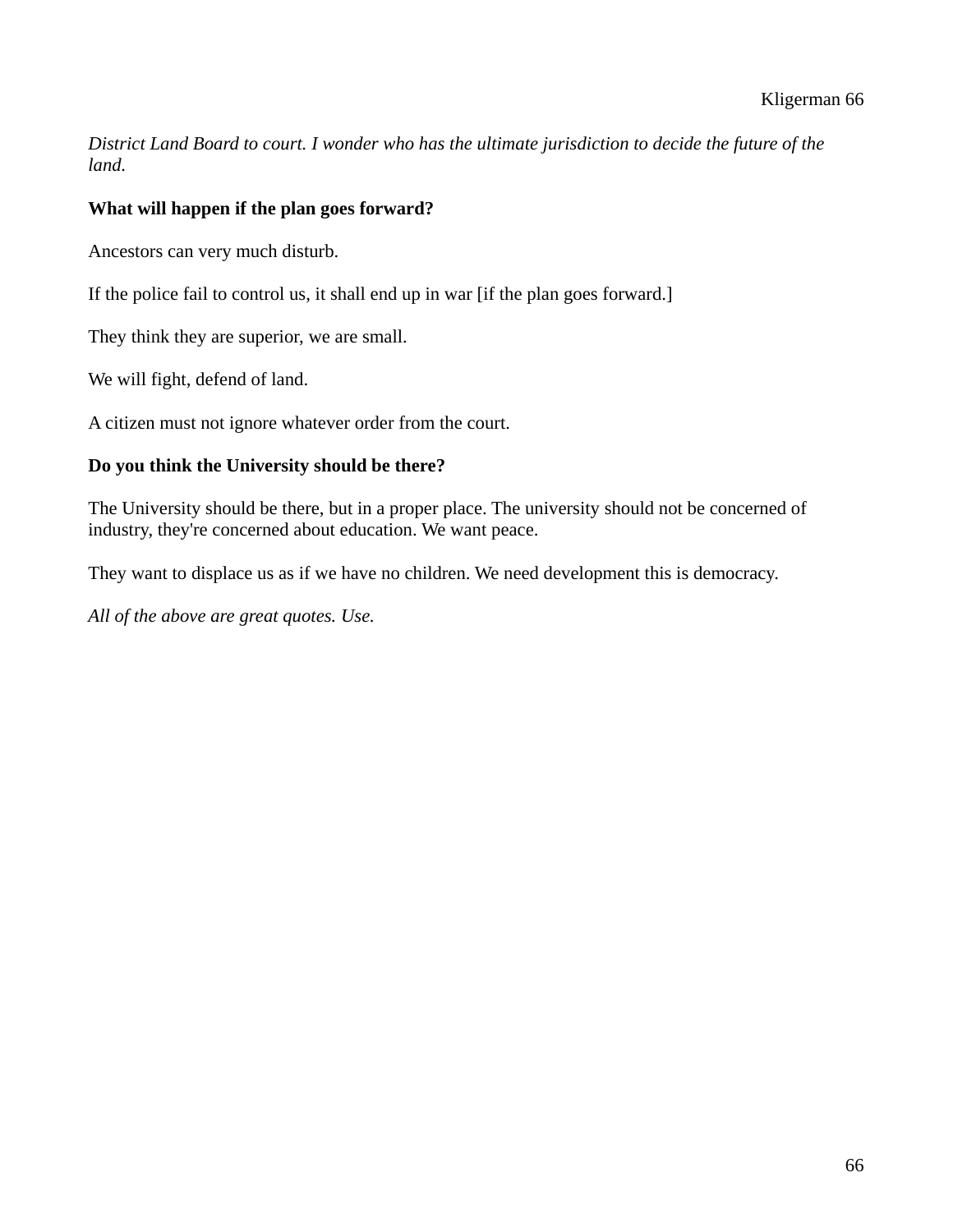*District Land Board to court. I wonder who has the ultimate jurisdiction to decide the future of the land.*

**What will happen if the plan goes forward?**

Ancestors can very much disturb.

If the police fail to control us, it shall end up in war [if the plan goes forward.]

They think they are superior, we are small.

We will fight, defend of land.

A citizen must not ignore whatever order from the court.

**Do you think the University should be there?**

The University should be there, but in a proper place. The university should not be concerned of industry, they're concerned about education. We want peace.

They want to displace us as if we have no children. We need development this is democracy.

*All of the above are great quotes. Use.*